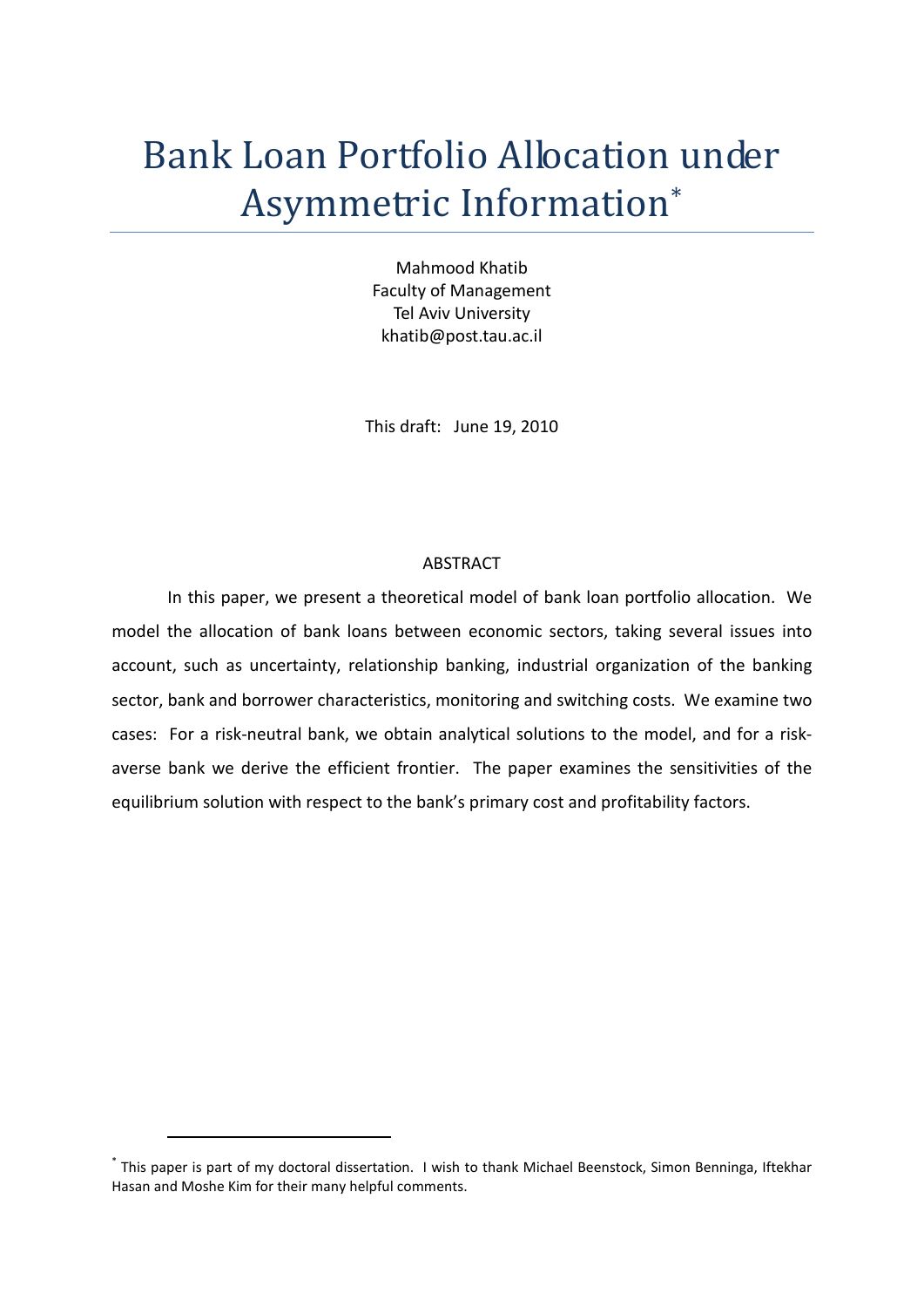# Bank Loan Portfolio Allocation under Asymmetric Information*

Mahmood Khatib
Faculty of Management
Tel Aviv University
khatib@post.tau.ac.il

This draft: June 19, 2010

## ABSTRACT

In this paper, we present a theoretical model of bank loan portfolio allocation. We model the allocation of bank loans between economic sectors, taking several issues into account, such as uncertainty, relationship banking, industrial organization of the banking sector, bank and borrower characteristics, monitoring and switching costs. We examine two cases: For a risk-neutral bank, we obtain analytical solutions to the model, and for a risk-averse bank we derive the efficient frontier. The paper examines the sensitivities of the equilibrium solution with respect to the bank's primary cost and profitability factors.

---

* This paper is part of my doctoral dissertation. I wish to thank Michael Beenstock, Simon Benninga, Iftekhar Hasan and Moshe Kim for their many helpful comments.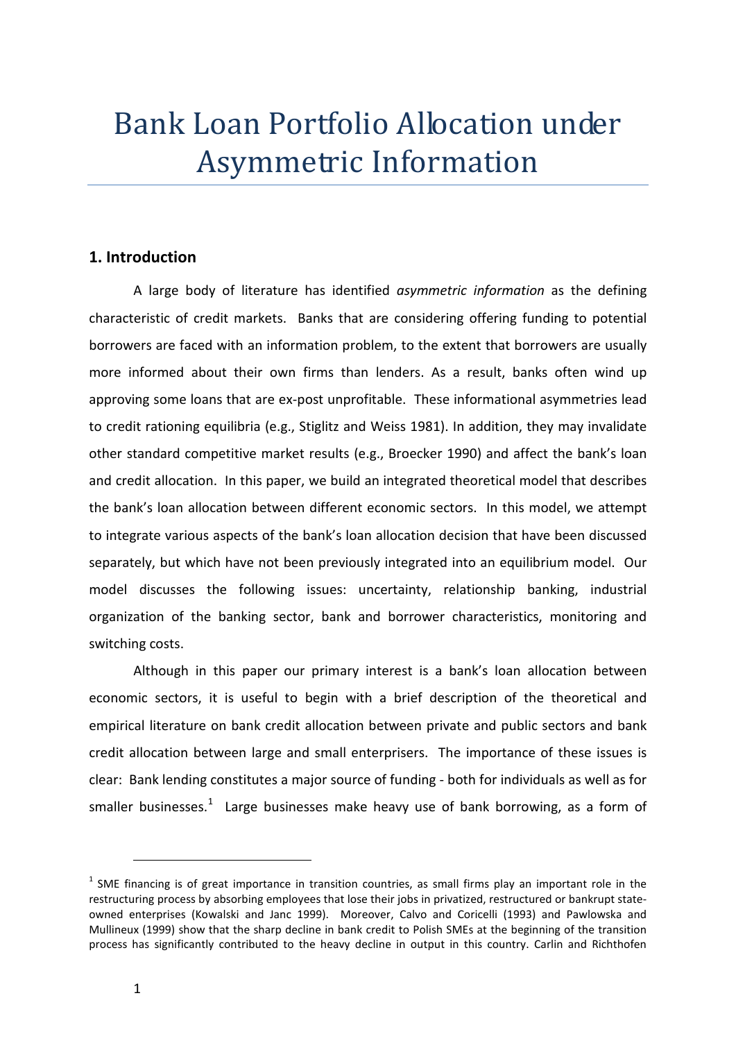# Bank Loan Portfolio Allocation under Asymmetric Information

## 1. Introduction

A large body of literature has identified *asymmetric information* as the defining characteristic of credit markets. Banks that are considering offering funding to potential borrowers are faced with an information problem, to the extent that borrowers are usually more informed about their own firms than lenders. As a result, banks often wind up approving some loans that are ex-post unprofitable. These informational asymmetries lead to credit rationing equilibria (e.g., Stiglitz and Weiss 1981). In addition, they may invalidate other standard competitive market results (e.g., Broecker 1990) and affect the bank's loan and credit allocation. In this paper, we build an integrated theoretical model that describes the bank's loan allocation between different economic sectors. In this model, we attempt to integrate various aspects of the bank's loan allocation decision that have been discussed separately, but which have not been previously integrated into an equilibrium model. Our model discusses the following issues: uncertainty, relationship banking, industrial organization of the banking sector, bank and borrower characteristics, monitoring and switching costs.

Although in this paper our primary interest is a bank's loan allocation between economic sectors, it is useful to begin with a brief description of the theoretical and empirical literature on bank credit allocation between private and public sectors and bank credit allocation between large and small enterprisers. The importance of these issues is clear: Bank lending constitutes a major source of funding - both for individuals as well as for smaller businesses.[1] Large businesses make heavy use of bank borrowing, as a form of

[1] SME financing is of great importance in transition countries, as small firms play an important role in the restructuring process by absorbing employees that lose their jobs in privatized, restructured or bankrupt state-owned enterprises (Kowalski and Janc 1999). Moreover, Calvo and Coricelli (1993) and Pawlowska and Mullineux (1999) show that the sharp decline in bank credit to Polish SMEs at the beginning of the transition process has significantly contributed to the heavy decline in output in this country. Carlin and Richthofen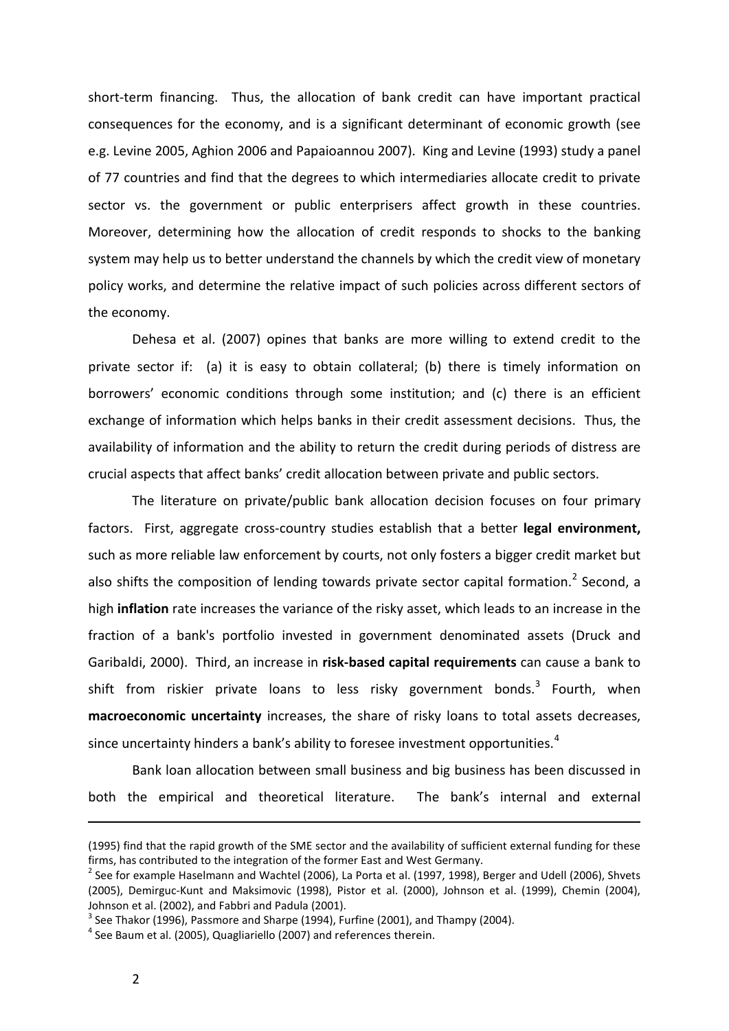short-term financing. Thus, the allocation of bank credit can have important practical consequences for the economy, and is a significant determinant of economic growth (see e.g. Levine 2005, Aghion 2006 and Papaioannou 2007). King and Levine (1993) study a panel of 77 countries and find that the degrees to which intermediaries allocate credit to private sector vs. the government or public enterprisers affect growth in these countries. Moreover, determining how the allocation of credit responds to shocks to the banking system may help us to better understand the channels by which the credit view of monetary policy works, and determine the relative impact of such policies across different sectors of the economy.

Dehesa et al. (2007) opines that banks are more willing to extend credit to the private sector if: (a) it is easy to obtain collateral; (b) there is timely information on borrowers' economic conditions through some institution; and (c) there is an efficient exchange of information which helps banks in their credit assessment decisions. Thus, the availability of information and the ability to return the credit during periods of distress are crucial aspects that affect banks' credit allocation between private and public sectors.

The literature on private/public bank allocation decision focuses on four primary factors. First, aggregate cross-country studies establish that a better **legal environment,** such as more reliable law enforcement by courts, not only fosters a bigger credit market but also shifts the composition of lending towards private sector capital formation.[2] Second, a high **inflation** rate increases the variance of the risky asset, which leads to an increase in the fraction of a bank's portfolio invested in government denominated assets (Druck and Garibaldi, 2000). Third, an increase in **risk-based capital requirements** can cause a bank to shift from riskier private loans to less risky government bonds.[3] Fourth, when **macroeconomic uncertainty** increases, the share of risky loans to total assets decreases, since uncertainty hinders a bank's ability to foresee investment opportunities.[4]

Bank loan allocation between small business and big business has been discussed in both the empirical and theoretical literature. The bank's internal and external

---

(1995) find that the rapid growth of the SME sector and the availability of sufficient external funding for these firms, has contributed to the integration of the former East and West Germany.

[2] See for example Haselmann and Wachtel (2006), La Porta et al. (1997, 1998), Berger and Udell (2006), Shvets (2005), Demirguc-Kunt and Maksimovic (1998), Pistor et al. (2000), Johnson et al. (1999), Chemin (2004), Johnson et al. (2002), and Fabbri and Padula (2001).

[3] See Thakor (1996), Passmore and Sharpe (1994), Furfine (2001), and Thampy (2004).

[4] See Baum et al. (2005), Quagliariello (2007) and references therein.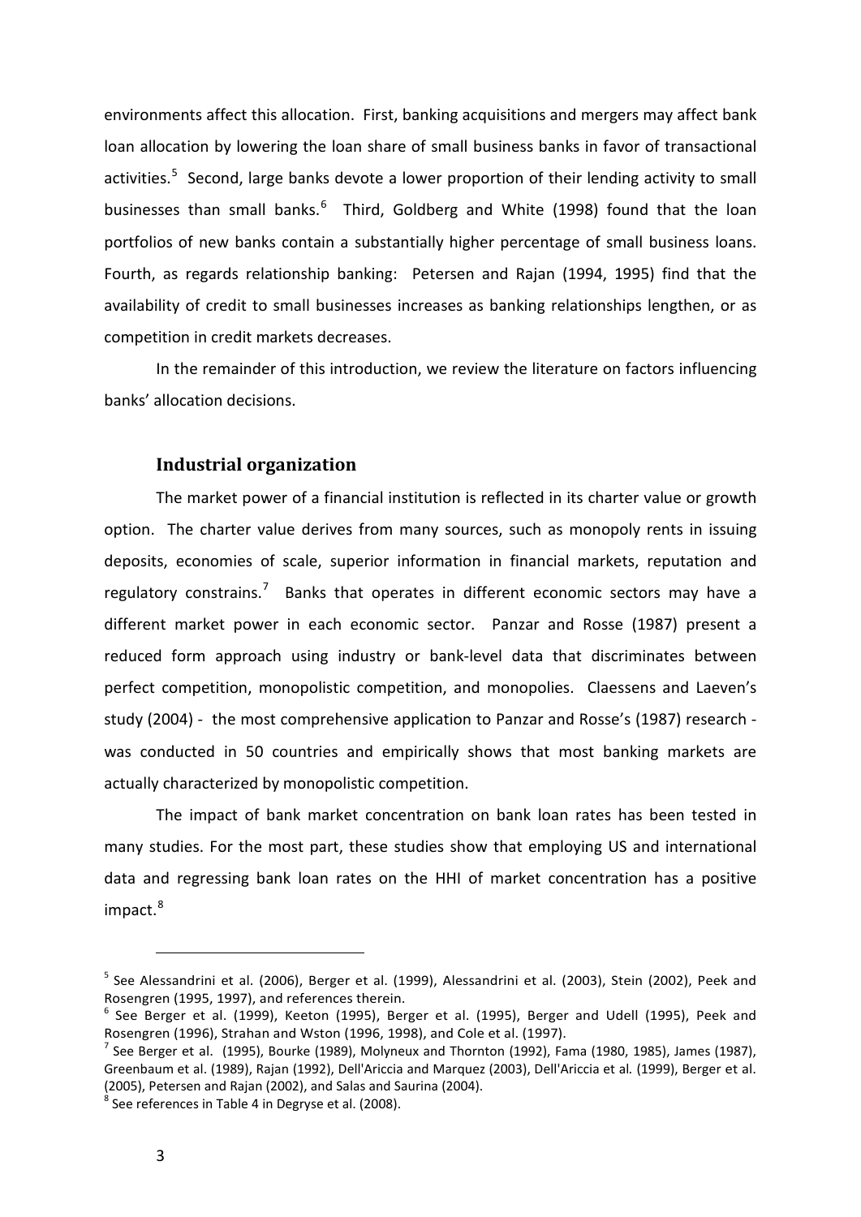environments affect this allocation. First, banking acquisitions and mergers may affect bank loan allocation by lowering the loan share of small business banks in favor of transactional activities.[5] Second, large banks devote a lower proportion of their lending activity to small businesses than small banks.[6] Third, Goldberg and White (1998) found that the loan portfolios of new banks contain a substantially higher percentage of small business loans. Fourth, as regards relationship banking: Petersen and Rajan (1994, 1995) find that the availability of credit to small businesses increases as banking relationships lengthen, or as competition in credit markets decreases.

In the remainder of this introduction, we review the literature on factors influencing banks' allocation decisions.

### Industrial organization

The market power of a financial institution is reflected in its charter value or growth option. The charter value derives from many sources, such as monopoly rents in issuing deposits, economies of scale, superior information in financial markets, reputation and regulatory constrains.[7] Banks that operates in different economic sectors may have a different market power in each economic sector. Panzar and Rosse (1987) present a reduced form approach using industry or bank-level data that discriminates between perfect competition, monopolistic competition, and monopolies. Claessens and Laeven's study (2004) - the most comprehensive application to Panzar and Rosse's (1987) research - was conducted in 50 countries and empirically shows that most banking markets are actually characterized by monopolistic competition.

The impact of bank market concentration on bank loan rates has been tested in many studies. For the most part, these studies show that employing US and international data and regressing bank loan rates on the HHI of market concentration has a positive impact.[8]

---

[5] See Alessandrini et al. (2006), Berger et al. (1999), Alessandrini et al. (2003), Stein (2002), Peek and Rosengren (1995, 1997), and references therein.

[6] See Berger et al. (1999), Keeton (1995), Berger et al. (1995), Berger and Udell (1995), Peek and Rosengren (1996), Strahan and Wston (1996, 1998), and Cole et al. (1997).

[7] See Berger et al. (1995), Bourke (1989), Molyneux and Thornton (1992), Fama (1980, 1985), James (1987), Greenbaum et al. (1989), Rajan (1992), Dell'Ariccia and Marquez (2003), Dell'Ariccia et al. (1999), Berger et al. (2005), Petersen and Rajan (2002), and Salas and Saurina (2004).

[8] See references in Table 4 in Degryse et al. (2008).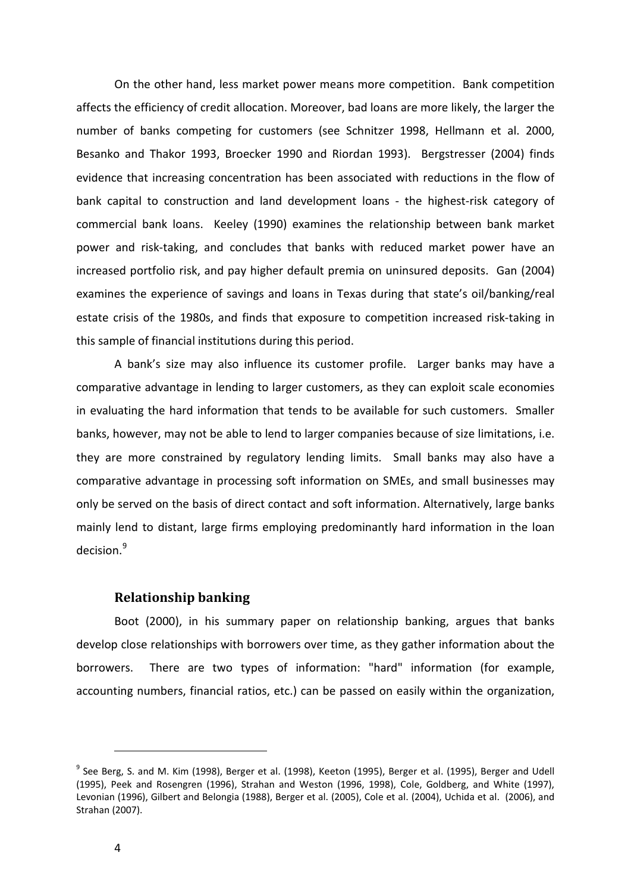On the other hand, less market power means more competition. Bank competition affects the efficiency of credit allocation. Moreover, bad loans are more likely, the larger the number of banks competing for customers (see Schnitzer 1998, Hellmann et al. 2000, Besanko and Thakor 1993, Broecker 1990 and Riordan 1993). Bergstresser (2004) finds evidence that increasing concentration has been associated with reductions in the flow of bank capital to construction and land development loans - the highest-risk category of commercial bank loans. Keeley (1990) examines the relationship between bank market power and risk-taking, and concludes that banks with reduced market power have an increased portfolio risk, and pay higher default premia on uninsured deposits. Gan (2004) examines the experience of savings and loans in Texas during that state's oil/banking/real estate crisis of the 1980s, and finds that exposure to competition increased risk-taking in this sample of financial institutions during this period.

A bank's size may also influence its customer profile. Larger banks may have a comparative advantage in lending to larger customers, as they can exploit scale economies in evaluating the hard information that tends to be available for such customers. Smaller banks, however, may not be able to lend to larger companies because of size limitations, i.e. they are more constrained by regulatory lending limits. Small banks may also have a comparative advantage in processing soft information on SMEs, and small businesses may only be served on the basis of direct contact and soft information. Alternatively, large banks mainly lend to distant, large firms employing predominantly hard information in the loan decision.[9]

### Relationship banking

Boot (2000), in his summary paper on relationship banking, argues that banks develop close relationships with borrowers over time, as they gather information about the borrowers. There are two types of information: "hard" information (for example, accounting numbers, financial ratios, etc.) can be passed on easily within the organization,

[9] See Berg, S. and M. Kim (1998), Berger et al. (1998), Keeton (1995), Berger et al. (1995), Berger and Udell (1995), Peek and Rosengren (1996), Strahan and Weston (1996, 1998), Cole, Goldberg, and White (1997), Levonian (1996), Gilbert and Belongia (1988), Berger et al. (2005), Cole et al. (2004), Uchida et al. (2006), and Strahan (2007).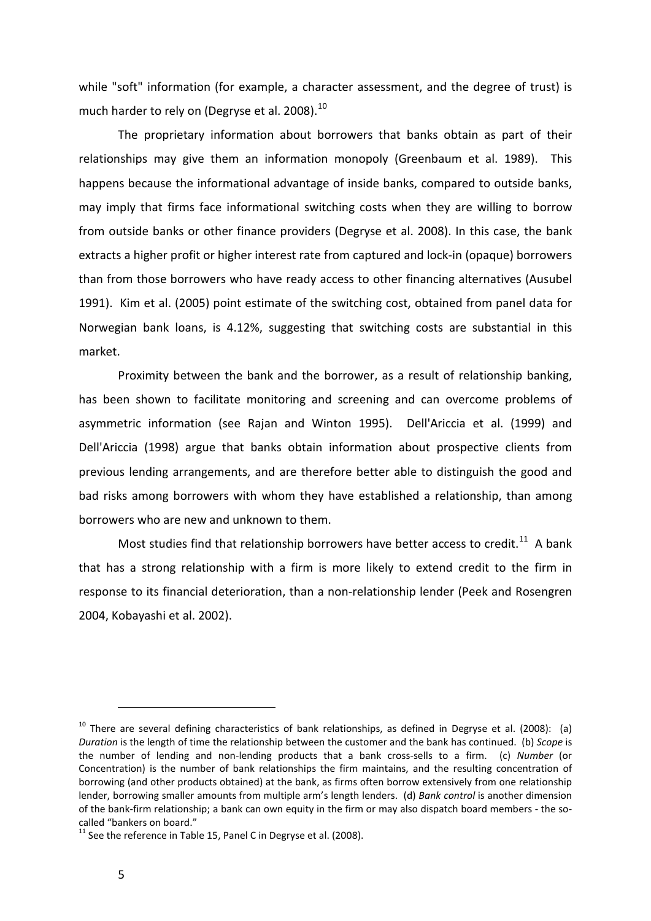while "soft" information (for example, a character assessment, and the degree of trust) is much harder to rely on (Degryse et al. 2008).[10]

The proprietary information about borrowers that banks obtain as part of their relationships may give them an information monopoly (Greenbaum et al. 1989). This happens because the informational advantage of inside banks, compared to outside banks, may imply that firms face informational switching costs when they are willing to borrow from outside banks or other finance providers (Degryse et al. 2008). In this case, the bank extracts a higher profit or higher interest rate from captured and lock-in (opaque) borrowers than from those borrowers who have ready access to other financing alternatives (Ausubel 1991). Kim et al. (2005) point estimate of the switching cost, obtained from panel data for Norwegian bank loans, is 4.12%, suggesting that switching costs are substantial in this market.

Proximity between the bank and the borrower, as a result of relationship banking, has been shown to facilitate monitoring and screening and can overcome problems of asymmetric information (see Rajan and Winton 1995). Dell'Ariccia et al. (1999) and Dell'Ariccia (1998) argue that banks obtain information about prospective clients from previous lending arrangements, and are therefore better able to distinguish the good and bad risks among borrowers with whom they have established a relationship, than among borrowers who are new and unknown to them.

Most studies find that relationship borrowers have better access to credit.[11] A bank that has a strong relationship with a firm is more likely to extend credit to the firm in response to its financial deterioration, than a non-relationship lender (Peek and Rosengren 2004, Kobayashi et al. 2002).

---

[10] There are several defining characteristics of bank relationships, as defined in Degryse et al. (2008): (a) *Duration* is the length of time the relationship between the customer and the bank has continued. (b) *Scope* is the number of lending and non-lending products that a bank cross-sells to a firm. (c) *Number* (or Concentration) is the number of bank relationships the firm maintains, and the resulting concentration of borrowing (and other products obtained) at the bank, as firms often borrow extensively from one relationship lender, borrowing smaller amounts from multiple arm's length lenders. (d) *Bank control* is another dimension of the bank-firm relationship; a bank can own equity in the firm or may also dispatch board members - the so-called "bankers on board."

[11] See the reference in Table 15, Panel C in Degryse et al. (2008).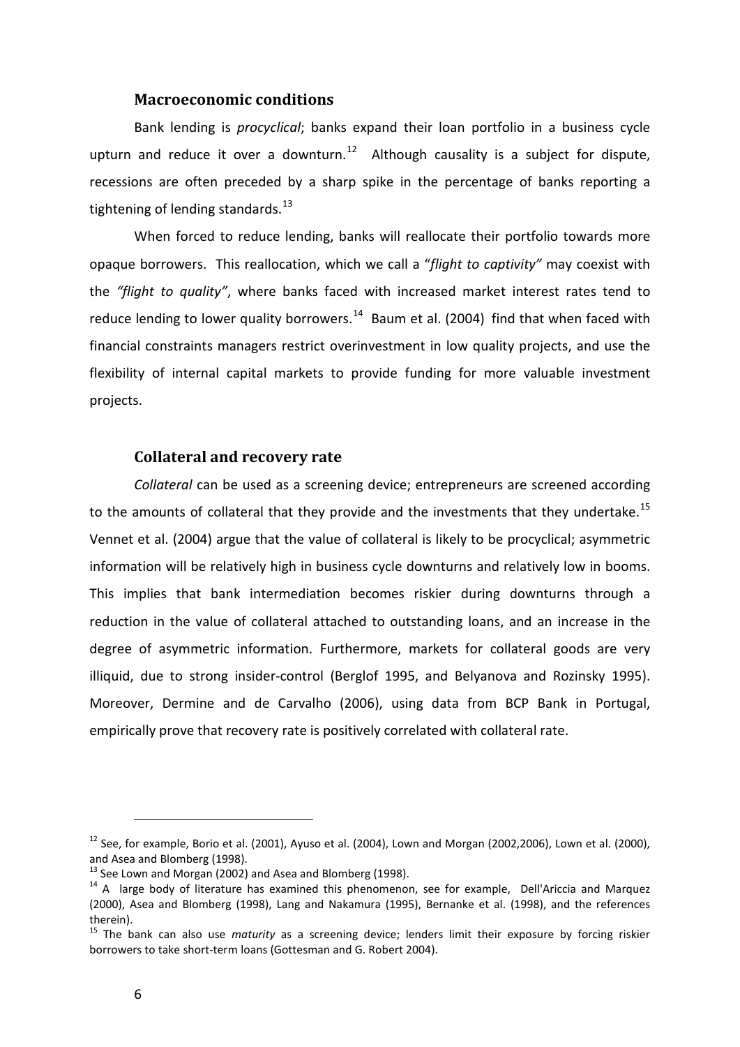### Macroeconomic conditions

Bank lending is *procyclical*; banks expand their loan portfolio in a business cycle upturn and reduce it over a downturn.[12] Although causality is a subject for dispute, recessions are often preceded by a sharp spike in the percentage of banks reporting a tightening of lending standards.[13]

When forced to reduce lending, banks will reallocate their portfolio towards more opaque borrowers. This reallocation, which we call a "*flight to captivity"* may coexist with the *"flight to quality"*, where banks faced with increased market interest rates tend to reduce lending to lower quality borrowers.[14] Baum et al. (2004) find that when faced with financial constraints managers restrict overinvestment in low quality projects, and use the flexibility of internal capital markets to provide funding for more valuable investment projects.

### Collateral and recovery rate

*Collateral* can be used as a screening device; entrepreneurs are screened according to the amounts of collateral that they provide and the investments that they undertake.[15] Vennet et al. (2004) argue that the value of collateral is likely to be procyclical; asymmetric information will be relatively high in business cycle downturns and relatively low in booms. This implies that bank intermediation becomes riskier during downturns through a reduction in the value of collateral attached to outstanding loans, and an increase in the degree of asymmetric information. Furthermore, markets for collateral goods are very illiquid, due to strong insider-control (Berglof 1995, and Belyanova and Rozinsky 1995). Moreover, Dermine and de Carvalho (2006), using data from BCP Bank in Portugal, empirically prove that recovery rate is positively correlated with collateral rate.

---

[12] See, for example, Borio et al. (2001), Ayuso et al. (2004), Lown and Morgan (2002,2006), Lown et al. (2000), and Asea and Blomberg (1998).

[13] See Lown and Morgan (2002) and Asea and Blomberg (1998).

[14] A large body of literature has examined this phenomenon, see for example, Dell'Ariccia and Marquez (2000), Asea and Blomberg (1998), Lang and Nakamura (1995), Bernanke et al. (1998), and the references therein).

[15] The bank can also use *maturity* as a screening device; lenders limit their exposure by forcing riskier borrowers to take short-term loans (Gottesman and G. Robert 2004).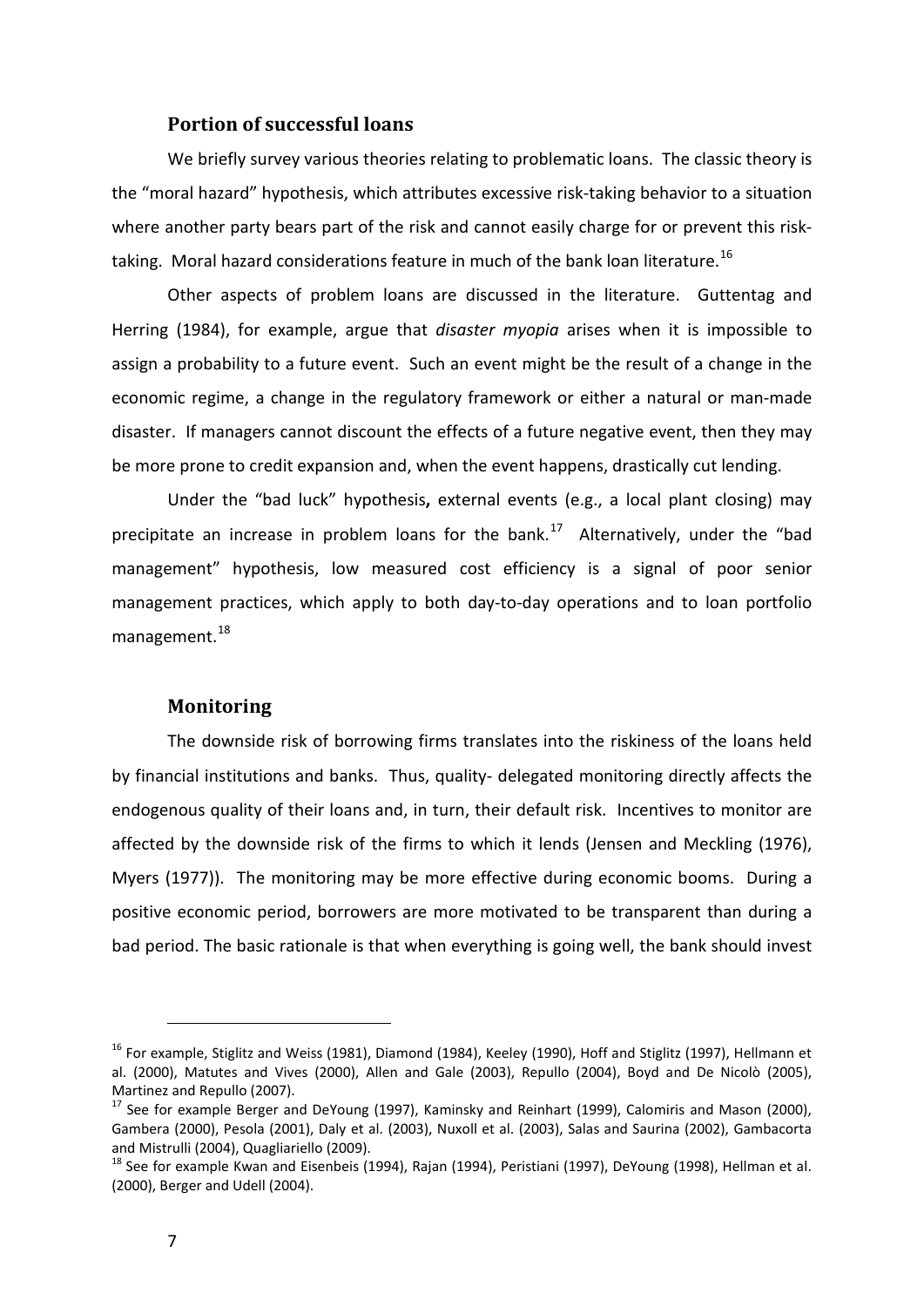### Portion of successful loans

We briefly survey various theories relating to problematic loans. The classic theory is the "moral hazard" hypothesis, which attributes excessive risk-taking behavior to a situation where another party bears part of the risk and cannot easily charge for or prevent this risk-taking. Moral hazard considerations feature in much of the bank loan literature.[16]

Other aspects of problem loans are discussed in the literature. Guttentag and Herring (1984), for example, argue that *disaster myopia* arises when it is impossible to assign a probability to a future event. Such an event might be the result of a change in the economic regime, a change in the regulatory framework or either a natural or man-made disaster. If managers cannot discount the effects of a future negative event, then they may be more prone to credit expansion and, when the event happens, drastically cut lending.

Under the "bad luck" hypothesis**,** external events (e.g., a local plant closing) may precipitate an increase in problem loans for the bank.[17] Alternatively, under the "bad management" hypothesis, low measured cost efficiency is a signal of poor senior management practices, which apply to both day-to-day operations and to loan portfolio management.[18]

### Monitoring

The downside risk of borrowing firms translates into the riskiness of the loans held by financial institutions and banks. Thus, quality- delegated monitoring directly affects the endogenous quality of their loans and, in turn, their default risk. Incentives to monitor are affected by the downside risk of the firms to which it lends (Jensen and Meckling (1976), Myers (1977)). The monitoring may be more effective during economic booms. During a positive economic period, borrowers are more motivated to be transparent than during a bad period. The basic rationale is that when everything is going well, the bank should invest

---

[16] For example, Stiglitz and Weiss (1981), Diamond (1984), Keeley (1990), Hoff and Stiglitz (1997), Hellmann et al. (2000), Matutes and Vives (2000), Allen and Gale (2003), Repullo (2004), Boyd and De Nicolò (2005), Martinez and Repullo (2007).

[17] See for example Berger and DeYoung (1997), Kaminsky and Reinhart (1999), Calomiris and Mason (2000), Gambera (2000), Pesola (2001), Daly et al. (2003), Nuxoll et al. (2003), Salas and Saurina (2002), Gambacorta and Mistrulli (2004), Quagliariello (2009).

[18] See for example Kwan and Eisenbeis (1994), Rajan (1994), Peristiani (1997), DeYoung (1998), Hellman et al. (2000), Berger and Udell (2004).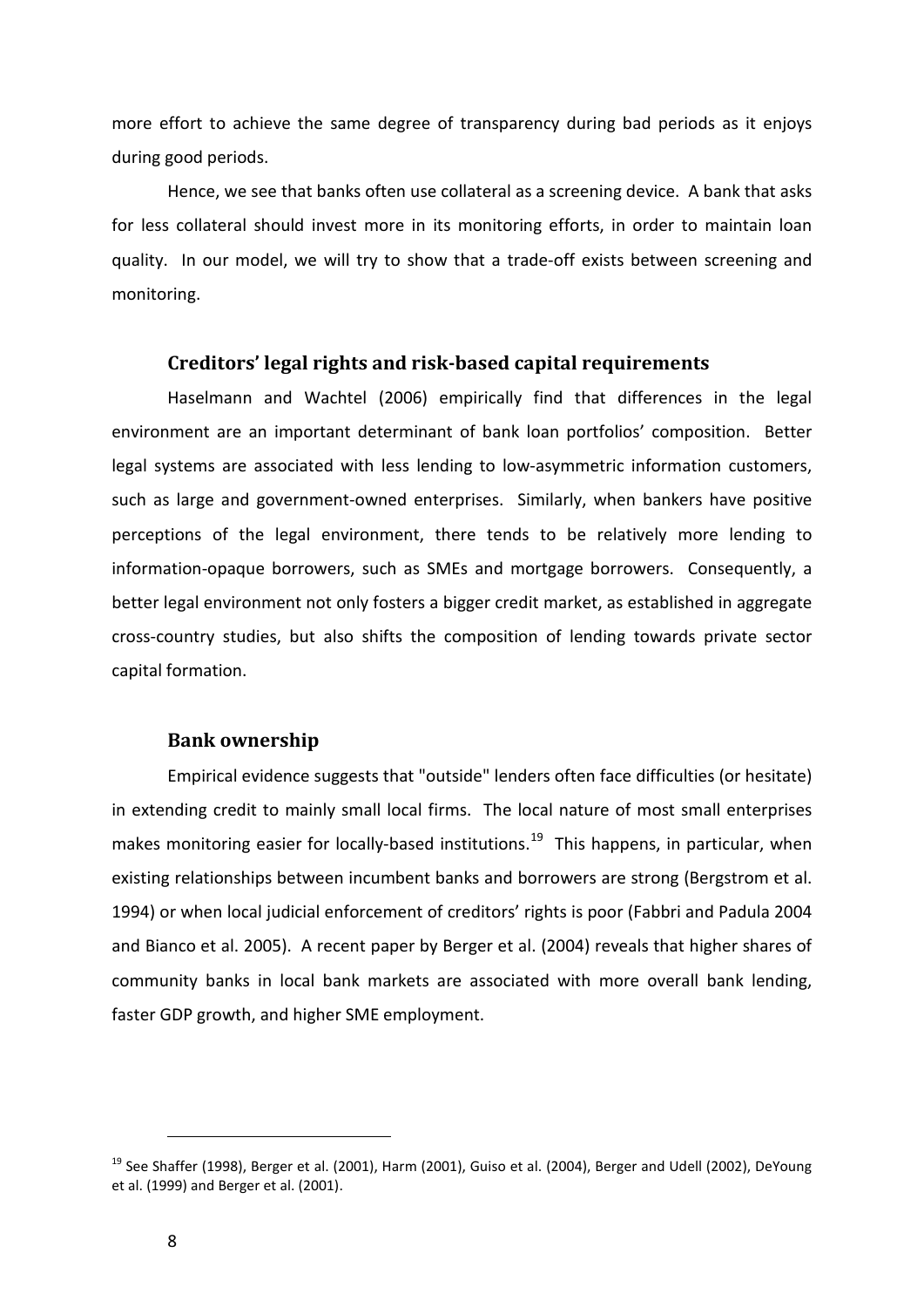more effort to achieve the same degree of transparency during bad periods as it enjoys during good periods.

Hence, we see that banks often use collateral as a screening device. A bank that asks for less collateral should invest more in its monitoring efforts, in order to maintain loan quality. In our model, we will try to show that a trade-off exists between screening and monitoring.

### Creditors' legal rights and risk-based capital requirements

Haselmann and Wachtel (2006) empirically find that differences in the legal environment are an important determinant of bank loan portfolios' composition. Better legal systems are associated with less lending to low-asymmetric information customers, such as large and government-owned enterprises. Similarly, when bankers have positive perceptions of the legal environment, there tends to be relatively more lending to information-opaque borrowers, such as SMEs and mortgage borrowers. Consequently, a better legal environment not only fosters a bigger credit market, as established in aggregate cross-country studies, but also shifts the composition of lending towards private sector capital formation.

### Bank ownership

Empirical evidence suggests that "outside" lenders often face difficulties (or hesitate) in extending credit to mainly small local firms. The local nature of most small enterprises makes monitoring easier for locally-based institutions.[19] This happens, in particular, when existing relationships between incumbent banks and borrowers are strong (Bergstrom et al. 1994) or when local judicial enforcement of creditors' rights is poor (Fabbri and Padula 2004 and Bianco et al. 2005). A recent paper by Berger et al. (2004) reveals that higher shares of community banks in local bank markets are associated with more overall bank lending, faster GDP growth, and higher SME employment.

[19] See Shaffer (1998), Berger et al. (2001), Harm (2001), Guiso et al. (2004), Berger and Udell (2002), DeYoung et al. (1999) and Berger et al. (2001).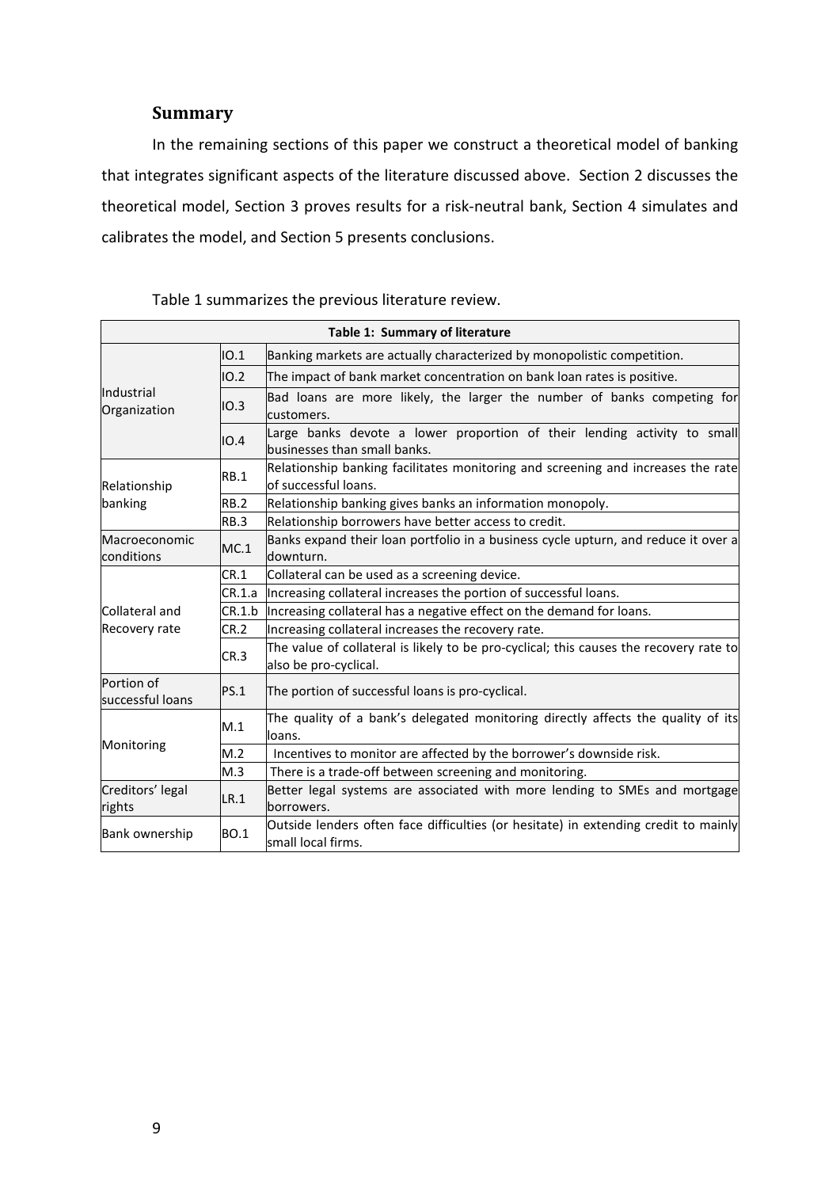## Summary

In the remaining sections of this paper we construct a theoretical model of banking that integrates significant aspects of the literature discussed above. Section 2 discusses the theoretical model, Section 3 proves results for a risk-neutral bank, Section 4 simulates and calibrates the model, and Section 5 presents conclusions.

Table 1 summarizes the previous literature review.

| Table 1: Summary of literature | | |
|---|---|---|
| Industrial Organization | IO.1 | Banking markets are actually characterized by monopolistic competition. |
| | IO.2 | The impact of bank market concentration on bank loan rates is positive. |
| | IO.3 | Bad loans are more likely, the larger the number of banks competing for customers. |
| | IO.4 | Large banks devote a lower proportion of their lending activity to small businesses than small banks. |
| Relationship banking | RB.1 | Relationship banking facilitates monitoring and screening and increases the rate of successful loans. |
| | RB.2 | Relationship banking gives banks an information monopoly. |
| | RB.3 | Relationship borrowers have better access to credit. |
| Macroeconomic conditions | MC.1 | Banks expand their loan portfolio in a business cycle upturn, and reduce it over a downturn. |
| Collateral and Recovery rate | CR.1 | Collateral can be used as a screening device. |
| | CR.1.a | Increasing collateral increases the portion of successful loans. |
| | CR.1.b | Increasing collateral has a negative effect on the demand for loans. |
| | CR.2 | Increasing collateral increases the recovery rate. |
| | CR.3 | The value of collateral is likely to be pro-cyclical; this causes the recovery rate to also be pro-cyclical. |
| Portion of successful loans | PS.1 | The portion of successful loans is pro-cyclical. |
| Monitoring | M.1 | The quality of a bank's delegated monitoring directly affects the quality of its loans. |
| | M.2 | Incentives to monitor are affected by the borrower's downside risk. |
| | M.3 | There is a trade-off between screening and monitoring. |
| Creditors' legal rights | LR.1 | Better legal systems are associated with more lending to SMEs and mortgage borrowers. |
| Bank ownership | BO.1 | Outside lenders often face difficulties (or hesitate) in extending credit to mainly small local firms. |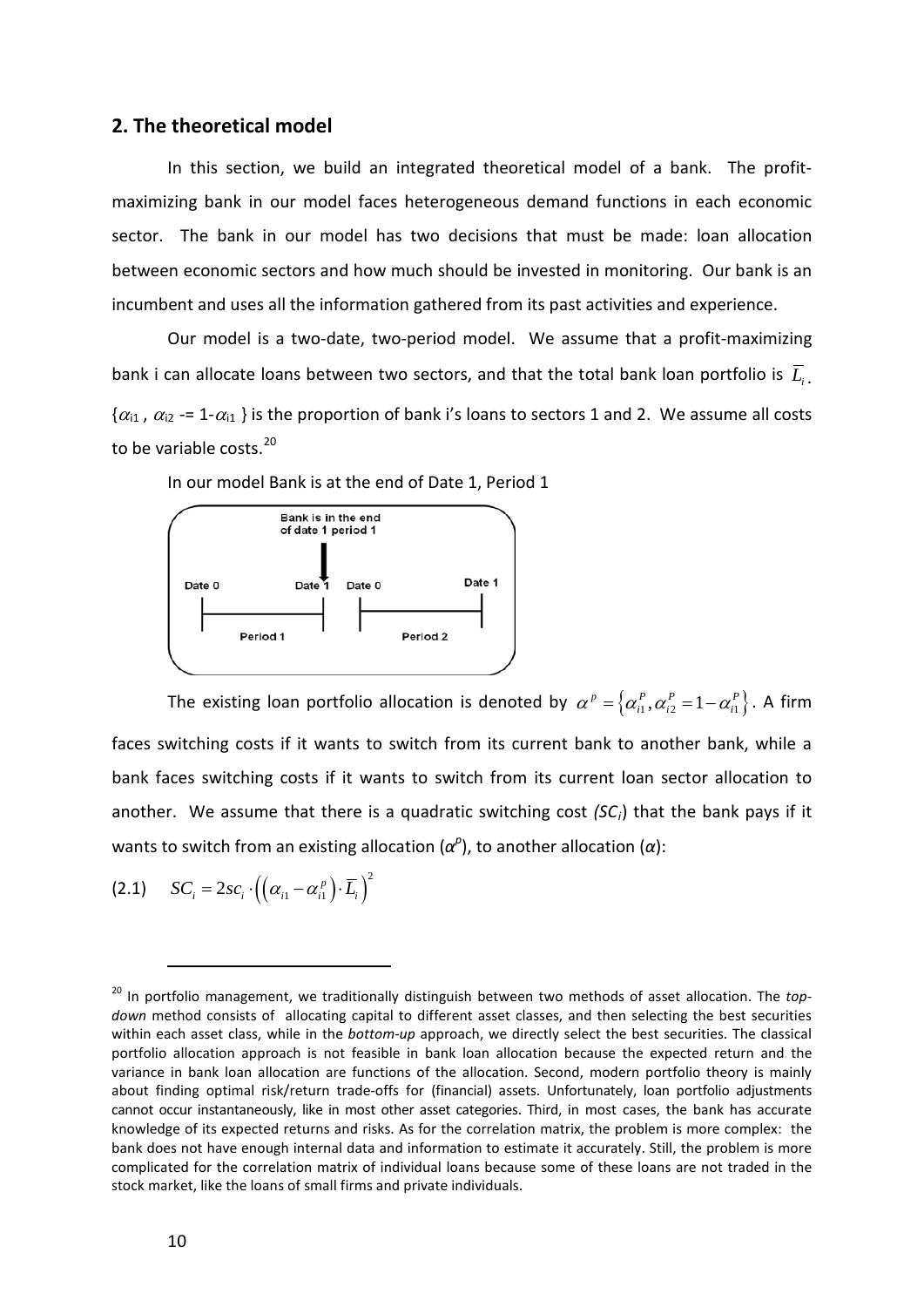## 2. The theoretical model

In this section, we build an integrated theoretical model of a bank. The profit-maximizing bank in our model faces heterogeneous demand functions in each economic sector. The bank in our model has two decisions that must be made: loan allocation between economic sectors and how much should be invested in monitoring. Our bank is an incumbent and uses all the information gathered from its past activities and experience.

Our model is a two-date, two-period model. We assume that a profit-maximizing bank i can allocate loans between two sectors, and that the total bank loan portfolio is $\overline{L}_i$. $\{\alpha_{i1}, \alpha_{i2} = 1-\alpha_{i1}\}$ is the proportion of bank i's loans to sectors 1 and 2. We assume all costs to be variable costs.[20]

In our model Bank is at the end of Date 1, Period 1

Bank is in the end of date 1 period 1

Date 0 — Date 1 (Period 1) | Date 0 — Date 1 (Period 2)

The existing loan portfolio allocation is denoted by $\alpha^p = \{\alpha_{i1}^P, \alpha_{i2}^P = 1-\alpha_{i1}^P\}$. A firm faces switching costs if it wants to switch from its current bank to another bank, while a bank faces switching costs if it wants to switch from its current loan sector allocation to another. We assume that there is a quadratic switching cost *($SC_i$)* that the bank pays if it wants to switch from an existing allocation ($\alpha^p$), to another allocation ($\alpha$):

$$(2.1) \quad SC_i = 2sc_i \cdot \left( \left( \alpha_{i1} - \alpha_{i1}^p \right) \cdot \overline{L}_i \right)^2$$

---

[20] In portfolio management, we traditionally distinguish between two methods of asset allocation. The *top-down* method consists of allocating capital to different asset classes, and then selecting the best securities within each asset class, while in the *bottom-up* approach, we directly select the best securities. The classical portfolio allocation approach is not feasible in bank loan allocation because the expected return and the variance in bank loan allocation are functions of the allocation. Second, modern portfolio theory is mainly about finding optimal risk/return trade-offs for (financial) assets. Unfortunately, loan portfolio adjustments cannot occur instantaneously, like in most other asset categories. Third, in most cases, the bank has accurate knowledge of its expected returns and risks. As for the correlation matrix, the problem is more complex: the bank does not have enough internal data and information to estimate it accurately. Still, the problem is more complicated for the correlation matrix of individual loans because some of these loans are not traded in the stock market, like the loans of small firms and private individuals.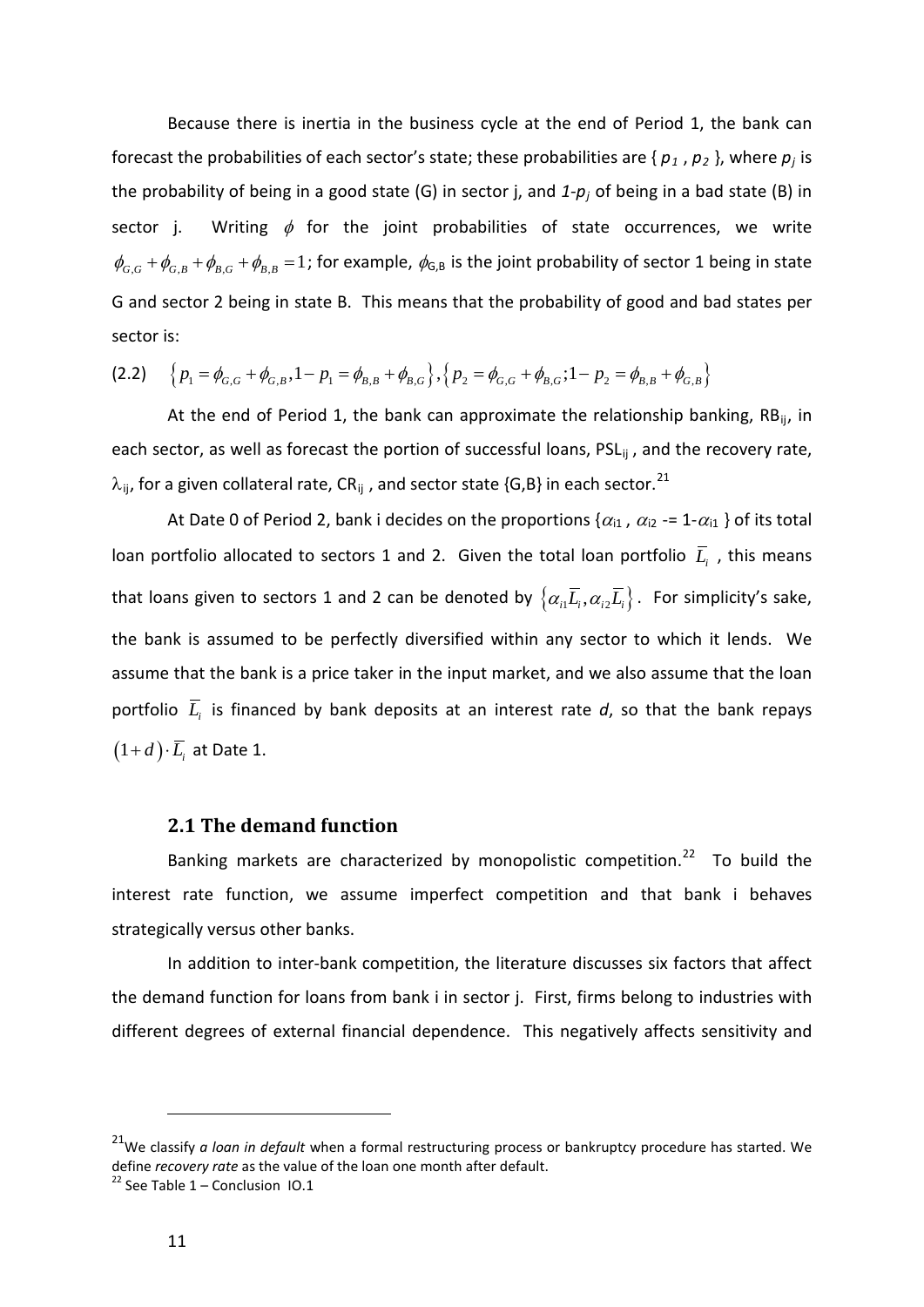Because there is inertia in the business cycle at the end of Period 1, the bank can forecast the probabilities of each sector's state; these probabilities are { $p_1$ , $p_2$ }, where $p_j$ is the probability of being in a good state (G) in sector j, and $1$-$p_j$ of being in a bad state (B) in sector j. Writing $\phi$ for the joint probabilities of state occurrences, we write $\phi_{G,G}+\phi_{G,B}+\phi_{B,G}+\phi_{B,B}=1$; for example, $\phi_{G,B}$ is the joint probability of sector 1 being in state G and sector 2 being in state B. This means that the probability of good and bad states per sector is:

(2.2) $$\left\{p_1=\phi_{G,G}+\phi_{G,B},1-p_1=\phi_{B,B}+\phi_{B,G}\right\},\left\{p_2=\phi_{G,G}+\phi_{B,G};1-p_2=\phi_{B,B}+\phi_{G,B}\right\}$$

At the end of Period 1, the bank can approximate the relationship banking, $RB_{ij}$, in each sector, as well as forecast the portion of successful loans, $PSL_{ij}$ , and the recovery rate, $\lambda_{ij}$, for a given collateral rate, $CR_{ij}$ , and sector state {G,B} in each sector.[21]

At Date 0 of Period 2, bank i decides on the proportions {$\alpha_{i1}$ , $\alpha_{i2}$ -= 1-$\alpha_{i1}$ } of its total loan portfolio allocated to sectors 1 and 2. Given the total loan portfolio $\overline{L_i}$ , this means that loans given to sectors 1 and 2 can be denoted by $\left\{\alpha_{i1}\overline{L_i},\alpha_{i2}\overline{L_i}\right\}$. For simplicity's sake, the bank is assumed to be perfectly diversified within any sector to which it lends. We assume that the bank is a price taker in the input market, and we also assume that the loan portfolio $\overline{L_i}$ is financed by bank deposits at an interest rate *d*, so that the bank repays $\left(1+d\right)\cdot\overline{L_i}$ at Date 1.

## 2.1 The demand function

Banking markets are characterized by monopolistic competition.[22] To build the interest rate function, we assume imperfect competition and that bank i behaves strategically versus other banks.

In addition to inter-bank competition, the literature discusses six factors that affect the demand function for loans from bank i in sector j. First, firms belong to industries with different degrees of external financial dependence. This negatively affects sensitivity and

---

[21] We classify *a loan in default* when a formal restructuring process or bankruptcy procedure has started. We define *recovery rate* as the value of the loan one month after default.

[22] See Table 1 – Conclusion IO.1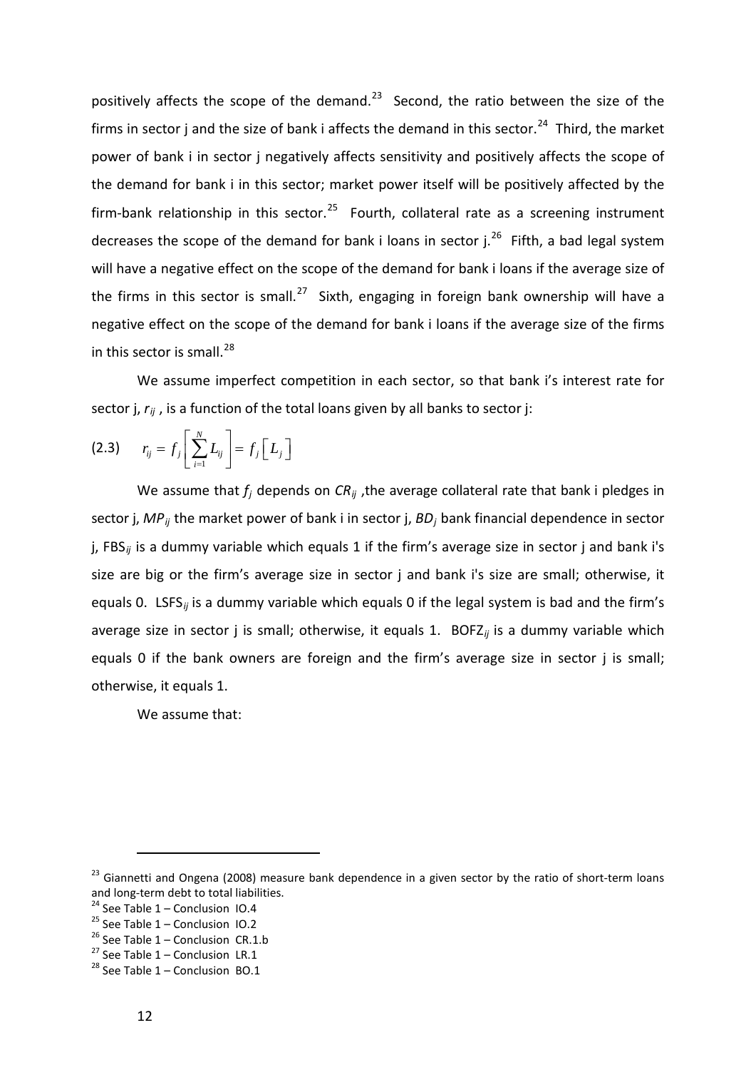positively affects the scope of the demand.[23] Second, the ratio between the size of the firms in sector j and the size of bank i affects the demand in this sector.[24] Third, the market power of bank i in sector j negatively affects sensitivity and positively affects the scope of the demand for bank i in this sector; market power itself will be positively affected by the firm-bank relationship in this sector.[25] Fourth, collateral rate as a screening instrument decreases the scope of the demand for bank i loans in sector j.[26] Fifth, a bad legal system will have a negative effect on the scope of the demand for bank i loans if the average size of the firms in this sector is small.[27] Sixth, engaging in foreign bank ownership will have a negative effect on the scope of the demand for bank i loans if the average size of the firms in this sector is small.[28]

We assume imperfect competition in each sector, so that bank i's interest rate for sector j, $r_{ij}$ , is a function of the total loans given by all banks to sector j:

$$(2.3) \qquad r_{ij} = f_j\left[\sum_{i=1}^{N} L_{ij}\right] = f_j\left[L_j\right]$$

We assume that $f_j$ depends on $CR_{ij}$ ,the average collateral rate that bank i pledges in sector j, $MP_{ij}$ the market power of bank i in sector j, $BD_j$ bank financial dependence in sector j, $FBS_{ij}$ is a dummy variable which equals 1 if the firm's average size in sector j and bank i's size are big or the firm's average size in sector j and bank i's size are small; otherwise, it equals 0. $LSFS_{ij}$ is a dummy variable which equals 0 if the legal system is bad and the firm's average size in sector j is small; otherwise, it equals 1. $BOFZ_{ij}$ is a dummy variable which equals 0 if the bank owners are foreign and the firm's average size in sector j is small; otherwise, it equals 1.

We assume that:

---

[23] Giannetti and Ongena (2008) measure bank dependence in a given sector by the ratio of short-term loans and long-term debt to total liabilities.

[24] See Table 1 – Conclusion IO.4

[25] See Table 1 – Conclusion IO.2

[26] See Table 1 – Conclusion CR.1.b

[27] See Table 1 – Conclusion LR.1

[28] See Table 1 – Conclusion BO.1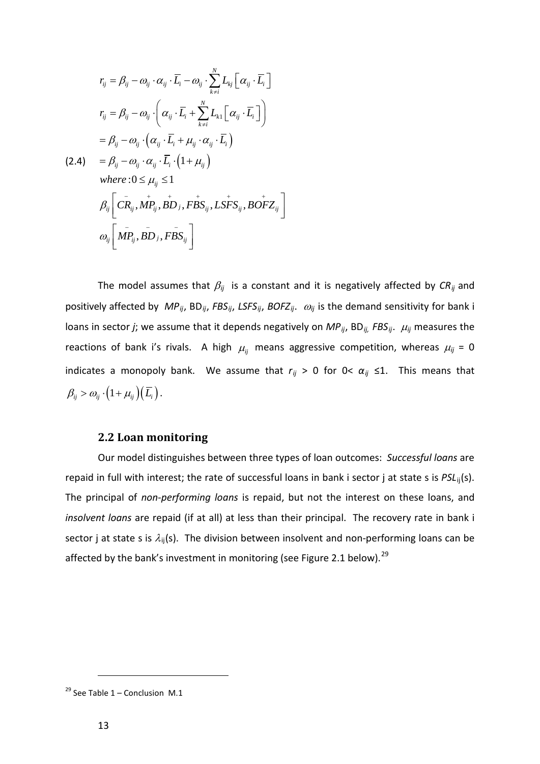$$
\begin{aligned}
& r_{ij} = \beta_{ij} - \omega_{ij} \cdot \alpha_{ij} \cdot \overline{L}_i - \omega_{ij} \cdot \sum_{k \neq i}^{N} L_{kj} \left[ \alpha_{ij} \cdot \overline{L}_i \right] \\
& r_{ij} = \beta_{ij} - \omega_{ij} \cdot \left( \alpha_{ij} \cdot \overline{L}_i + \sum_{k \neq i}^{N} L_{k1} \left[ \alpha_{ij} \cdot \overline{L}_i \right] \right) \\
& \quad = \beta_{ij} - \omega_{ij} \cdot \left( \alpha_{ij} \cdot \overline{L}_i + \mu_{ij} \cdot \alpha_{ij} \cdot \overline{L}_i \right) \\
\text{(2.4)} \quad & \quad = \beta_{ij} - \omega_{ij} \cdot \alpha_{ij} \cdot \overline{L}_i \cdot \left( 1 + \mu_{ij} \right) \\
& \quad where: 0 \leq \mu_{ij} \leq 1 \\
& \quad \beta_{ij} \left[ \overset{-}{CR}_{ij}, \overset{+}{MP}_{ij}, \overset{+}{BD}_j, \overset{+}{FBS}_{ij}, \overset{+}{LSFS}_{ij}, \overset{+}{BOFZ}_{ij} \right] \\
& \quad \omega_{ij} \left[ \overset{-}{MP}_{ij}, \overset{-}{BD}_j, \overset{-}{FBS}_{ij} \right]
\end{aligned}
$$

The model assumes that $\beta_{ij}$ is a constant and it is negatively affected by $CR_{ij}$ and positively affected by $MP_{ij}$, $BD_{ij}$, $FBS_{ij}$, $LSFS_{ij}$, $BOFZ_{ij}$. $\omega_{ij}$ is the demand sensitivity for bank i loans in sector *j*; we assume that it depends negatively on $MP_{ij}$, $BD_{ij,}$ $FBS_{ij}$. $\mu_{ij}$ measures the reactions of bank i's rivals. A high $\mu_{ij}$ means aggressive competition, whereas $\mu_{ij} = 0$ indicates a monopoly bank. We assume that $r_{ij} > 0$ for $0 < \alpha_{ij} \leq 1$. This means that $\beta_{ij} > \omega_{ij} \cdot \left(1+\mu_{ij}\right)\left(\overline{L}_i\right)$.

## 2.2 Loan monitoring

Our model distinguishes between three types of loan outcomes: *Successful loans* are repaid in full with interest; the rate of successful loans in bank i sector j at state s is $PSL_{ij}(s)$. The principal of *non-performing loans* is repaid, but not the interest on these loans, and *insolvent loans* are repaid (if at all) at less than their principal. The recovery rate in bank i sector j at state s is $\lambda_{ij}(s)$. The division between insolvent and non-performing loans can be affected by the bank's investment in monitoring (see Figure 2.1 below).[29]

[29] See Table 1 – Conclusion M.1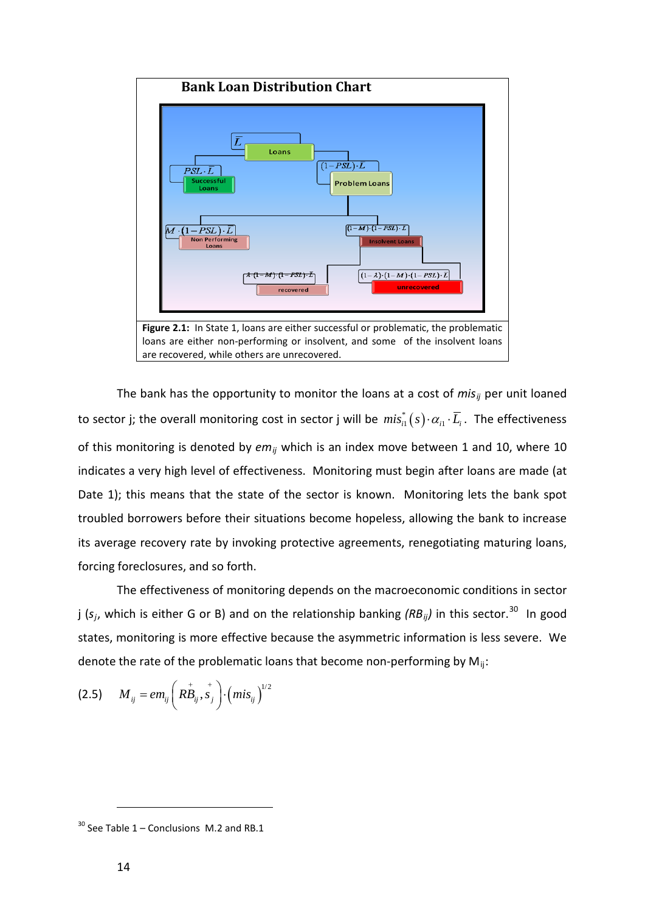**Bank Loan Distribution Chart**

$\bar{L}$ — Loans

$PSL \cdot \bar{L}$ — Successful Loans

$(1-PSL)\cdot \bar{L}$ — Problem Loans

$M \cdot (1-PSL)\cdot \bar{L}$ — Non Performing Loans

$(1-M)\cdot(1-PSL)\cdot \bar{L}$ — Insolvent Loans

$\lambda \cdot (1-M)\cdot(1-PSL)\cdot \bar{L}$ — recovered

$(1-\lambda)\cdot(1-M)\cdot(1-PSL)\cdot \bar{L}$ — unrecovered

**Figure 2.1:** In State 1, loans are either successful or problematic, the problematic loans are either non-performing or insolvent, and some of the insolvent loans are recovered, while others are unrecovered.

The bank has the opportunity to monitor the loans at a cost of $mis_{ij}$ per unit loaned to sector j; the overall monitoring cost in sector j will be $mis_{i1}^{*}(s)\cdot \alpha_{i1}\cdot \bar{L}_i$. The effectiveness of this monitoring is denoted by $em_{ij}$ which is an index move between 1 and 10, where 10 indicates a very high level of effectiveness. Monitoring must begin after loans are made (at Date 1); this means that the state of the sector is known. Monitoring lets the bank spot troubled borrowers before their situations become hopeless, allowing the bank to increase its average recovery rate by invoking protective agreements, renegotiating maturing loans, forcing foreclosures, and so forth.

The effectiveness of monitoring depends on the macroeconomic conditions in sector j ($s_j$, which is either G or B) and on the relationship banking *($RB_{ij}$)* in this sector.[30] In good states, monitoring is more effective because the asymmetric information is less severe. We denote the rate of the problematic loans that become non-performing by $M_{ij}$:

$$(2.5) \qquad M_{ij} = em_{ij}\left(\overset{+}{RB_{ij}}, \overset{+}{s_j}\right)\cdot\left(mis_{ij}\right)^{1/2}$$

---

[30] See Table 1 – Conclusions M.2 and RB.1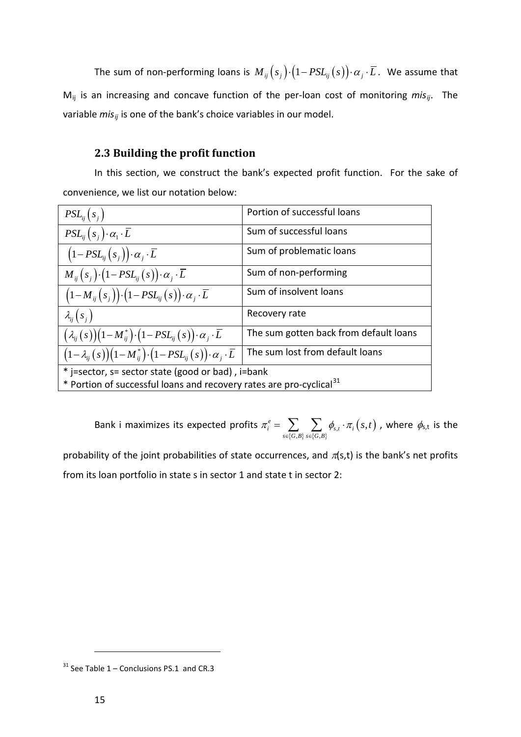The sum of non-performing loans is $M_{ij}\left(s_j\right)\cdot\left(1-PSL_{ij}\left(s\right)\right)\cdot\alpha_j\cdot\overline{L}$. We assume that $M_{ij}$ is an increasing and concave function of the per-loan cost of monitoring $mis_{ij}$. The variable $mis_{ij}$ is one of the bank's choice variables in our model.

### 2.3 Building the profit function

In this section, we construct the bank's expected profit function. For the sake of convenience, we list our notation below:

| | |
|---|---|
| $PSL_{ij}\left(s_j\right)$ | Portion of successful loans |
| $PSL_{ij}\left(s_j\right)\cdot\alpha_1\cdot\overline{L}$ | Sum of successful loans |
| $\left(1-PSL_{ij}\left(s_j\right)\right)\cdot\alpha_j\cdot\overline{L}$ | Sum of problematic loans |
| $M_{ij}\left(s_j\right)\cdot\left(1-PSL_{ij}\left(s\right)\right)\cdot\alpha_j\cdot\overline{L}$ | Sum of non-performing |
| $\left(1-M_{ij}\left(s_j\right)\right)\cdot\left(1-PSL_{ij}\left(s\right)\right)\cdot\alpha_j\cdot\overline{L}$ | Sum of insolvent loans |
| $\lambda_{ij}\left(s_j\right)$ | Recovery rate |
| $\left(\lambda_{ij}\left(s\right)\right)\left(1-M_{ij}^{*}\right)\cdot\left(1-PSL_{ij}\left(s\right)\right)\cdot\alpha_j\cdot\overline{L}$ | The sum gotten back from default loans |
| $\left(1-\lambda_{ij}\left(s\right)\right)\left(1-M_{ij}^{*}\right)\cdot\left(1-PSL_{ij}\left(s\right)\right)\cdot\alpha_j\cdot\overline{L}$ | The sum lost from default loans |
| * j=sector, s= sector state (good or bad) , i=bank<br>* Portion of successful loans and recovery rates are pro-cyclical[31] | |

Bank i maximizes its expected profits $\pi_i^e=\sum_{s\in\{G,B\}}\sum_{s\in\{G,B\}}\phi_{s,t}\cdot\pi_i\left(s,t\right)$, where $\phi_{s,t}$ is the probability of the joint probabilities of state occurrences, and $\pi$(s,t) is the bank's net profits from its loan portfolio in state s in sector 1 and state t in sector 2:

[31] See Table 1 – Conclusions PS.1 and CR.3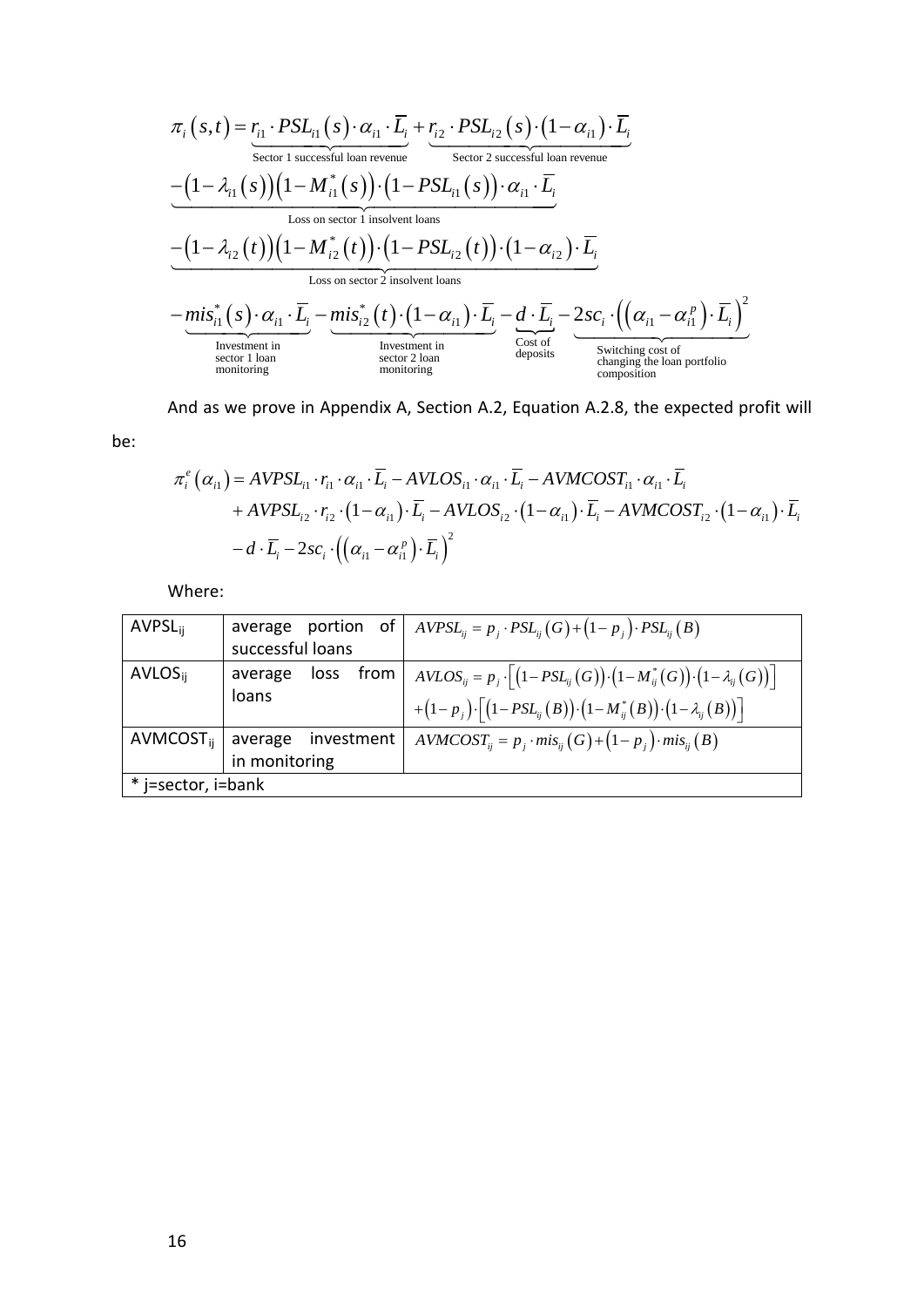$$
\begin{aligned}
\pi_i(s,t) &= \underbrace{r_{i1} \cdot PSL_{i1}(s) \cdot \alpha_{i1} \cdot \overline{L}_i}_{\text{Sector 1 successful loan revenue}} + \underbrace{r_{i2} \cdot PSL_{i2}(s) \cdot (1-\alpha_{i1}) \cdot \overline{L}_i}_{\text{Sector 2 successful loan revenue}} \\
&\underbrace{-(1-\lambda_{i1}(s))(1-M_{i1}^*(s)) \cdot (1-PSL_{i1}(s)) \cdot \alpha_{i1} \cdot \overline{L}_i}_{\text{Loss on sector 1 insolvent loans}} \\
&\underbrace{-(1-\lambda_{i2}(t))(1-M_{i2}^*(t)) \cdot (1-PSL_{i2}(t)) \cdot (1-\alpha_{i2}) \cdot \overline{L}_i}_{\text{Loss on sector 2 insolvent loans}} \\
&\underbrace{-mis_{i1}^*(s) \cdot \alpha_{i1} \cdot \overline{L}_i}_{\substack{\text{Investment in} \\ \text{sector 1 loan} \\ \text{monitoring}}} - \underbrace{mis_{i2}^*(t) \cdot (1-\alpha_{i1}) \cdot \overline{L}_i}_{\substack{\text{Investment in} \\ \text{sector 2 loan} \\ \text{monitoring}}} - \underbrace{d \cdot \overline{L}_i}_{\substack{\text{Cost of} \\ \text{deposits}}} - \underbrace{2sc_i \cdot \left( \left( \alpha_{i1} - \alpha_{i1}^p \right) \cdot \overline{L}_i \right)^2}_{\substack{\text{Switching cost of} \\ \text{changing the loan portfolio} \\ \text{composition}}}
\end{aligned}
$$

And as we prove in Appendix A, Section A.2, Equation A.2.8, the expected profit will be:

$$
\begin{aligned}
\pi_i^e(\alpha_{i1}) &= AVPSL_{i1} \cdot r_{i1} \cdot \alpha_{i1} \cdot \overline{L}_i - AVLOS_{i1} \cdot \alpha_{i1} \cdot \overline{L}_i - AVMCOST_{i1} \cdot \alpha_{i1} \cdot \overline{L}_i \\
&+ AVPSL_{i2} \cdot r_{i2} \cdot (1-\alpha_{i1}) \cdot \overline{L}_i - AVLOS_{i2} \cdot (1-\alpha_{i1}) \cdot \overline{L}_i - AVMCOST_{i2} \cdot (1-\alpha_{i1}) \cdot \overline{L}_i \\
&- d \cdot \overline{L}_i - 2sc_i \cdot \left( \left( \alpha_{i1} - \alpha_{i1}^p \right) \cdot \overline{L}_i \right)^2
\end{aligned}
$$

Where:

| | | |
|---|---|---|
| $AVPSL_{ij}$ | average portion of successful loans | $AVPSL_{ij} = p_j \cdot PSL_{ij}(G) + (1-p_j) \cdot PSL_{ij}(B)$ |
| $AVLOS_{ij}$ | average loss from loans | $AVLOS_{ij} = p_j \cdot \left[ (1-PSL_{ij}(G)) \cdot (1-M_{ij}^*(G)) \cdot (1-\lambda_{ij}(G)) \right] + (1-p_j) \cdot \left[ (1-PSL_{ij}(B)) \cdot (1-M_{ij}^*(B)) \cdot (1-\lambda_{ij}(B)) \right]$ |
| $AVMCOST_{ij}$ | average investment in monitoring | $AVMCOST_{ij} = p_j \cdot mis_{ij}(G) + (1-p_j) \cdot mis_{ij}(B)$ |
| * j=sector, i=bank | | |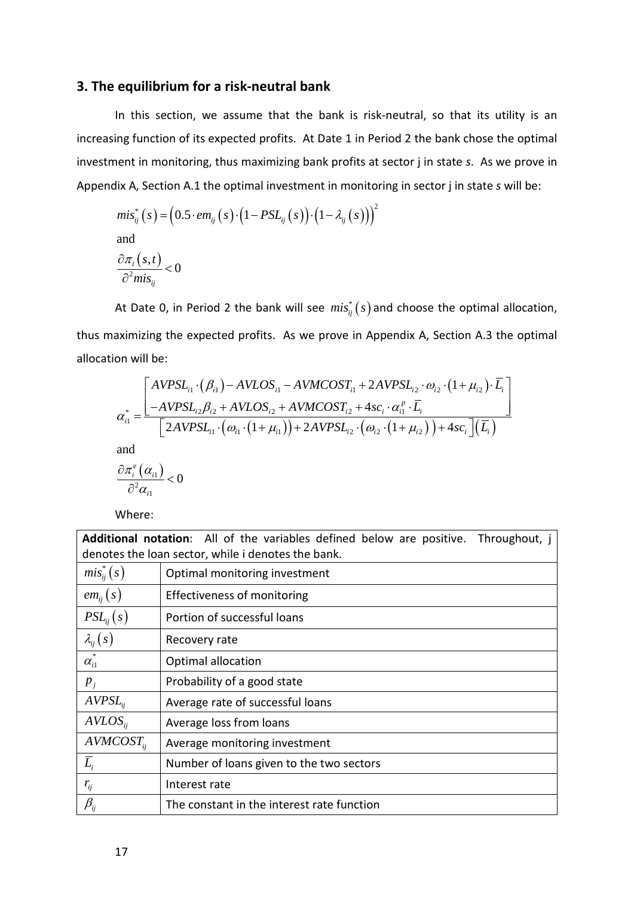## 3. The equilibrium for a risk-neutral bank

In this section, we assume that the bank is risk-neutral, so that its utility is an increasing function of its expected profits. At Date 1 in Period 2 the bank chose the optimal investment in monitoring, thus maximizing bank profits at sector j in state *s*. As we prove in Appendix A, Section A.1 the optimal investment in monitoring in sector j in state *s* will be:

$$mis_{ij}^{*}(s) = \left(0.5 \cdot em_{ij}(s) \cdot \left(1 - PSL_{ij}(s)\right) \cdot \left(1 - \lambda_{ij}(s)\right)\right)^{2}$$

and

$$\frac{\partial \pi_i(s,t)}{\partial^2 mis_{ij}} < 0$$

At Date 0, in Period 2 the bank will see $mis_{ij}^{*}(s)$ and choose the optimal allocation, thus maximizing the expected profits. As we prove in Appendix A, Section A.3 the optimal allocation will be:

$$\alpha_{i1}^{*} = \frac{\begin{bmatrix} AVPSL_{i1} \cdot (\beta_{i1}) - AVLOS_{i1} - AVMCOST_{i1} + 2AVPSL_{i2} \cdot \omega_{i2} \cdot (1+\mu_{i2}) \cdot \overline{L}_i \\ -AVPSL_{i2}\beta_{i2} + AVLOS_{i2} + AVMCOST_{i2} + 4sc_i \cdot \alpha_{i1}^{p} \cdot \overline{L}_i \end{bmatrix}}{\left[2AVPSL_{i1} \cdot \left(\omega_{i1} \cdot (1+\mu_{i1})\right) + 2AVPSL_{i2} \cdot \left(\omega_{i2} \cdot (1+\mu_{i2})\right) + 4sc_i\right]\left(\overline{L}_i\right)}$$

and

$$\frac{\partial \pi_i^e(\alpha_{i1})}{\partial^2 \alpha_{i1}} < 0$$

Where:

| **Additional notation**: All of the variables defined below are positive. Throughout, j denotes the loan sector, while i denotes the bank. | |
|---|---|
| $mis_{ij}^{*}(s)$ | Optimal monitoring investment |
| $em_{ij}(s)$ | Effectiveness of monitoring |
| $PSL_{ij}(s)$ | Portion of successful loans |
| $\lambda_{ij}(s)$ | Recovery rate |
| $\alpha_{i1}^{*}$ | Optimal allocation |
| $p_j$ | Probability of a good state |
| $AVPSL_{ij}$ | Average rate of successful loans |
| $AVLOS_{ij}$ | Average loss from loans |
| $AVMCOST_{ij}$ | Average monitoring investment |
| $\overline{L}_i$ | Number of loans given to the two sectors |
| $r_{ij}$ | Interest rate |
| $\beta_{ij}$ | The constant in the interest rate function |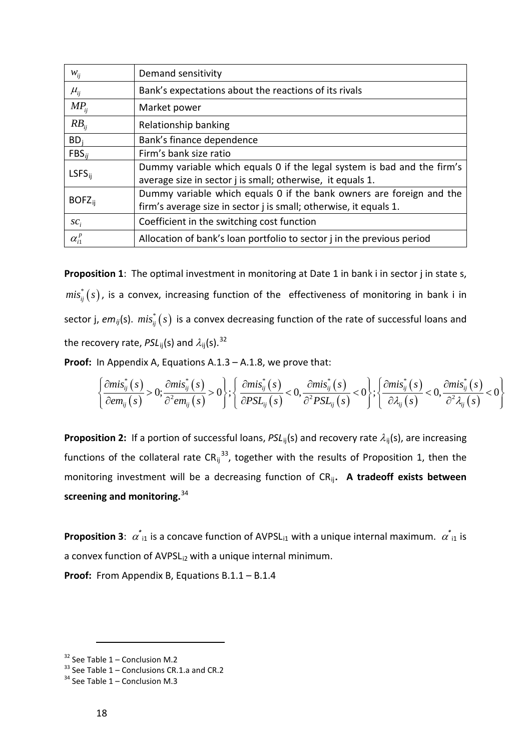| | |
|---|---|
| $w_{ij}$ | Demand sensitivity |
| $\mu_{ij}$ | Bank's expectations about the reactions of its rivals |
| $MP_{ij}$ | Market power |
| $RB_{ij}$ | Relationship banking |
| $BD_j$ | Bank's finance dependence |
| $FBS_{ij}$ | Firm's bank size ratio |
| $LSFS_{ij}$ | Dummy variable which equals 0 if the legal system is bad and the firm's average size in sector j is small; otherwise, it equals 1. |
| $BOFZ_{ij}$ | Dummy variable which equals 0 if the bank owners are foreign and the firm's average size in sector j is small; otherwise, it equals 1. |
| $sc_i$ | Coefficient in the switching cost function |
| $\alpha_{i1}^{p}$ | Allocation of bank's loan portfolio to sector j in the previous period |

**Proposition 1**: The optimal investment in monitoring at Date 1 in bank i in sector j in state s, $mis_{ij}^{*}(s)$, is a convex, increasing function of the effectiveness of monitoring in bank i in sector j, $em_{ij}(s)$. $mis_{ij}^{*}(s)$ is a convex decreasing function of the rate of successful loans and the recovery rate, $PSL_{ij}(s)$ and $\lambda_{ij}(s)$.[32]

**Proof:** In Appendix A, Equations A.1.3 – A.1.8, we prove that:

$$\left\{\frac{\partial mis_{ij}^{*}(s)}{\partial em_{ij}(s)}>0;\frac{\partial mis_{ij}^{*}(s)}{\partial^{2} em_{ij}(s)}>0\right\};\left\{\frac{\partial mis_{ij}^{*}(s)}{\partial PSL_{ij}(s)}<0,\frac{\partial mis_{ij}^{*}(s)}{\partial^{2} PSL_{ij}(s)}<0\right\};\left\{\frac{\partial mis_{ij}^{*}(s)}{\partial \lambda_{ij}(s)}<0,\frac{\partial mis_{ij}^{*}(s)}{\partial^{2} \lambda_{ij}(s)}<0\right\}$$

**Proposition 2:** If a portion of successful loans, $PSL_{ij}(s)$ and recovery rate $\lambda_{ij}(s)$, are increasing functions of the collateral rate $CR_{ij}$[33], together with the results of Proposition 1, then the monitoring investment will be a decreasing function of $CR_{ij}$. **A tradeoff exists between screening and monitoring.**[34]

**Proposition 3**: $\alpha^{*}_{i1}$ is a concave function of $AVPSL_{i1}$ with a unique internal maximum. $\alpha^{*}_{i1}$ is a convex function of $AVPSL_{i2}$ with a unique internal minimum.

**Proof:** From Appendix B, Equations B.1.1 – B.1.4

[32] See Table 1 – Conclusion M.2

[33] See Table 1 – Conclusions CR.1.a and CR.2

[34] See Table 1 – Conclusion M.3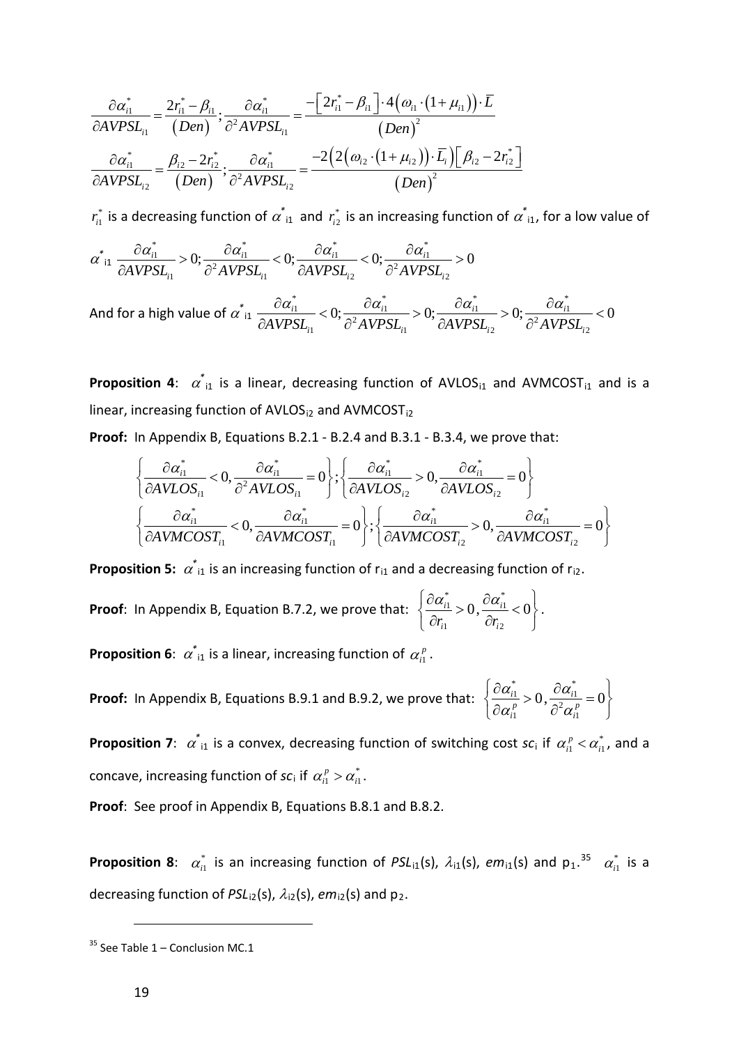$$\frac{\partial \alpha_{i1}^{*}}{\partial AVPSL_{i1}} = \frac{2r_{i1}^{*} - \beta_{i1}}{(Den)}; \frac{\partial \alpha_{i1}^{*}}{\partial^{2} AVPSL_{i1}} = \frac{-\left[2r_{i1}^{*} - \beta_{i1}\right] \cdot 4\left(\omega_{i1} \cdot (1+\mu_{i1})\right) \cdot \overline{L}}{(Den)^{2}}$$

$$\frac{\partial \alpha_{i1}^{*}}{\partial AVPSL_{i2}} = \frac{\beta_{i2} - 2r_{i2}^{*}}{(Den)}; \frac{\partial \alpha_{i1}^{*}}{\partial^{2} AVPSL_{i2}} = \frac{-2\left(2\left(\omega_{i2} \cdot (1+\mu_{i2})\right) \cdot \overline{L}_{i}\right)\left[\beta_{i2} - 2r_{i2}^{*}\right]}{(Den)^{2}}$$

$r_{i1}^{*}$ is a decreasing function of $\alpha^{*}_{i1}$ and $r_{i2}^{*}$ is an increasing function of $\alpha^{*}_{i1}$, for a low value of $\alpha^{*}_{i1}$ $\frac{\partial \alpha_{i1}^{*}}{\partial AVPSL_{i1}} > 0; \frac{\partial \alpha_{i1}^{*}}{\partial^{2} AVPSL_{i1}} < 0; \frac{\partial \alpha_{i1}^{*}}{\partial AVPSL_{i2}} < 0; \frac{\partial \alpha_{i1}^{*}}{\partial^{2} AVPSL_{i2}} > 0$

And for a high value of $\alpha^{*}_{i1}$ $\frac{\partial \alpha_{i1}^{*}}{\partial AVPSL_{i1}} < 0; \frac{\partial \alpha_{i1}^{*}}{\partial^{2} AVPSL_{i1}} > 0; \frac{\partial \alpha_{i1}^{*}}{\partial AVPSL_{i2}} > 0; \frac{\partial \alpha_{i1}^{*}}{\partial^{2} AVPSL_{i2}} < 0$

**Proposition 4**: $\alpha^{*}_{i1}$ is a linear, decreasing function of $AVLOS_{i1}$ and $AVMCOST_{i1}$ and is a linear, increasing function of $AVLOS_{i2}$ and $AVMCOST_{i2}$

**Proof:** In Appendix B, Equations B.2.1 - B.2.4 and B.3.1 - B.3.4, we prove that:

$$\left\{\frac{\partial \alpha_{i1}^{*}}{\partial AVLOS_{i1}} < 0, \frac{\partial \alpha_{i1}^{*}}{\partial^{2} AVLOS_{i1}} = 0\right\}; \left\{\frac{\partial \alpha_{i1}^{*}}{\partial AVLOS_{i2}} > 0, \frac{\partial \alpha_{i1}^{*}}{\partial AVLOS_{i2}} = 0\right\}$$

$$\left\{\frac{\partial \alpha_{i1}^{*}}{\partial AVMCOST_{i1}} < 0, \frac{\partial \alpha_{i1}^{*}}{\partial AVMCOST_{i1}} = 0\right\}; \left\{\frac{\partial \alpha_{i1}^{*}}{\partial AVMCOST_{i2}} > 0, \frac{\partial \alpha_{i1}^{*}}{\partial AVMCOST_{i2}} = 0\right\}$$

**Proposition 5:** $\alpha^{*}_{i1}$ is an increasing function of $r_{i1}$ and a decreasing function of $r_{i2}$.

**Proof**: In Appendix B, Equation B.7.2, we prove that: $\left\{\frac{\partial \alpha_{i1}^{*}}{\partial r_{i1}} > 0, \frac{\partial \alpha_{i1}^{*}}{\partial r_{i2}} < 0\right\}$.

**Proposition 6**: $\alpha^{*}_{i1}$ is a linear, increasing function of $\alpha_{i1}^{p}$.

**Proof:** In Appendix B, Equations B.9.1 and B.9.2, we prove that: $\left\{\frac{\partial \alpha_{i1}^{*}}{\partial \alpha_{i1}^{p}} > 0, \frac{\partial \alpha_{i1}^{*}}{\partial^{2} \alpha_{i1}^{p}} = 0\right\}$

**Proposition 7**: $\alpha^{*}_{i1}$ is a convex, decreasing function of switching cost $sc_i$ if $\alpha_{i1}^{p} < \alpha_{i1}^{*}$, and a concave, increasing function of $sc_i$ if $\alpha_{i1}^{p} > \alpha_{i1}^{*}$.

**Proof**: See proof in Appendix B, Equations B.8.1 and B.8.2.

**Proposition 8**: $\alpha_{i1}^{*}$ is an increasing function of $PSL_{i1}(s)$, $\lambda_{i1}(s)$, $em_{i1}(s)$ and $p_1$.[35] $\alpha_{i1}^{*}$ is a decreasing function of $PSL_{i2}(s)$, $\lambda_{i2}(s)$, $em_{i2}(s)$ and $p_2$.

[35] See Table 1 – Conclusion MC.1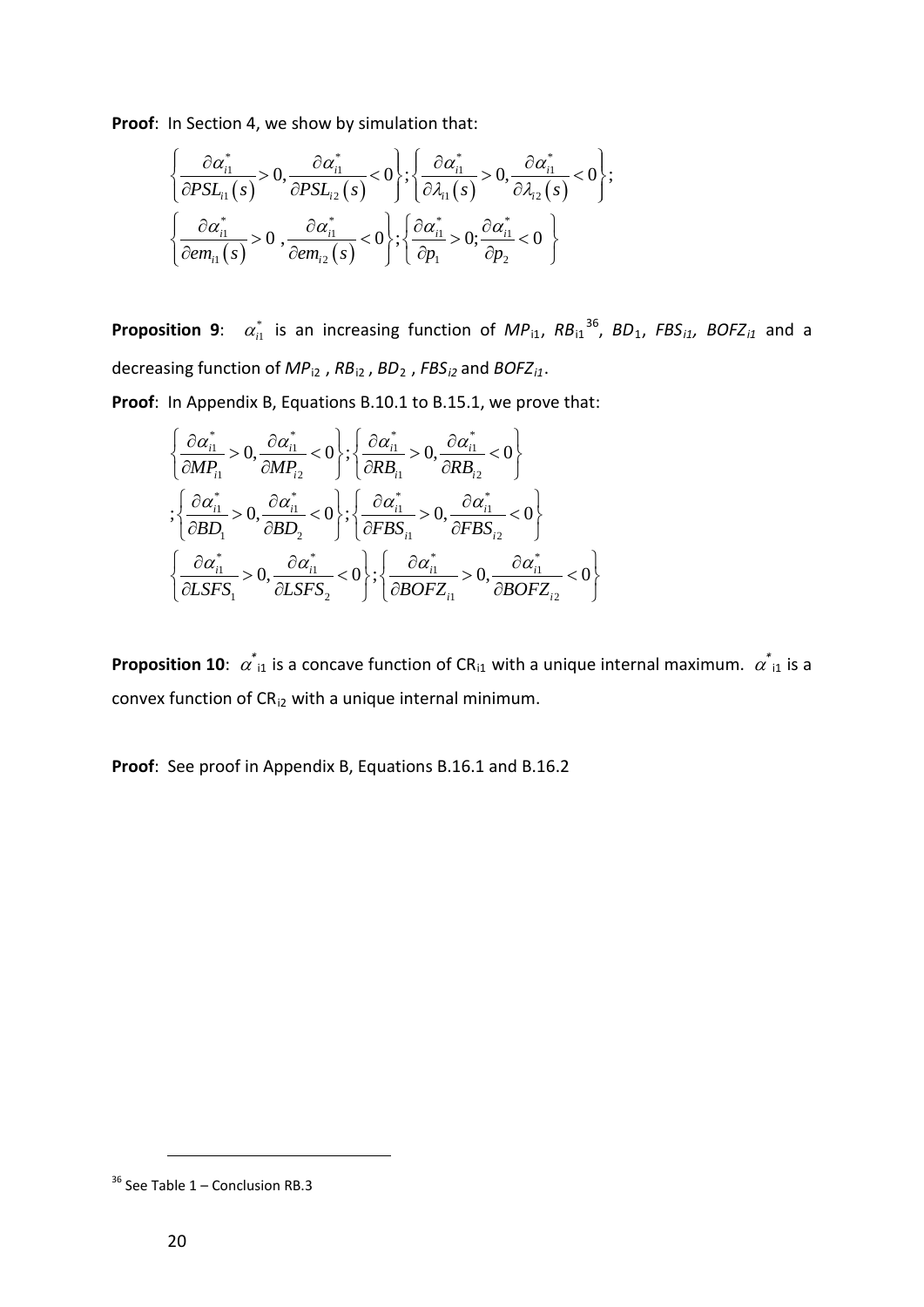**Proof**: In Section 4, we show by simulation that:

$$\left\{\frac{\partial \alpha_{i1}^{*}}{\partial PSL_{i1}(s)} > 0, \frac{\partial \alpha_{i1}^{*}}{\partial PSL_{i2}(s)} < 0\right\}; \left\{\frac{\partial \alpha_{i1}^{*}}{\partial \lambda_{i1}(s)} > 0, \frac{\partial \alpha_{i1}^{*}}{\partial \lambda_{i2}(s)} < 0\right\};$$
$$\left\{\frac{\partial \alpha_{i1}^{*}}{\partial em_{i1}(s)} > 0, \frac{\partial \alpha_{i1}^{*}}{\partial em_{i2}(s)} < 0\right\}; \left\{\frac{\partial \alpha_{i1}^{*}}{\partial p_{1}} > 0; \frac{\partial \alpha_{i1}^{*}}{\partial p_{2}} < 0\right\}$$

**Proposition 9**: $\alpha_{i1}^{*}$ is an increasing function of $MP_{i1}$, $RB_{i1}$[36], $BD_1$, $FBS_{i1}$, $BOFZ_{i1}$ and a decreasing function of $MP_{i2}$, $RB_{i2}$, $BD_2$, $FBS_{i2}$ and $BOFZ_{i1}$.

**Proof**: In Appendix B, Equations B.10.1 to B.15.1, we prove that:

$$\left\{\frac{\partial \alpha_{i1}^{*}}{\partial MP_{i1}} > 0, \frac{\partial \alpha_{i1}^{*}}{\partial MP_{i2}} < 0\right\}; \left\{\frac{\partial \alpha_{i1}^{*}}{\partial RB_{i1}} > 0, \frac{\partial \alpha_{i1}^{*}}{\partial RB_{i2}} < 0\right\}$$
$$; \left\{\frac{\partial \alpha_{i1}^{*}}{\partial BD_{1}} > 0, \frac{\partial \alpha_{i1}^{*}}{\partial BD_{2}} < 0\right\}; \left\{\frac{\partial \alpha_{i1}^{*}}{\partial FBS_{i1}} > 0, \frac{\partial \alpha_{i1}^{*}}{\partial FBS_{i2}} < 0\right\}$$
$$\left\{\frac{\partial \alpha_{i1}^{*}}{\partial LSFS_{1}} > 0, \frac{\partial \alpha_{i1}^{*}}{\partial LSFS_{2}} < 0\right\}; \left\{\frac{\partial \alpha_{i1}^{*}}{\partial BOFZ_{i1}} > 0, \frac{\partial \alpha_{i1}^{*}}{\partial BOFZ_{i2}} < 0\right\}$$

**Proposition 10**: $\alpha^{*}_{i1}$ is a concave function of $CR_{i1}$ with a unique internal maximum. $\alpha^{*}_{i1}$ is a convex function of $CR_{i2}$ with a unique internal minimum.

**Proof**: See proof in Appendix B, Equations B.16.1 and B.16.2

[36] See Table 1 – Conclusion RB.3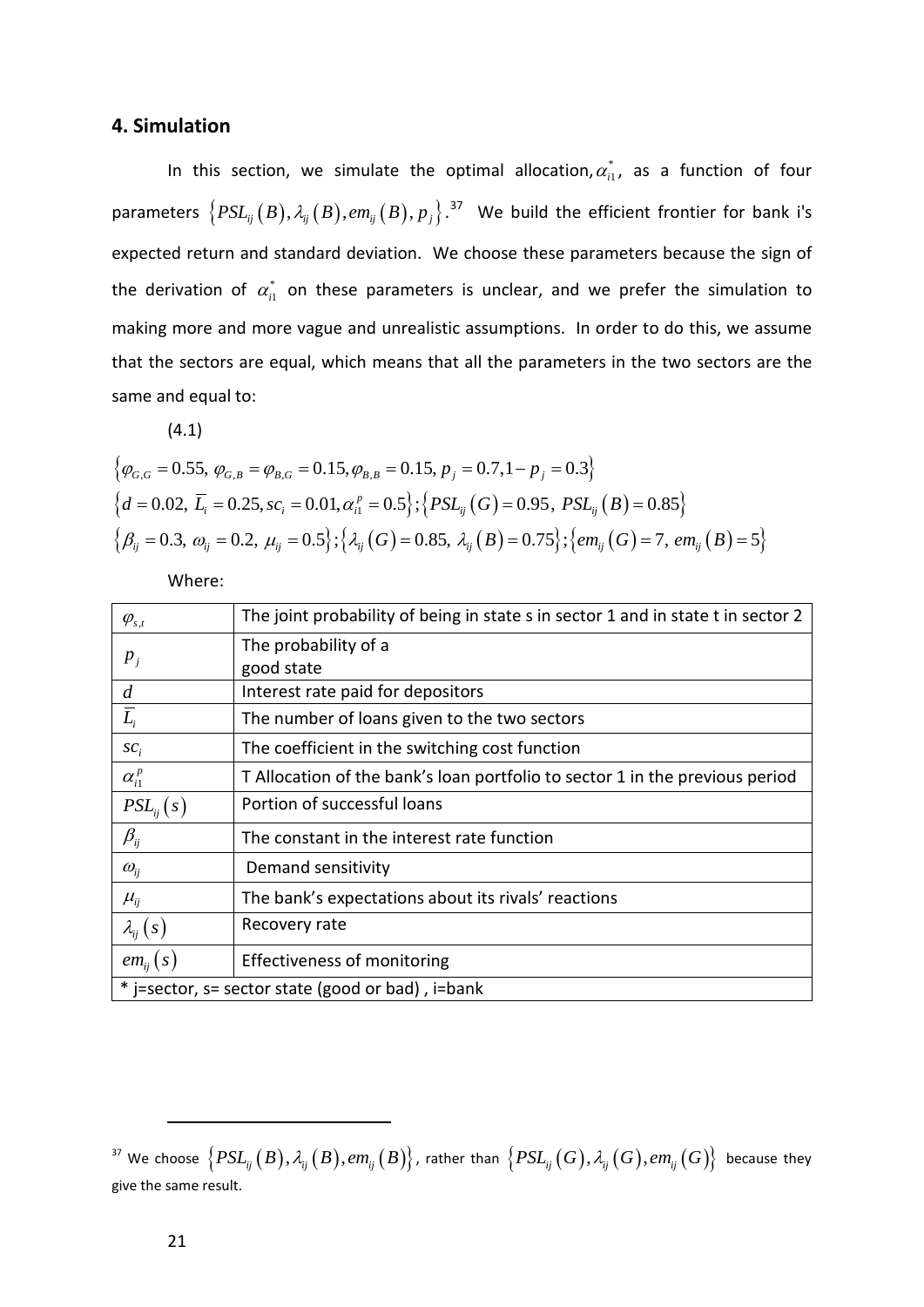## 4. Simulation

In this section, we simulate the optimal allocation, $\alpha_{i1}^{*}$, as a function of four parameters $\left\{PSL_{ij}(B), \lambda_{ij}(B), em_{ij}(B), p_j\right\}$.[37] We build the efficient frontier for bank i's expected return and standard deviation. We choose these parameters because the sign of the derivation of $\alpha_{i1}^{*}$ on these parameters is unclear, and we prefer the simulation to making more and more vague and unrealistic assumptions. In order to do this, we assume that the sectors are equal, which means that all the parameters in the two sectors are the same and equal to:

(4.1)

$$
\begin{aligned}
&\left\{\varphi_{G,G}=0.55,\ \varphi_{G,B}=\varphi_{B,G}=0.15, \varphi_{B,B}=0.15,\ p_j=0.7, 1-p_j=0.3\right\} \\
&\left\{d=0.02,\ \overline{L}_i=0.25, sc_i=0.01, \alpha_{i1}^{p}=0.5\right\};\left\{PSL_{ij}(G)=0.95,\ PSL_{ij}(B)=0.85\right\} \\
&\left\{\beta_{ij}=0.3,\ \omega_{ij}=0.2,\ \mu_{ij}=0.5\right\};\left\{\lambda_{ij}(G)=0.85,\ \lambda_{ij}(B)=0.75\right\};\left\{em_{ij}(G)=7,\ em_{ij}(B)=5\right\}
\end{aligned}
$$

Where:

| | |
|---|---|
| $\varphi_{s,t}$ | The joint probability of being in state s in sector 1 and in state t in sector 2 |
| $p_j$ | The probability of a good state |
| $d$ | Interest rate paid for depositors |
| $\overline{L}_i$ | The number of loans given to the two sectors |
| $sc_i$ | The coefficient in the switching cost function |
| $\alpha_{i1}^{p}$ | T Allocation of the bank's loan portfolio to sector 1 in the previous period |
| $PSL_{ij}(s)$ | Portion of successful loans |
| $\beta_{ij}$ | The constant in the interest rate function |
| $\omega_{ij}$ | Demand sensitivity |
| $\mu_{ij}$ | The bank's expectations about its rivals' reactions |
| $\lambda_{ij}(s)$ | Recovery rate |
| $em_{ij}(s)$ | Effectiveness of monitoring |
| * j=sector, s= sector state (good or bad) , i=bank | |

---

[37] We choose $\left\{PSL_{ij}(B), \lambda_{ij}(B), em_{ij}(B)\right\}$, rather than $\left\{PSL_{ij}(G), \lambda_{ij}(G), em_{ij}(G)\right\}$ because they give the same result.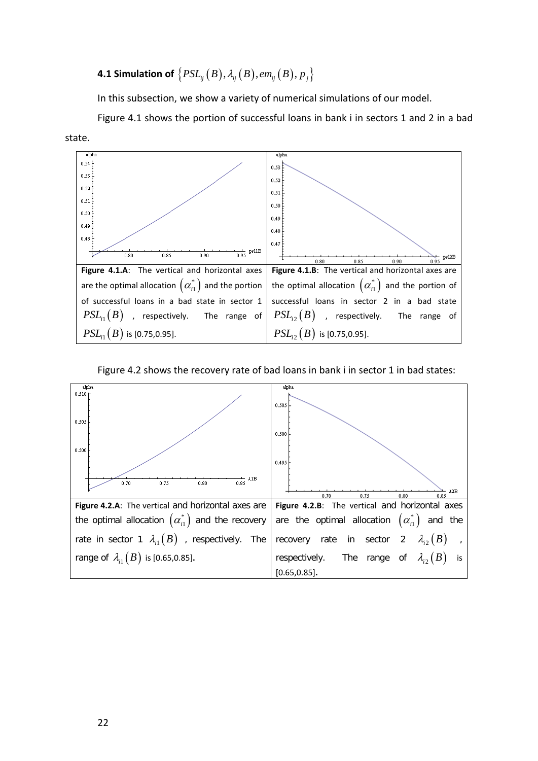### 4.1 Simulation of $\left\{PSL_{ij}(B), \lambda_{ij}(B), em_{ij}(B), p_j\right\}$

In this subsection, we show a variety of numerical simulations of our model.

Figure 4.1 shows the portion of successful loans in bank i in sectors 1 and 2 in a bad state.

| **Figure 4.1.A**: The vertical and horizontal axes are the optimal allocation $\left(\alpha_{i1}^*\right)$ and the portion of successful loans in a bad state in sector 1 $PSL_{i1}(B)$, respectively. The range of $PSL_{i1}(B)$ is [0.75,0.95]. | **Figure 4.1.B**: The vertical and horizontal axes are the optimal allocation $\left(\alpha_{i1}^*\right)$ and the portion of successful loans in sector 2 in a bad state $PSL_{i2}(B)$, respectively. The range of $PSL_{i2}(B)$ is [0.75,0.95]. |
|---|---|

Figure 4.2 shows the recovery rate of bad loans in bank i in sector 1 in bad states:

| **Figure 4.2.A**: The vertical and horizontal axes are the optimal allocation $\left(\alpha_{i1}^*\right)$ and the recovery rate in sector 1 $\lambda_{i1}(B)$, respectively. The range of $\lambda_{i1}(B)$ is [0.65,0.85]. | **Figure 4.2.B**: The vertical and horizontal axes are the optimal allocation $\left(\alpha_{i1}^*\right)$ and the recovery rate in sector 2 $\lambda_{i2}(B)$, respectively. The range of $\lambda_{i2}(B)$ is [0.65,0.85]. |
|---|---|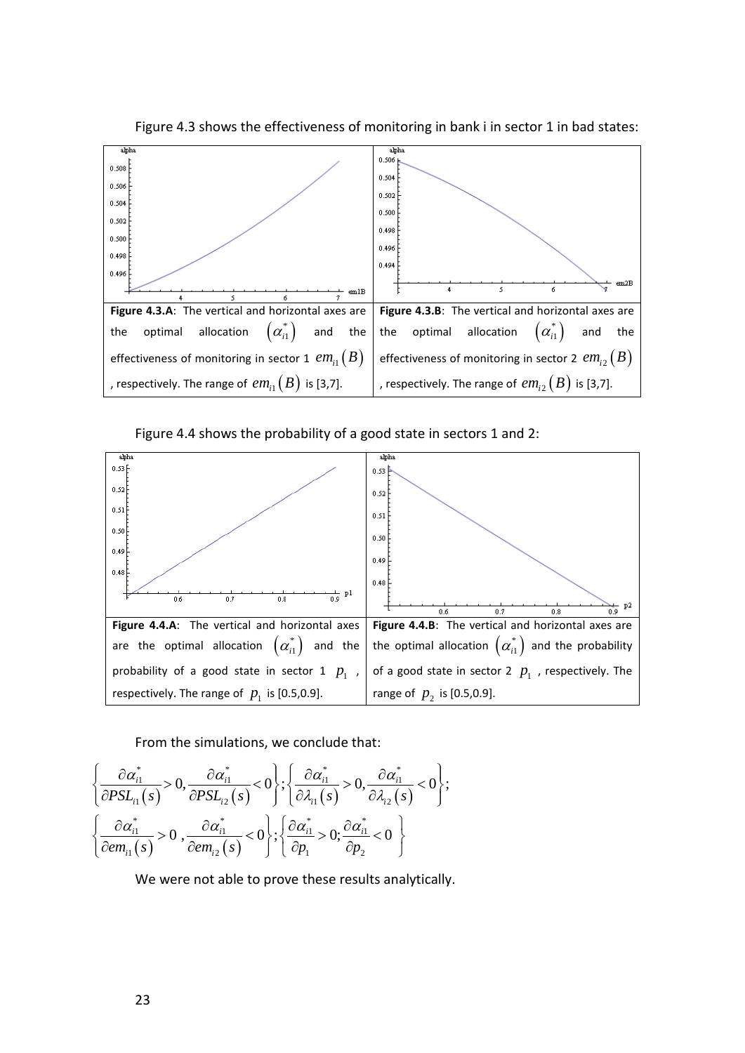Figure 4.3 shows the effectiveness of monitoring in bank i in sector 1 in bad states:

| **Figure 4.3.A**: The vertical and horizontal axes are the optimal allocation $\left(\alpha_{i1}^{*}\right)$ and the effectiveness of monitoring in sector 1 $em_{i1}(B)$, respectively. The range of $em_{i1}(B)$ is [3,7]. | **Figure 4.3.B**: The vertical and horizontal axes are the optimal allocation $\left(\alpha_{i1}^{*}\right)$ and the effectiveness of monitoring in sector 2 $em_{i2}(B)$, respectively. The range of $em_{i2}(B)$ is [3,7]. |
| --- | --- |

Figure 4.4 shows the probability of a good state in sectors 1 and 2:

| **Figure 4.4.A**: The vertical and horizontal axes are the optimal allocation $\left(\alpha_{i1}^{*}\right)$ and the probability of a good state in sector 1 $p_1$, respectively. The range of $p_1$ is [0.5,0.9]. | **Figure 4.4.B**: The vertical and horizontal axes are the optimal allocation $\left(\alpha_{i1}^{*}\right)$ and the probability of a good state in sector 2 $p_1$, respectively. The range of $p_2$ is [0.5,0.9]. |
| --- | --- |

From the simulations, we conclude that:

$$\left\{\frac{\partial \alpha_{i1}^{*}}{\partial PSL_{i1}(s)} > 0, \frac{\partial \alpha_{i1}^{*}}{\partial PSL_{i2}(s)} < 0\right\}; \left\{\frac{\partial \alpha_{i1}^{*}}{\partial \lambda_{i1}(s)} > 0, \frac{\partial \alpha_{i1}^{*}}{\partial \lambda_{i2}(s)} < 0\right\};$$

$$\left\{\frac{\partial \alpha_{i1}^{*}}{\partial em_{i1}(s)} > 0, \frac{\partial \alpha_{i1}^{*}}{\partial em_{i2}(s)} < 0\right\}; \left\{\frac{\partial \alpha_{i1}^{*}}{\partial p_1} > 0; \frac{\partial \alpha_{i1}^{*}}{\partial p_2} < 0\right\}$$

We were not able to prove these results analytically.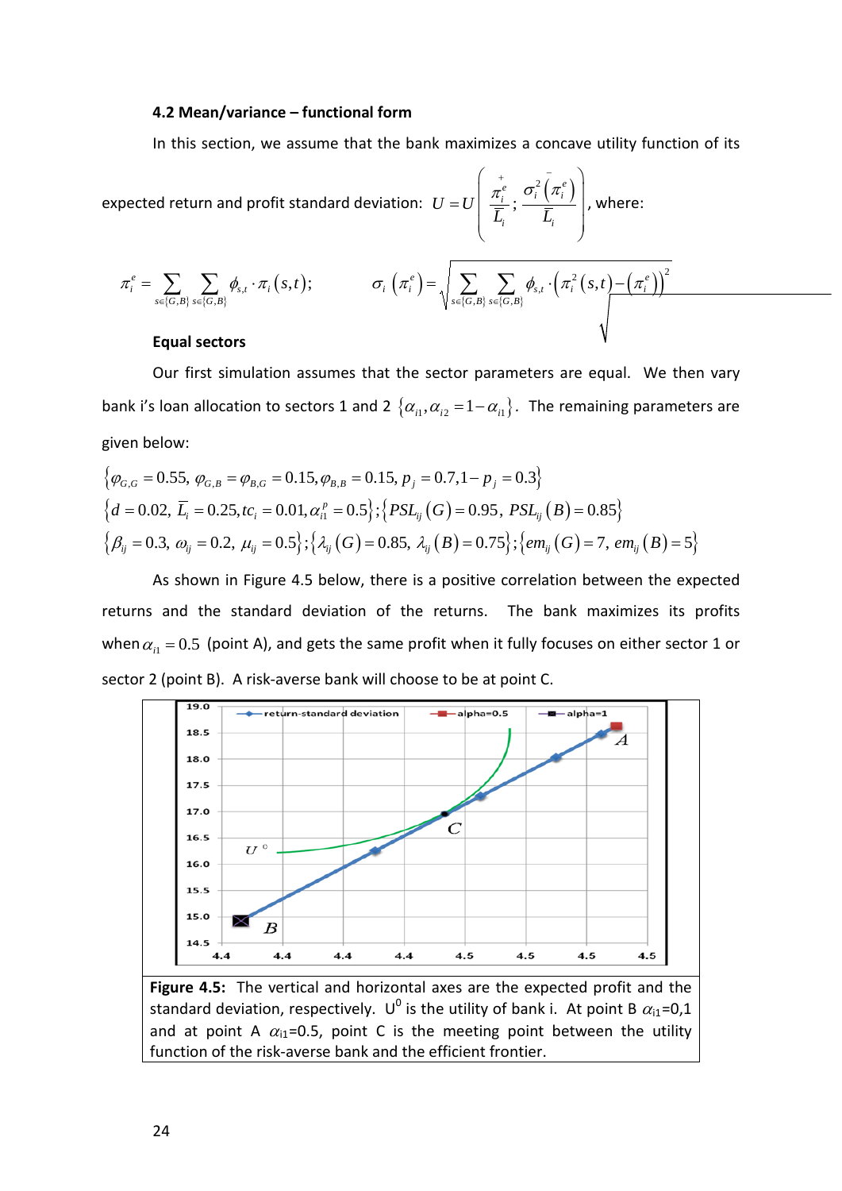### 4.2 Mean/variance – functional form

In this section, we assume that the bank maximizes a concave utility function of its expected return and profit standard deviation: $U = U\left( \frac{\overset{+}{\pi_i^e}}{\overline{L}_i} ; \frac{\overset{-}{\sigma_i^2\left(\pi_i^e\right)}}{\overline{L}_i} \right)$, where:

$$\pi_i^e = \sum_{s\in\{G,B\}} \sum_{s\in\{G,B\}} \phi_{s,t} \cdot \pi_i(s,t); \qquad \sigma_i\left(\pi_i^e\right) = \sqrt{\sum_{s\in\{G,B\}} \sum_{s\in\{G,B\}} \phi_{s,t} \cdot \left(\pi_i^2(s,t) - \left(\pi_i^e\right)\right)^2}$$

**Equal sectors**

Our first simulation assumes that the sector parameters are equal. We then vary bank i's loan allocation to sectors 1 and 2 $\{\alpha_{i1}, \alpha_{i2} = 1-\alpha_{i1}\}$. The remaining parameters are given below:

$$\left\{\varphi_{G,G} = 0.55,\ \varphi_{G,B} = \varphi_{B,G} = 0.15, \varphi_{B,B} = 0.15,\ p_j = 0.7, 1-p_j = 0.3\right\}$$

$$\left\{d = 0.02,\ \overline{L}_i = 0.25, tc_i = 0.01, \alpha_{i1}^p = 0.5\right\}; \left\{PSL_{ij}(G) = 0.95,\ PSL_{ij}(B) = 0.85\right\}$$

$$\left\{\beta_{ij} = 0.3,\ \omega_{ij} = 0.2,\ \mu_{ij} = 0.5\right\}; \left\{\lambda_{ij}(G) = 0.85,\ \lambda_{ij}(B) = 0.75\right\}; \left\{em_{ij}(G) = 7,\ em_{ij}(B) = 5\right\}$$

As shown in Figure 4.5 below, there is a positive correlation between the expected returns and the standard deviation of the returns. The bank maximizes its profits when $\alpha_{i1} = 0.5$ (point A), and gets the same profit when it fully focuses on either sector 1 or sector 2 (point B). A risk-averse bank will choose to be at point C.

**Figure 4.5:** The vertical and horizontal axes are the expected profit and the standard deviation, respectively. $U^0$ is the utility of bank i. At point B $\alpha_{i1}$=0,1 and at point A $\alpha_{i1}$=0.5, point C is the meeting point between the utility function of the risk-averse bank and the efficient frontier.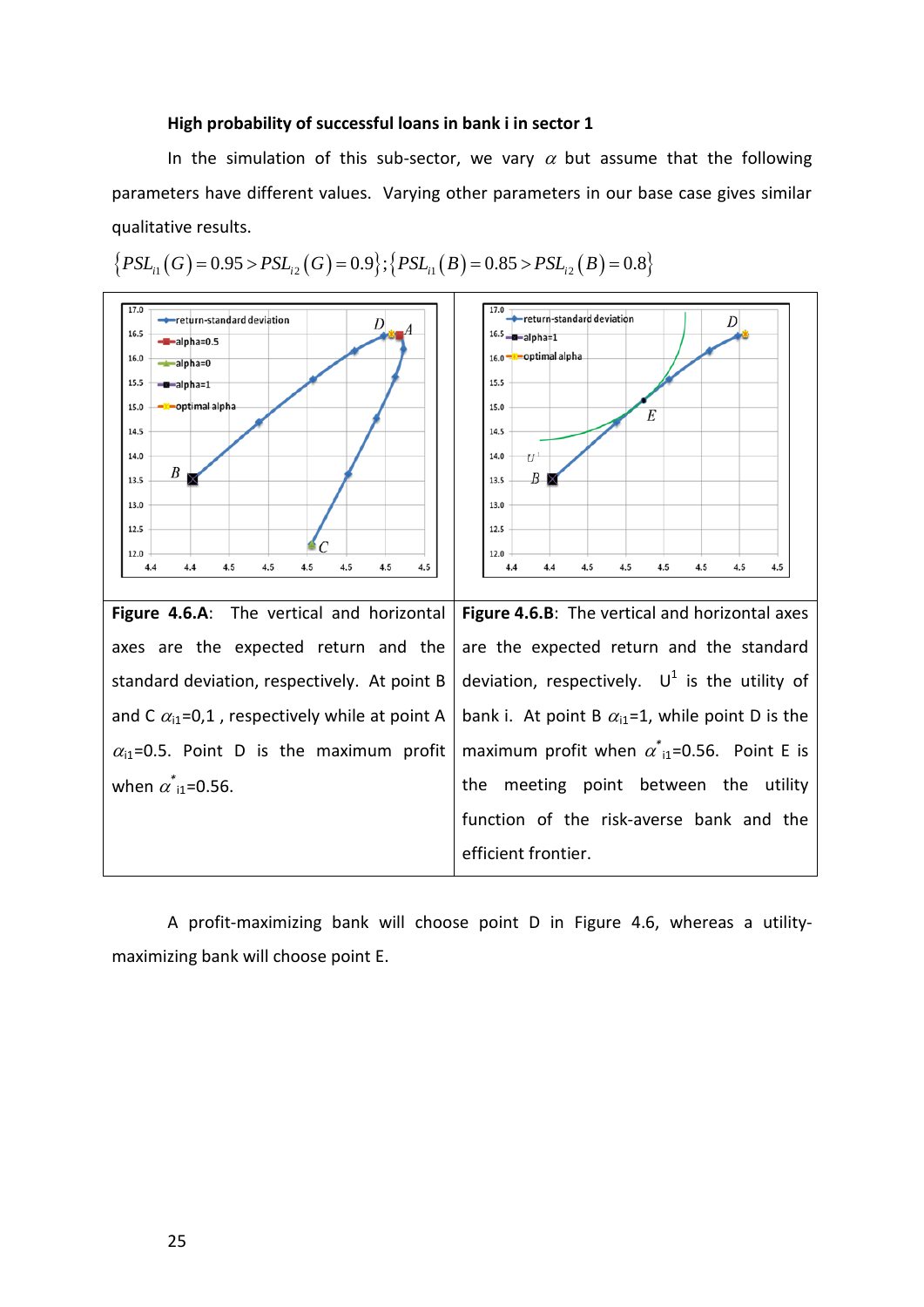**High probability of successful loans in bank i in sector 1**

In the simulation of this sub-sector, we vary $\alpha$ but assume that the following parameters have different values. Varying other parameters in our base case gives similar qualitative results.

$$\{PSL_{i1}(G) = 0.95 > PSL_{i2}(G) = 0.9\};\{PSL_{i1}(B) = 0.85 > PSL_{i2}(B) = 0.8\}$$

| **Figure 4.6.A**: The vertical and horizontal axes are the expected return and the standard deviation, respectively. At point B and C $\alpha_{i1}$=0,1 , respectively while at point A $\alpha_{i1}$=0.5. Point D is the maximum profit when $\alpha^*_{i1}$=0.56. | **Figure 4.6.B**: The vertical and horizontal axes are the expected return and the standard deviation, respectively. $U^1$ is the utility of bank i. At point B $\alpha_{i1}$=1, while point D is the maximum profit when $\alpha^*_{i1}$=0.56. Point E is the meeting point between the utility function of the risk-averse bank and the efficient frontier. |
|---|---|

A profit-maximizing bank will choose point D in Figure 4.6, whereas a utility-maximizing bank will choose point E.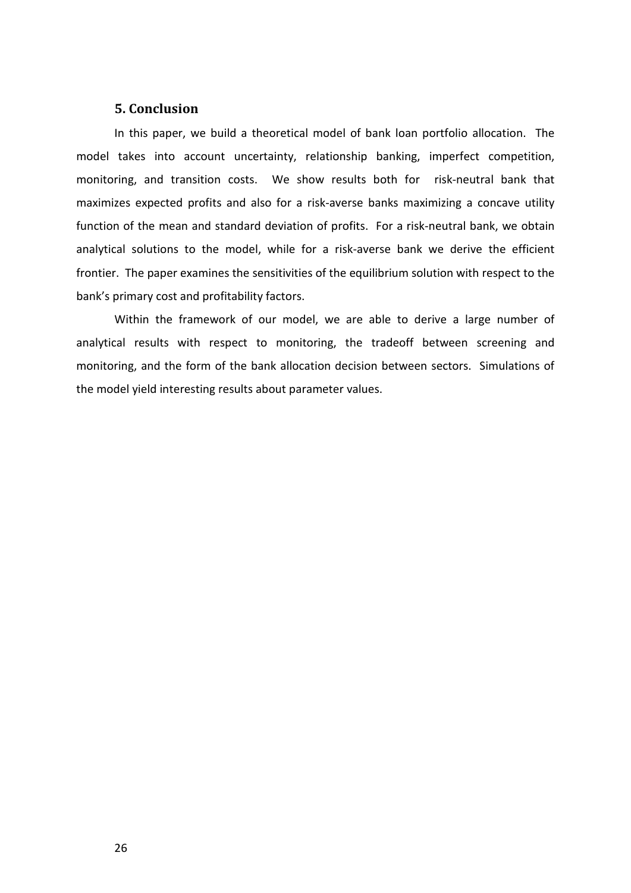## 5. Conclusion

In this paper, we build a theoretical model of bank loan portfolio allocation. The model takes into account uncertainty, relationship banking, imperfect competition, monitoring, and transition costs. We show results both for risk-neutral bank that maximizes expected profits and also for a risk-averse banks maximizing a concave utility function of the mean and standard deviation of profits. For a risk-neutral bank, we obtain analytical solutions to the model, while for a risk-averse bank we derive the efficient frontier. The paper examines the sensitivities of the equilibrium solution with respect to the bank's primary cost and profitability factors.

Within the framework of our model, we are able to derive a large number of analytical results with respect to monitoring, the tradeoff between screening and monitoring, and the form of the bank allocation decision between sectors. Simulations of the model yield interesting results about parameter values.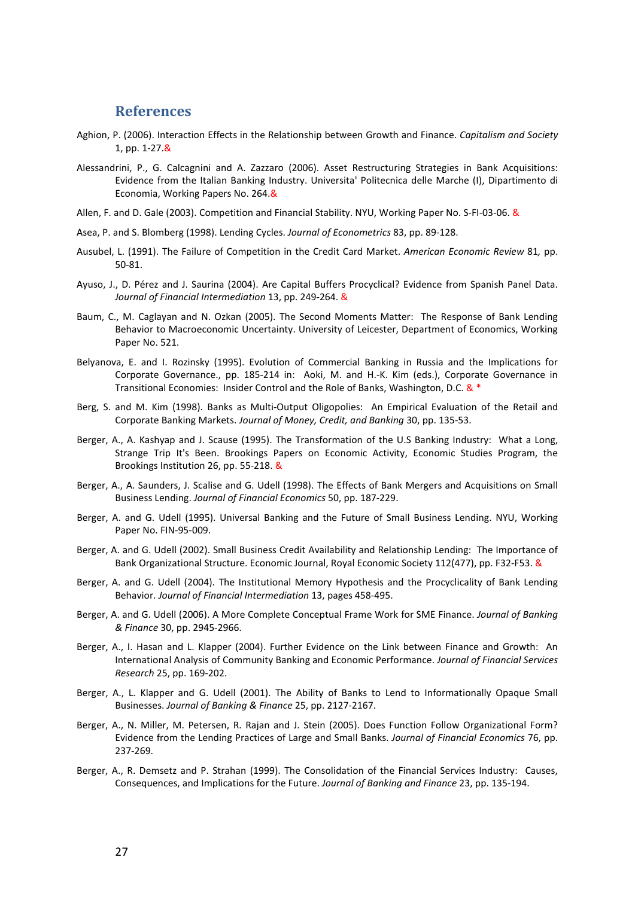## References

Aghion, P. (2006). Interaction Effects in the Relationship between Growth and Finance. *Capitalism and Society* 1, pp. 1-27.&

Alessandrini, P., G. Calcagnini and A. Zazzaro (2006). Asset Restructuring Strategies in Bank Acquisitions: Evidence from the Italian Banking Industry. Universita' Politecnica delle Marche (I), Dipartimento di Economia, Working Papers No. 264.&

Allen, F. and D. Gale (2003). Competition and Financial Stability. NYU, Working Paper No. S-FI-03-06. &

Asea, P. and S. Blomberg (1998). Lending Cycles. *Journal of Econometrics* 83, pp. 89-128.

Ausubel, L. (1991). The Failure of Competition in the Credit Card Market. *American Economic Review* 81*,* pp. 50-81.

Ayuso, J., D. Pérez and J. Saurina (2004). Are Capital Buffers Procyclical? Evidence from Spanish Panel Data. *Journal of Financial Intermediation* 13, pp. 249-264. &

Baum, C., M. Caglayan and N. Ozkan (2005). The Second Moments Matter: The Response of Bank Lending Behavior to Macroeconomic Uncertainty. University of Leicester, Department of Economics, Working Paper No. 521.

Belyanova, E. and I. Rozinsky (1995). Evolution of Commercial Banking in Russia and the Implications for Corporate Governance., pp. 185-214 in: Aoki, M. and H.-K. Kim (eds.), Corporate Governance in Transitional Economies: Insider Control and the Role of Banks, Washington, D.C. & *

Berg, S. and M. Kim (1998). Banks as Multi-Output Oligopolies: An Empirical Evaluation of the Retail and Corporate Banking Markets. *Journal of Money, Credit, and Banking* 30, pp. 135-53.

Berger, A., A. Kashyap and J. Scause (1995). The Transformation of the U.S Banking Industry: What a Long, Strange Trip It's Been. Brookings Papers on Economic Activity, Economic Studies Program, the Brookings Institution 26, pp. 55-218. &

Berger, A., A. Saunders, J. Scalise and G. Udell (1998). The Effects of Bank Mergers and Acquisitions on Small Business Lending. *Journal of Financial Economics* 50, pp. 187-229.

Berger, A. and G. Udell (1995). Universal Banking and the Future of Small Business Lending. NYU, Working Paper No. FIN-95-009.

Berger, A. and G. Udell (2002). Small Business Credit Availability and Relationship Lending: The Importance of Bank Organizational Structure. Economic Journal, Royal Economic Society 112(477), pp. F32-F53. &

Berger, A. and G. Udell (2004). The Institutional Memory Hypothesis and the Procyclicality of Bank Lending Behavior. *Journal of Financial Intermediation* 13, pages 458-495.

Berger, A. and G. Udell (2006). A More Complete Conceptual Frame Work for SME Finance. *Journal of Banking & Finance* 30, pp. 2945-2966.

Berger, A., I. Hasan and L. Klapper (2004). Further Evidence on the Link between Finance and Growth: An International Analysis of Community Banking and Economic Performance. *Journal of Financial Services Research* 25, pp. 169-202.

Berger, A., L. Klapper and G. Udell (2001). The Ability of Banks to Lend to Informationally Opaque Small Businesses. *Journal of Banking & Finance* 25, pp. 2127-2167.

Berger, A., N. Miller, M. Petersen, R. Rajan and J. Stein (2005). Does Function Follow Organizational Form? Evidence from the Lending Practices of Large and Small Banks. *Journal of Financial Economics* 76, pp. 237-269.

Berger, A., R. Demsetz and P. Strahan (1999). The Consolidation of the Financial Services Industry: Causes, Consequences, and Implications for the Future. *Journal of Banking and Finance* 23, pp. 135-194.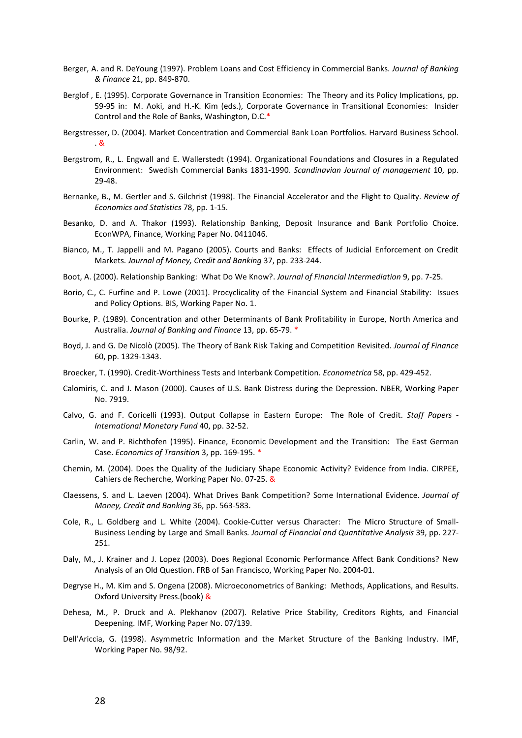Berger, A. and R. DeYoung (1997). Problem Loans and Cost Efficiency in Commercial Banks. *Journal of Banking & Finance* 21, pp. 849-870.

Berglof , E. (1995). Corporate Governance in Transition Economies: The Theory and its Policy Implications, pp. 59-95 in: M. Aoki, and H.-K. Kim (eds.), Corporate Governance in Transitional Economies: Insider Control and the Role of Banks, Washington, D.C.*

Bergstresser, D. (2004). Market Concentration and Commercial Bank Loan Portfolios. Harvard Business School. . &

Bergstrom, R., L. Engwall and E. Wallerstedt (1994). Organizational Foundations and Closures in a Regulated Environment: Swedish Commercial Banks 1831-1990. *Scandinavian Journal of management* 10, pp. 29-48.

Bernanke, B., M. Gertler and S. Gilchrist (1998). The Financial Accelerator and the Flight to Quality. *Review of Economics and Statistics* 78, pp. 1-15.

Besanko, D. and A. Thakor (1993). Relationship Banking, Deposit Insurance and Bank Portfolio Choice. EconWPA, Finance, Working Paper No. 0411046.

Bianco, M., T. Jappelli and M. Pagano (2005). Courts and Banks: Effects of Judicial Enforcement on Credit Markets. *Journal of Money, Credit and Banking* 37, pp. 233-244.

Boot, A. (2000). Relationship Banking: What Do We Know?. *Journal of Financial Intermediation* 9, pp. 7-25.

Borio, C., C. Furfine and P. Lowe (2001). Procyclicality of the Financial System and Financial Stability: Issues and Policy Options. BIS, Working Paper No. 1.

Bourke, P. (1989). Concentration and other Determinants of Bank Profitability in Europe, North America and Australia. *Journal of Banking and Finance* 13, pp. 65-79. *

Boyd, J. and G. De Nicolò (2005). The Theory of Bank Risk Taking and Competition Revisited. *Journal of Finance* 60, pp. 1329-1343.

Broecker, T. (1990). Credit-Worthiness Tests and Interbank Competition. *Econometrica* 58, pp. 429-452.

Calomiris, C. and J. Mason (2000). Causes of U.S. Bank Distress during the Depression. NBER, Working Paper No. 7919.

Calvo, G. and F. Coricelli (1993). Output Collapse in Eastern Europe: The Role of Credit. *Staff Papers - International Monetary Fund* 40, pp. 32-52.

Carlin, W. and P. Richthofen (1995). Finance, Economic Development and the Transition: The East German Case. *Economics of Transition* 3, pp. 169-195. *

Chemin, M. (2004). Does the Quality of the Judiciary Shape Economic Activity? Evidence from India. CIRPEE, Cahiers de Recherche, Working Paper No. 07-25. &

Claessens, S. and L. Laeven (2004). What Drives Bank Competition? Some International Evidence. *Journal of Money, Credit and Banking* 36, pp. 563-583.

Cole, R., L. Goldberg and L. White (2004). Cookie-Cutter versus Character: The Micro Structure of Small-Business Lending by Large and Small Banks*.* *Journal of Financial and Quantitative Analysis* 39, pp. 227-251.

Daly, M., J. Krainer and J. Lopez (2003). Does Regional Economic Performance Affect Bank Conditions? New Analysis of an Old Question. FRB of San Francisco, Working Paper No. 2004-01.

Degryse H., M. Kim and S. Ongena (2008). Microeconometrics of Banking: Methods, Applications, and Results. Oxford University Press.(book) &

Dehesa, M., P. Druck and A. Plekhanov (2007). Relative Price Stability, Creditors Rights, and Financial Deepening. IMF, Working Paper No. 07/139.

Dell'Ariccia, G. (1998). Asymmetric Information and the Market Structure of the Banking Industry. IMF, Working Paper No. 98/92.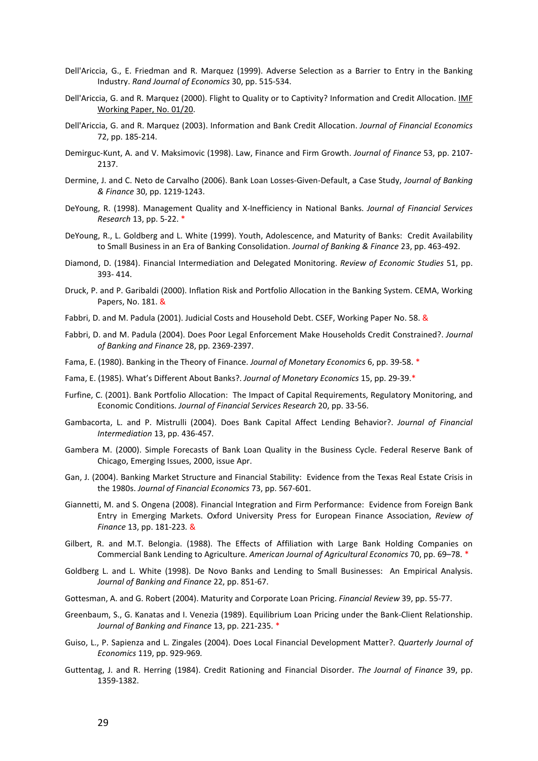Dell'Ariccia, G., E. Friedman and R. Marquez (1999). Adverse Selection as a Barrier to Entry in the Banking Industry. *Rand Journal of Economics* 30, pp. 515-534.

Dell'Ariccia, G. and R. Marquez (2000). Flight to Quality or to Captivity? Information and Credit Allocation. IMF Working Paper, No. 01/20.

Dell'Ariccia, G. and R. Marquez (2003). Information and Bank Credit Allocation. *Journal of Financial Economics* 72, pp. 185-214.

Demirguc-Kunt, A. and V. Maksimovic (1998). Law, Finance and Firm Growth. *Journal of Finance* 53, pp. 2107-2137.

Dermine, J. and C. Neto de Carvalho (2006). Bank Loan Losses-Given-Default, a Case Study, *Journal of Banking & Finance* 30, pp. 1219-1243.

DeYoung, R. (1998). Management Quality and X-Inefficiency in National Banks. *Journal of Financial Services Research* 13, pp. 5-22. *

DeYoung, R., L. Goldberg and L. White (1999). Youth, Adolescence, and Maturity of Banks: Credit Availability to Small Business in an Era of Banking Consolidation. *Journal of Banking & Finance* 23, pp. 463-492.

Diamond, D. (1984). Financial Intermediation and Delegated Monitoring. *Review of Economic Studies* 51, pp. 393- 414.

Druck, P. and P. Garibaldi (2000). Inflation Risk and Portfolio Allocation in the Banking System. CEMA, Working Papers, No. 181. &

Fabbri, D. and M. Padula (2001). Judicial Costs and Household Debt. CSEF, Working Paper No. 58. &

Fabbri, D. and M. Padula (2004). Does Poor Legal Enforcement Make Households Credit Constrained?. *Journal of Banking and Finance* 28, pp. 2369-2397.

Fama, E. (1980). Banking in the Theory of Finance. *Journal of Monetary Economics* 6, pp. 39-58. *

Fama, E. (1985). What's Different About Banks?. *Journal of Monetary Economics* 15, pp. 29-39.*

Furfine, C. (2001). Bank Portfolio Allocation: The Impact of Capital Requirements, Regulatory Monitoring, and Economic Conditions. *Journal of Financial Services Research* 20, pp. 33-56.

Gambacorta, L. and P. Mistrulli (2004). Does Bank Capital Affect Lending Behavior?. *Journal of Financial Intermediation* 13, pp. 436-457.

Gambera M. (2000). Simple Forecasts of Bank Loan Quality in the Business Cycle. Federal Reserve Bank of Chicago, Emerging Issues, 2000, issue Apr.

Gan, J. (2004). Banking Market Structure and Financial Stability: Evidence from the Texas Real Estate Crisis in the 1980s. *Journal of Financial Economics* 73, pp. 567-601.

Giannetti, M. and S. Ongena (2008). Financial Integration and Firm Performance: Evidence from Foreign Bank Entry in Emerging Markets. Oxford University Press for European Finance Association, *Review of Finance* 13, pp. 181-223. &

Gilbert, R. and M.T. Belongia. (1988). The Effects of Affiliation with Large Bank Holding Companies on Commercial Bank Lending to Agriculture. *American Journal of Agricultural Economics* 70, pp. 69–78. *

Goldberg L. and L. White (1998). De Novo Banks and Lending to Small Businesses: An Empirical Analysis. *Journal of Banking and Finance* 22, pp. 851-67.

Gottesman, A. and G. Robert (2004). Maturity and Corporate Loan Pricing. *Financial Review* 39, pp. 55-77.

Greenbaum, S., G. Kanatas and I. Venezia (1989). Equilibrium Loan Pricing under the Bank-Client Relationship. *Journal of Banking and Finance* 13, pp. 221-235. *

Guiso, L., P. Sapienza and L. Zingales (2004). Does Local Financial Development Matter?. *Quarterly Journal of Economics* 119, pp. 929-969.

Guttentag, J. and R. Herring (1984). Credit Rationing and Financial Disorder. *The Journal of Finance* 39, pp. 1359-1382.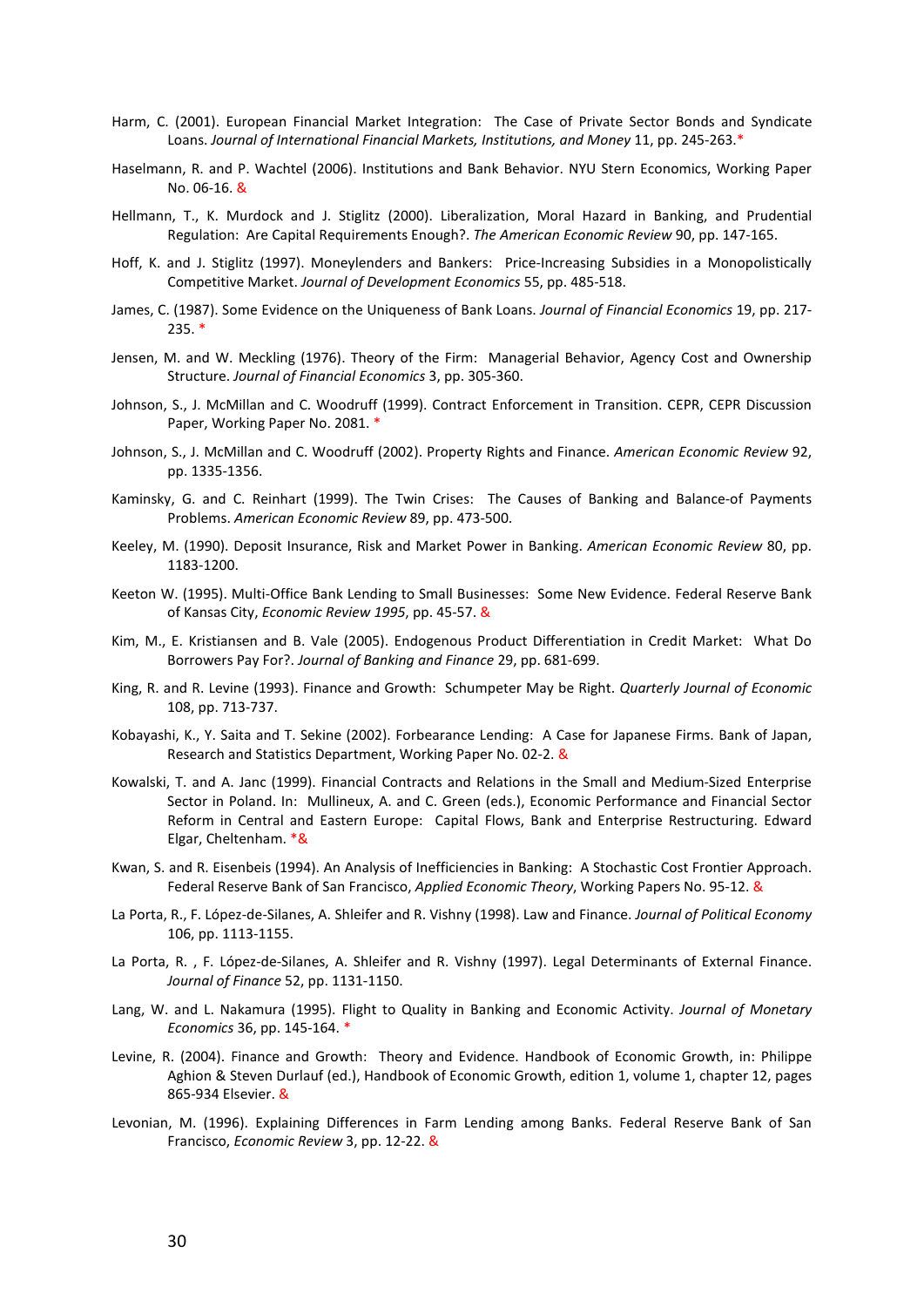Harm, C. (2001). European Financial Market Integration: The Case of Private Sector Bonds and Syndicate Loans. *Journal of International Financial Markets, Institutions, and Money* 11, pp. 245-263.*

Haselmann, R. and P. Wachtel (2006). Institutions and Bank Behavior. NYU Stern Economics, Working Paper No. 06-16. &

Hellmann, T., K. Murdock and J. Stiglitz (2000). Liberalization, Moral Hazard in Banking, and Prudential Regulation: Are Capital Requirements Enough?. *The American Economic Review* 90, pp. 147-165.

Hoff, K. and J. Stiglitz (1997). Moneylenders and Bankers: Price-Increasing Subsidies in a Monopolistically Competitive Market. *Journal of Development Economics* 55, pp. 485-518.

James, C. (1987). Some Evidence on the Uniqueness of Bank Loans. *Journal of Financial Economics* 19, pp. 217-235. *

Jensen, M. and W. Meckling (1976). Theory of the Firm: Managerial Behavior, Agency Cost and Ownership Structure. *Journal of Financial Economics* 3, pp. 305-360.

Johnson, S., J. McMillan and C. Woodruff (1999). Contract Enforcement in Transition. CEPR, CEPR Discussion Paper, Working Paper No. 2081. *

Johnson, S., J. McMillan and C. Woodruff (2002). Property Rights and Finance. *American Economic Review* 92, pp. 1335-1356.

Kaminsky, G. and C. Reinhart (1999). The Twin Crises: The Causes of Banking and Balance-of Payments Problems. *American Economic Review* 89, pp. 473-500.

Keeley, M. (1990). Deposit Insurance, Risk and Market Power in Banking. *American Economic Review* 80, pp. 1183-1200.

Keeton W. (1995). Multi-Office Bank Lending to Small Businesses: Some New Evidence. Federal Reserve Bank of Kansas City, *Economic Review 1995*, pp. 45-57. &

Kim, M., E. Kristiansen and B. Vale (2005). Endogenous Product Differentiation in Credit Market: What Do Borrowers Pay For?. *Journal of Banking and Finance* 29, pp. 681-699.

King, R. and R. Levine (1993). Finance and Growth: Schumpeter May be Right. *Quarterly Journal of Economic* 108, pp. 713-737.

Kobayashi, K., Y. Saita and T. Sekine (2002). Forbearance Lending: A Case for Japanese Firms. Bank of Japan, Research and Statistics Department, Working Paper No. 02-2. &

Kowalski, T. and A. Janc (1999). Financial Contracts and Relations in the Small and Medium-Sized Enterprise Sector in Poland. In: Mullineux, A. and C. Green (eds.), Economic Performance and Financial Sector Reform in Central and Eastern Europe: Capital Flows, Bank and Enterprise Restructuring. Edward Elgar, Cheltenham. *&

Kwan, S. and R. Eisenbeis (1994). An Analysis of Inefficiencies in Banking: A Stochastic Cost Frontier Approach. Federal Reserve Bank of San Francisco, *Applied Economic Theory*, Working Papers No. 95-12. &

La Porta, R., F. López-de-Silanes, A. Shleifer and R. Vishny (1998). Law and Finance. *Journal of Political Economy* 106, pp. 1113-1155.

La Porta, R. , F. López-de-Silanes, A. Shleifer and R. Vishny (1997). Legal Determinants of External Finance. *Journal of Finance* 52, pp. 1131-1150.

Lang, W. and L. Nakamura (1995). Flight to Quality in Banking and Economic Activity. *Journal of Monetary Economics* 36, pp. 145-164. *

Levine, R. (2004). Finance and Growth: Theory and Evidence. Handbook of Economic Growth, in: Philippe Aghion & Steven Durlauf (ed.), Handbook of Economic Growth, edition 1, volume 1, chapter 12, pages 865-934 Elsevier. &

Levonian, M. (1996). Explaining Differences in Farm Lending among Banks. Federal Reserve Bank of San Francisco, *Economic Review* 3, pp. 12-22. &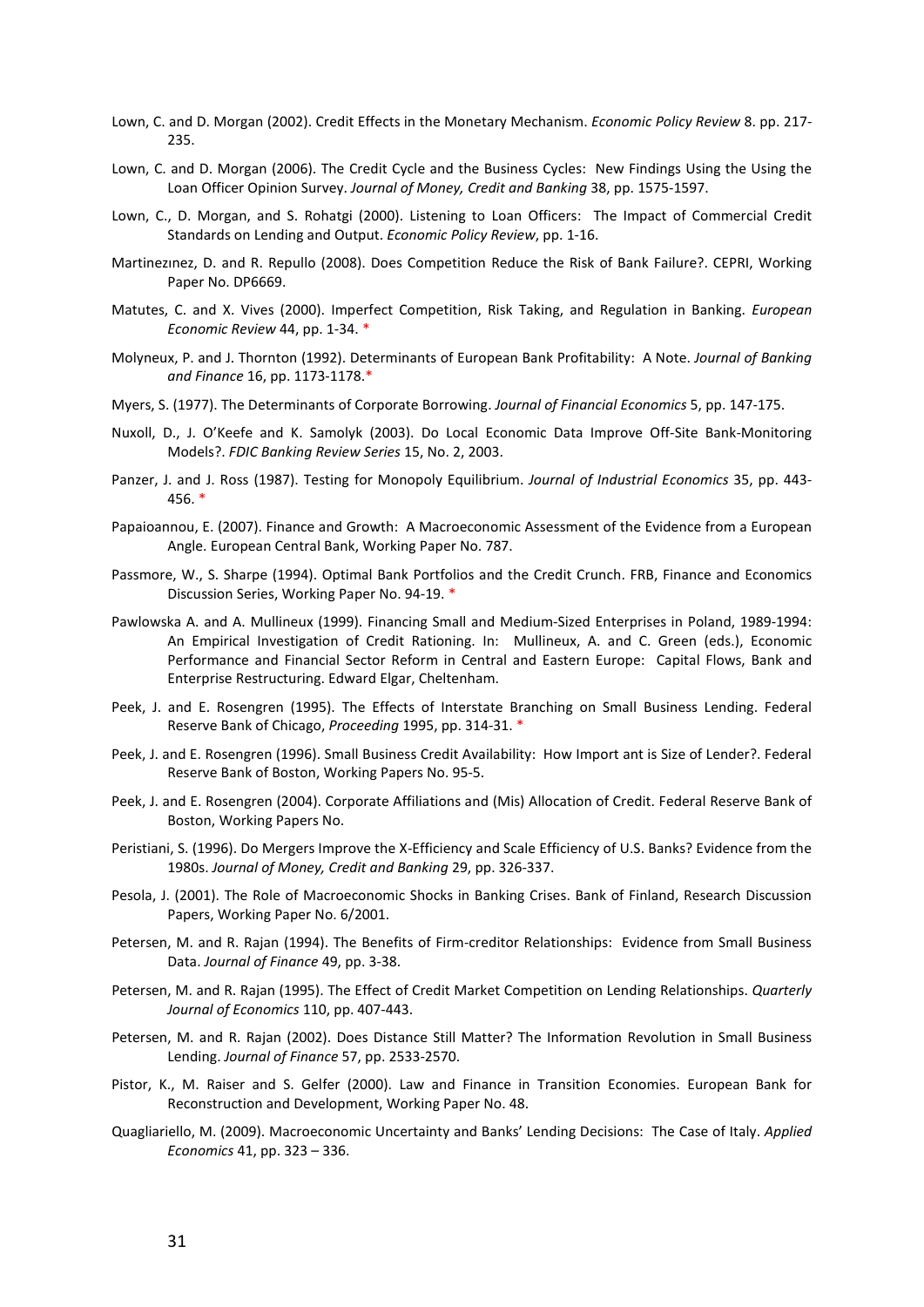Lown, C. and D. Morgan (2002). Credit Effects in the Monetary Mechanism. *Economic Policy Review* 8. pp. 217-235.

Lown, C. and D. Morgan (2006). The Credit Cycle and the Business Cycles: New Findings Using the Using the Loan Officer Opinion Survey. *Journal of Money, Credit and Banking* 38, pp. 1575-1597.

Lown, C., D. Morgan, and S. Rohatgi (2000). Listening to Loan Officers: The Impact of Commercial Credit Standards on Lending and Output. *Economic Policy Review*, pp. 1-16.

Martinezınez, D. and R. Repullo (2008). Does Competition Reduce the Risk of Bank Failure?. CEPRI, Working Paper No. DP6669.

Matutes, C. and X. Vives (2000). Imperfect Competition, Risk Taking, and Regulation in Banking. *European Economic Review* 44, pp. 1-34. *

Molyneux, P. and J. Thornton (1992). Determinants of European Bank Profitability: A Note. *Journal of Banking and Finance* 16, pp. 1173-1178.*

Myers, S. (1977). The Determinants of Corporate Borrowing. *Journal of Financial Economics* 5, pp. 147-175.

Nuxoll, D., J. O'Keefe and K. Samolyk (2003). Do Local Economic Data Improve Off-Site Bank-Monitoring Models?. *FDIC Banking Review Series* 15, No. 2, 2003.

Panzer, J. and J. Ross (1987). Testing for Monopoly Equilibrium. *Journal of Industrial Economics* 35, pp. 443-456. *

Papaioannou, E. (2007). Finance and Growth: A Macroeconomic Assessment of the Evidence from a European Angle. European Central Bank, Working Paper No. 787.

Passmore, W., S. Sharpe (1994). Optimal Bank Portfolios and the Credit Crunch. FRB, Finance and Economics Discussion Series, Working Paper No. 94-19. *

Pawlowska A. and A. Mullineux (1999). Financing Small and Medium-Sized Enterprises in Poland, 1989-1994: An Empirical Investigation of Credit Rationing. In: Mullineux, A. and C. Green (eds.), Economic Performance and Financial Sector Reform in Central and Eastern Europe: Capital Flows, Bank and Enterprise Restructuring. Edward Elgar, Cheltenham.

Peek, J. and E. Rosengren (1995). The Effects of Interstate Branching on Small Business Lending. Federal Reserve Bank of Chicago, *Proceeding* 1995, pp. 314-31. *

Peek, J. and E. Rosengren (1996). Small Business Credit Availability: How Import ant is Size of Lender?. Federal Reserve Bank of Boston, Working Papers No. 95-5.

Peek, J. and E. Rosengren (2004). Corporate Affiliations and (Mis) Allocation of Credit. Federal Reserve Bank of Boston, Working Papers No.

Peristiani, S. (1996). Do Mergers Improve the X-Efficiency and Scale Efficiency of U.S. Banks? Evidence from the 1980s. *Journal of Money, Credit and Banking* 29, pp. 326-337.

Pesola, J. (2001). The Role of Macroeconomic Shocks in Banking Crises. Bank of Finland, Research Discussion Papers, Working Paper No. 6/2001.

Petersen, M. and R. Rajan (1994). The Benefits of Firm-creditor Relationships: Evidence from Small Business Data. *Journal of Finance* 49, pp. 3-38.

Petersen, M. and R. Rajan (1995). The Effect of Credit Market Competition on Lending Relationships. *Quarterly Journal of Economics* 110, pp. 407-443.

Petersen, M. and R. Rajan (2002). Does Distance Still Matter? The Information Revolution in Small Business Lending. *Journal of Finance* 57, pp. 2533-2570.

Pistor, K., M. Raiser and S. Gelfer (2000). Law and Finance in Transition Economies. European Bank for Reconstruction and Development, Working Paper No. 48.

Quagliariello, M. (2009). Macroeconomic Uncertainty and Banks' Lending Decisions: The Case of Italy. *Applied Economics* 41, pp. 323 – 336.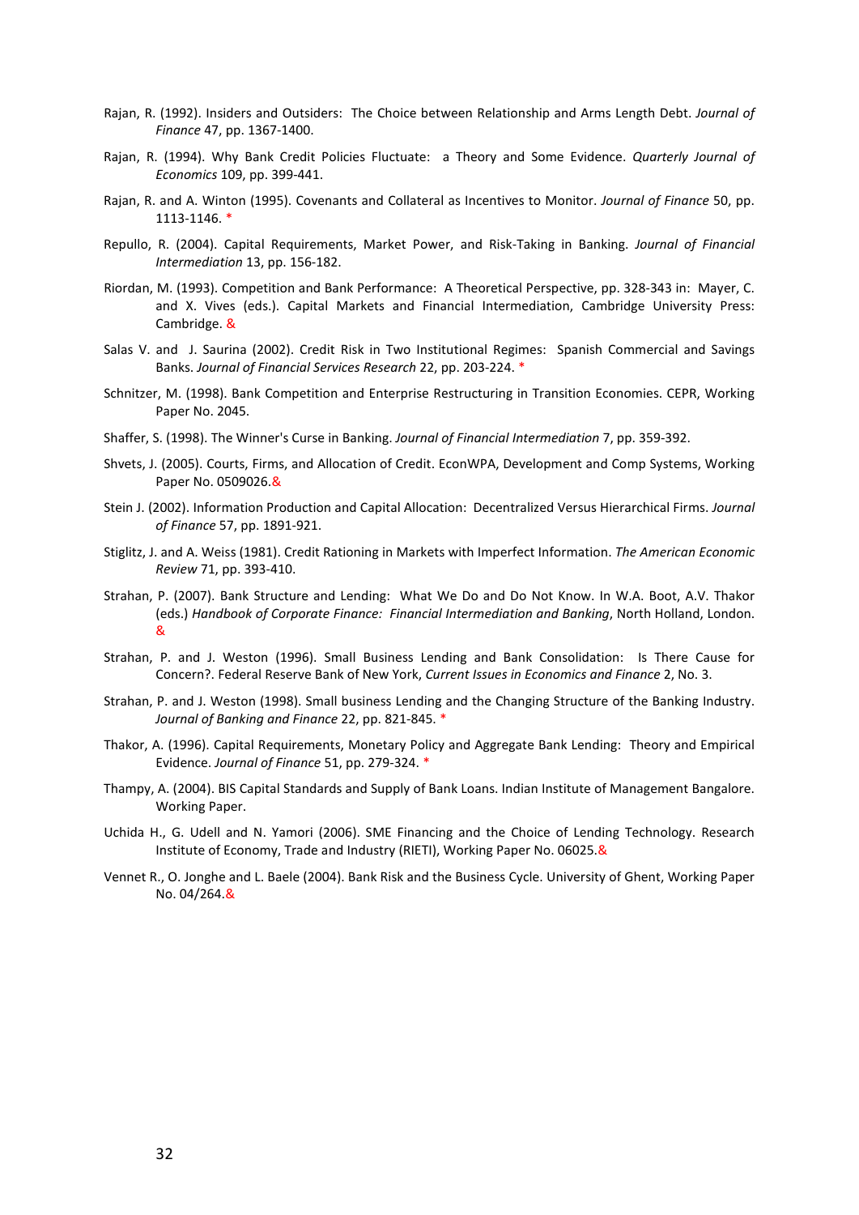Rajan, R. (1992). Insiders and Outsiders: The Choice between Relationship and Arms Length Debt. *Journal of Finance* 47, pp. 1367-1400.

Rajan, R. (1994). Why Bank Credit Policies Fluctuate: a Theory and Some Evidence. *Quarterly Journal of Economics* 109, pp. 399-441.

Rajan, R. and A. Winton (1995). Covenants and Collateral as Incentives to Monitor. *Journal of Finance* 50, pp. 1113-1146. *

Repullo, R. (2004). Capital Requirements, Market Power, and Risk-Taking in Banking. *Journal of Financial Intermediation* 13, pp. 156-182.

Riordan, M. (1993). Competition and Bank Performance: A Theoretical Perspective, pp. 328-343 in: Mayer, C. and X. Vives (eds.). Capital Markets and Financial Intermediation, Cambridge University Press: Cambridge. &

Salas V. and J. Saurina (2002). Credit Risk in Two Institutional Regimes: Spanish Commercial and Savings Banks. *Journal of Financial Services Research* 22, pp. 203-224. *

Schnitzer, M. (1998). Bank Competition and Enterprise Restructuring in Transition Economies. CEPR, Working Paper No. 2045.

Shaffer, S. (1998). The Winner's Curse in Banking. *Journal of Financial Intermediation* 7, pp. 359-392.

Shvets, J. (2005). Courts, Firms, and Allocation of Credit. EconWPA, Development and Comp Systems, Working Paper No. 0509026.&

Stein J. (2002). Information Production and Capital Allocation: Decentralized Versus Hierarchical Firms. *Journal of Finance* 57, pp. 1891-921.

Stiglitz, J. and A. Weiss (1981). Credit Rationing in Markets with Imperfect Information. *The American Economic Review* 71, pp. 393-410.

Strahan, P. (2007). Bank Structure and Lending: What We Do and Do Not Know. In W.A. Boot, A.V. Thakor (eds.) *Handbook of Corporate Finance: Financial Intermediation and Banking*, North Holland, London. &

Strahan, P. and J. Weston (1996). Small Business Lending and Bank Consolidation: Is There Cause for Concern?. Federal Reserve Bank of New York, *Current Issues in Economics and Finance* 2, No. 3.

Strahan, P. and J. Weston (1998). Small business Lending and the Changing Structure of the Banking Industry. *Journal of Banking and Finance* 22, pp. 821-845. *

Thakor, A. (1996). Capital Requirements, Monetary Policy and Aggregate Bank Lending: Theory and Empirical Evidence. *Journal of Finance* 51, pp. 279-324. *

Thampy, A. (2004). BIS Capital Standards and Supply of Bank Loans. Indian Institute of Management Bangalore. Working Paper.

Uchida H., G. Udell and N. Yamori (2006). SME Financing and the Choice of Lending Technology. Research Institute of Economy, Trade and Industry (RIETI), Working Paper No. 06025.&

Vennet R., O. Jonghe and L. Baele (2004). Bank Risk and the Business Cycle. University of Ghent, Working Paper No. 04/264.&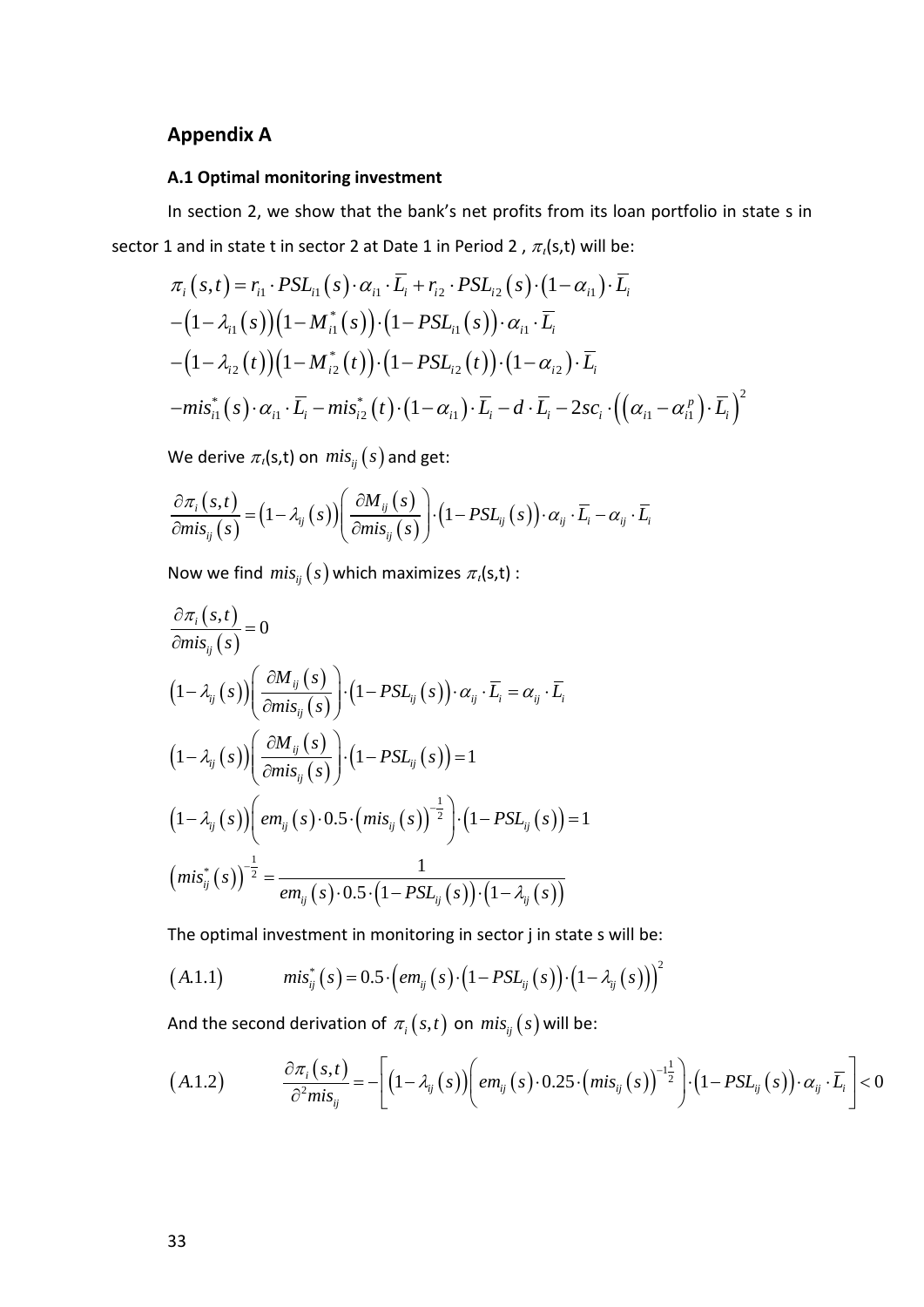## Appendix A

### A.1 Optimal monitoring investment

In section 2, we show that the bank's net profits from its loan portfolio in state s in sector 1 and in state t in sector 2 at Date 1 in Period 2 , $\pi_i$(s,t) will be:

$$
\begin{aligned}
\pi_i(s,t) &= r_{i1} \cdot PSL_{i1}(s) \cdot \alpha_{i1} \cdot \overline{L_i} + r_{i2} \cdot PSL_{i2}(s) \cdot (1-\alpha_{i1}) \cdot \overline{L_i} \\
&-(1-\lambda_{i1}(s))(1-M_{i1}^*(s)) \cdot (1-PSL_{i1}(s)) \cdot \alpha_{i1} \cdot \overline{L_i} \\
&-(1-\lambda_{i2}(t))(1-M_{i2}^*(t)) \cdot (1-PSL_{i2}(t)) \cdot (1-\alpha_{i2}) \cdot \overline{L_i} \\
&-mis_{i1}^*(s) \cdot \alpha_{i1} \cdot \overline{L_i} - mis_{i2}^*(t) \cdot (1-\alpha_{i1}) \cdot \overline{L_i} - d \cdot \overline{L_i} - 2sc_i \cdot \left( \left( \alpha_{i1} - \alpha_{i1}^p \right) \cdot \overline{L_i} \right)^2
\end{aligned}
$$

We derive $\pi_i$(s,t) on $mis_{ij}(s)$ and get:

$$
\frac{\partial \pi_i(s,t)}{\partial mis_{ij}(s)} = (1-\lambda_{ij}(s)) \left( \frac{\partial M_{ij}(s)}{\partial mis_{ij}(s)} \right) \cdot (1-PSL_{ij}(s)) \cdot \alpha_{ij} \cdot \overline{L_i} - \alpha_{ij} \cdot \overline{L_i}
$$

Now we find $mis_{ij}(s)$ which maximizes $\pi_i$(s,t) :

$$
\begin{aligned}
&\frac{\partial \pi_i(s,t)}{\partial mis_{ij}(s)} = 0 \\
&(1-\lambda_{ij}(s)) \left( \frac{\partial M_{ij}(s)}{\partial mis_{ij}(s)} \right) \cdot (1-PSL_{ij}(s)) \cdot \alpha_{ij} \cdot \overline{L_i} = \alpha_{ij} \cdot \overline{L_i} \\
&(1-\lambda_{ij}(s)) \left( \frac{\partial M_{ij}(s)}{\partial mis_{ij}(s)} \right) \cdot (1-PSL_{ij}(s)) = 1 \\
&(1-\lambda_{ij}(s)) \left( em_{ij}(s) \cdot 0.5 \cdot (mis_{ij}(s))^{-\frac{1}{2}} \right) \cdot (1-PSL_{ij}(s)) = 1 \\
&(mis_{ij}^*(s))^{-\frac{1}{2}} = \frac{1}{em_{ij}(s) \cdot 0.5 \cdot (1-PSL_{ij}(s)) \cdot (1-\lambda_{ij}(s))}
\end{aligned}
$$

The optimal investment in monitoring in sector j in state s will be:

$$
(A.1.1) \qquad mis_{ij}^*(s) = 0.5 \cdot \left( em_{ij}(s) \cdot (1-PSL_{ij}(s)) \cdot (1-\lambda_{ij}(s)) \right)^2
$$

And the second derivation of $\pi_i(s,t)$ on $mis_{ij}(s)$ will be:

$$
(A.1.2) \qquad \frac{\partial \pi_i(s,t)}{\partial^2 mis_{ij}} = -\left[ (1-\lambda_{ij}(s)) \left( em_{ij}(s) \cdot 0.25 \cdot (mis_{ij}(s))^{-1\frac{1}{2}} \right) \cdot (1-PSL_{ij}(s)) \cdot \alpha_{ij} \cdot \overline{L_i} \right] < 0
$$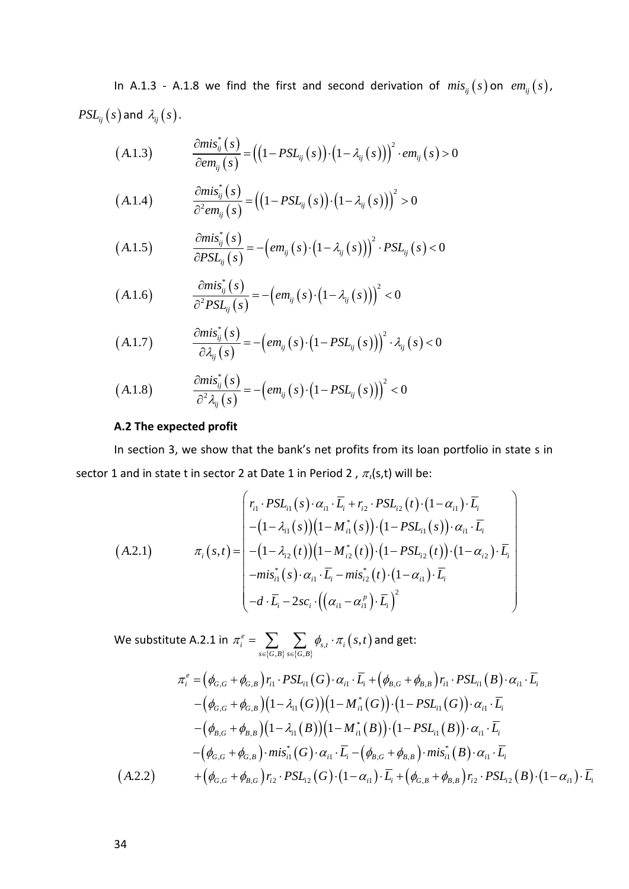In A.1.3 - A.1.8 we find the first and second derivation of $mis_{ij}(s)$ on $em_{ij}(s)$, $PSL_{ij}(s)$ and $\lambda_{ij}(s)$.

$$(A.1.3) \qquad \frac{\partial mis_{ij}^{*}(s)}{\partial em_{ij}(s)} = \left(\left(1-PSL_{ij}(s)\right)\cdot\left(1-\lambda_{ij}(s)\right)\right)^{2}\cdot em_{ij}(s) > 0$$

$$(A.1.4) \qquad \frac{\partial mis_{ij}^{*}(s)}{\partial^{2} em_{ij}(s)} = \left(\left(1-PSL_{ij}(s)\right)\cdot\left(1-\lambda_{ij}(s)\right)\right)^{2} > 0$$

$$(A.1.5) \qquad \frac{\partial mis_{ij}^{*}(s)}{\partial PSL_{ij}(s)} = -\left(em_{ij}(s)\cdot\left(1-\lambda_{ij}(s)\right)\right)^{2}\cdot PSL_{ij}(s) < 0$$

$$(A.1.6) \qquad \frac{\partial mis_{ij}^{*}(s)}{\partial^{2} PSL_{ij}(s)} = -\left(em_{ij}(s)\cdot\left(1-\lambda_{ij}(s)\right)\right)^{2} < 0$$

$$(A.1.7) \qquad \frac{\partial mis_{ij}^{*}(s)}{\partial \lambda_{ij}(s)} = -\left(em_{ij}(s)\cdot\left(1-PSL_{ij}(s)\right)\right)^{2}\cdot \lambda_{ij}(s) < 0$$

$$(A.1.8) \qquad \frac{\partial mis_{ij}^{*}(s)}{\partial^{2} \lambda_{ij}(s)} = -\left(em_{ij}(s)\cdot\left(1-PSL_{ij}(s)\right)\right)^{2} < 0$$

**A.2 The expected profit**

In section 3, we show that the bank's net profits from its loan portfolio in state s in sector 1 and in state t in sector 2 at Date 1 in Period 2 , $\pi_i$(s,t) will be:

$$(A.2.1) \qquad \pi_i(s,t) = \begin{pmatrix} r_{i1}\cdot PSL_{i1}(s)\cdot\alpha_{i1}\cdot\overline{L}_i + r_{i2}\cdot PSL_{i2}(t)\cdot\left(1-\alpha_{i1}\right)\cdot\overline{L}_i \\ -\left(1-\lambda_{i1}(s)\right)\left(1-M_{i1}^{*}(s)\right)\cdot\left(1-PSL_{i1}(s)\right)\cdot\alpha_{i1}\cdot\overline{L}_i \\ -\left(1-\lambda_{i2}(t)\right)\left(1-M_{i2}^{*}(t)\right)\cdot\left(1-PSL_{i2}(t)\right)\cdot\left(1-\alpha_{i2}\right)\cdot\overline{L}_i \\ -mis_{i1}^{*}(s)\cdot\alpha_{i1}\cdot\overline{L}_i - mis_{i2}^{*}(t)\cdot\left(1-\alpha_{i1}\right)\cdot\overline{L}_i \\ -d\cdot\overline{L}_i - 2sc_i\cdot\left(\left(\alpha_{i1}-\alpha_{i1}^{p}\right)\cdot\overline{L}_i\right)^{2} \end{pmatrix}$$

We substitute A.2.1 in $\pi_i^{e} = \sum_{s\in\{G,B\}}\sum_{s\in\{G,B\}}\phi_{s,t}\cdot\pi_i(s,t)$ and get:

$$\begin{aligned}
\pi_i^{e} &= \left(\phi_{G,G}+\phi_{G,B}\right)r_{i1}\cdot PSL_{i1}(G)\cdot\alpha_{i1}\cdot\overline{L}_i + \left(\phi_{B,G}+\phi_{B,B}\right)r_{i1}\cdot PSL_{i1}(B)\cdot\alpha_{i1}\cdot\overline{L}_i \\
&\quad -\left(\phi_{G,G}+\phi_{G,B}\right)\left(1-\lambda_{i1}(G)\right)\left(1-M_{i1}^{*}(G)\right)\cdot\left(1-PSL_{i1}(G)\right)\cdot\alpha_{i1}\cdot\overline{L}_i \\
&\quad -\left(\phi_{B,G}+\phi_{B,B}\right)\left(1-\lambda_{i1}(B)\right)\left(1-M_{i1}^{*}(B)\right)\cdot\left(1-PSL_{i1}(B)\right)\cdot\alpha_{i1}\cdot\overline{L}_i \\
&\quad -\left(\phi_{G,G}+\phi_{G,B}\right)\cdot mis_{i1}^{*}(G)\cdot\alpha_{i1}\cdot\overline{L}_i - \left(\phi_{B,G}+\phi_{B,B}\right)\cdot mis_{i1}^{*}(B)\cdot\alpha_{i1}\cdot\overline{L}_i \\
(A.2.2) \qquad &\quad +\left(\phi_{G,G}+\phi_{B,G}\right)r_{i2}\cdot PSL_{i2}(G)\cdot\left(1-\alpha_{i1}\right)\cdot\overline{L}_i + \left(\phi_{G,B}+\phi_{B,B}\right)r_{i2}\cdot PSL_{i2}(B)\cdot\left(1-\alpha_{i1}\right)\cdot\overline{L}_i
\end{aligned}$$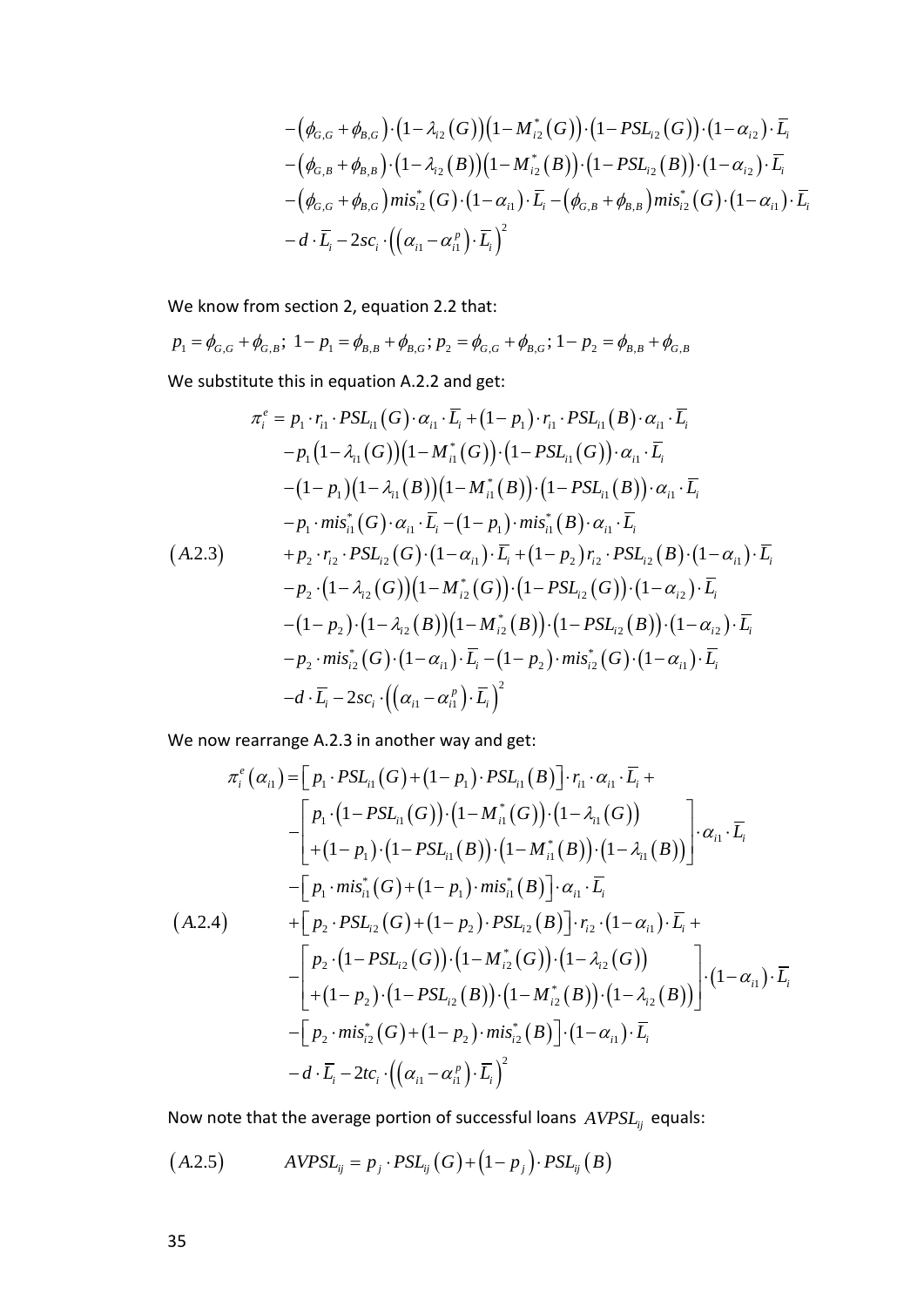$$
\begin{aligned}
&-\left(\phi_{G,G}+\phi_{B,G}\right)\cdot\left(1-\lambda_{i2}(G)\right)\left(1-M_{i2}^{*}(G)\right)\cdot\left(1-PSL_{i2}(G)\right)\cdot\left(1-\alpha_{i2}\right)\cdot\overline{L}_i \\
&-\left(\phi_{G,B}+\phi_{B,B}\right)\cdot\left(1-\lambda_{i2}(B)\right)\left(1-M_{i2}^{*}(B)\right)\cdot\left(1-PSL_{i2}(B)\right)\cdot\left(1-\alpha_{i2}\right)\cdot\overline{L}_i \\
&-\left(\phi_{G,G}+\phi_{B,G}\right)mis_{i2}^{*}(G)\cdot\left(1-\alpha_{i1}\right)\cdot\overline{L}_i-\left(\phi_{G,B}+\phi_{B,B}\right)mis_{i2}^{*}(G)\cdot\left(1-\alpha_{i1}\right)\cdot\overline{L}_i \\
&-d\cdot\overline{L}_i-2sc_i\cdot\left(\left(\alpha_{i1}-\alpha_{i1}^{p}\right)\cdot\overline{L}_i\right)^2
\end{aligned}
$$

We know from section 2, equation 2.2 that:

$$
p_1=\phi_{G,G}+\phi_{G,B};\ 1-p_1=\phi_{B,B}+\phi_{B,G};\ p_2=\phi_{G,G}+\phi_{B,G};\ 1-p_2=\phi_{B,B}+\phi_{G,B}
$$

We substitute this in equation A.2.2 and get:

$$
\begin{aligned}
\pi_i^{e}=\ &p_1\cdot r_{i1}\cdot PSL_{i1}(G)\cdot\alpha_{i1}\cdot\overline{L}_i+\left(1-p_1\right)\cdot r_{i1}\cdot PSL_{i1}(B)\cdot\alpha_{i1}\cdot\overline{L}_i \\
&-p_1\left(1-\lambda_{i1}(G)\right)\left(1-M_{i1}^{*}(G)\right)\cdot\left(1-PSL_{i1}(G)\right)\cdot\alpha_{i1}\cdot\overline{L}_i \\
&-\left(1-p_1\right)\left(1-\lambda_{i1}(B)\right)\left(1-M_{i1}^{*}(B)\right)\cdot\left(1-PSL_{i1}(B)\right)\cdot\alpha_{i1}\cdot\overline{L}_i \\
&-p_1\cdot mis_{i1}^{*}(G)\cdot\alpha_{i1}\cdot\overline{L}_i-\left(1-p_1\right)\cdot mis_{i1}^{*}(B)\cdot\alpha_{i1}\cdot\overline{L}_i \\
&+p_2\cdot r_{i2}\cdot PSL_{i2}(G)\cdot\left(1-\alpha_{i1}\right)\cdot\overline{L}_i+\left(1-p_2\right)r_{i2}\cdot PSL_{i2}(B)\cdot\left(1-\alpha_{i1}\right)\cdot\overline{L}_i \\
&-p_2\cdot\left(1-\lambda_{i2}(G)\right)\left(1-M_{i2}^{*}(G)\right)\cdot\left(1-PSL_{i2}(G)\right)\cdot\left(1-\alpha_{i2}\right)\cdot\overline{L}_i \\
&-\left(1-p_2\right)\cdot\left(1-\lambda_{i2}(B)\right)\left(1-M_{i2}^{*}(B)\right)\cdot\left(1-PSL_{i2}(B)\right)\cdot\left(1-\alpha_{i2}\right)\cdot\overline{L}_i \\
&-p_2\cdot mis_{i2}^{*}(G)\cdot\left(1-\alpha_{i1}\right)\cdot\overline{L}_i-\left(1-p_2\right)\cdot mis_{i2}^{*}(G)\cdot\left(1-\alpha_{i1}\right)\cdot\overline{L}_i \\
&-d\cdot\overline{L}_i-2sc_i\cdot\left(\left(\alpha_{i1}-\alpha_{i1}^{p}\right)\cdot\overline{L}_i\right)^2
\end{aligned}
\tag{A.2.3}
$$

We now rearrange A.2.3 in another way and get:

$$
\begin{aligned}
\pi_i^{e}\left(\alpha_{i1}\right)=\ &\left[p_1\cdot PSL_{i1}(G)+\left(1-p_1\right)\cdot PSL_{i1}(B)\right]\cdot r_{i1}\cdot\alpha_{i1}\cdot\overline{L}_i+ \\
&-\left[\begin{array}{l}p_1\cdot\left(1-PSL_{i1}(G)\right)\cdot\left(1-M_{i1}^{*}(G)\right)\cdot\left(1-\lambda_{i1}(G)\right)\\+\left(1-p_1\right)\cdot\left(1-PSL_{i1}(B)\right)\cdot\left(1-M_{i1}^{*}(B)\right)\cdot\left(1-\lambda_{i1}(B)\right)\end{array}\right]\cdot\alpha_{i1}\cdot\overline{L}_i \\
&-\left[p_1\cdot mis_{i1}^{*}(G)+\left(1-p_1\right)\cdot mis_{i1}^{*}(B)\right]\cdot\alpha_{i1}\cdot\overline{L}_i \\
&+\left[p_2\cdot PSL_{i2}(G)+\left(1-p_2\right)\cdot PSL_{i2}(B)\right]\cdot r_{i2}\cdot\left(1-\alpha_{i1}\right)\cdot\overline{L}_i+ \\
&-\left[\begin{array}{l}p_2\cdot\left(1-PSL_{i2}(G)\right)\cdot\left(1-M_{i2}^{*}(G)\right)\cdot\left(1-\lambda_{i2}(G)\right)\\+\left(1-p_2\right)\cdot\left(1-PSL_{i2}(B)\right)\cdot\left(1-M_{i2}^{*}(B)\right)\cdot\left(1-\lambda_{i2}(B)\right)\end{array}\right]\cdot\left(1-\alpha_{i1}\right)\cdot\overline{L}_i \\
&-\left[p_2\cdot mis_{i2}^{*}(G)+\left(1-p_2\right)\cdot mis_{i2}^{*}(B)\right]\cdot\left(1-\alpha_{i1}\right)\cdot\overline{L}_i \\
&-d\cdot\overline{L}_i-2tc_i\cdot\left(\left(\alpha_{i1}-\alpha_{i1}^{p}\right)\cdot\overline{L}_i\right)^2
\end{aligned}
\tag{A.2.4}
$$

Now note that the average portion of successful loans $AVPSL_{ij}$ equals:

$$
AVPSL_{ij}=p_j\cdot PSL_{ij}(G)+\left(1-p_j\right)\cdot PSL_{ij}(B)
\tag{A.2.5}
$$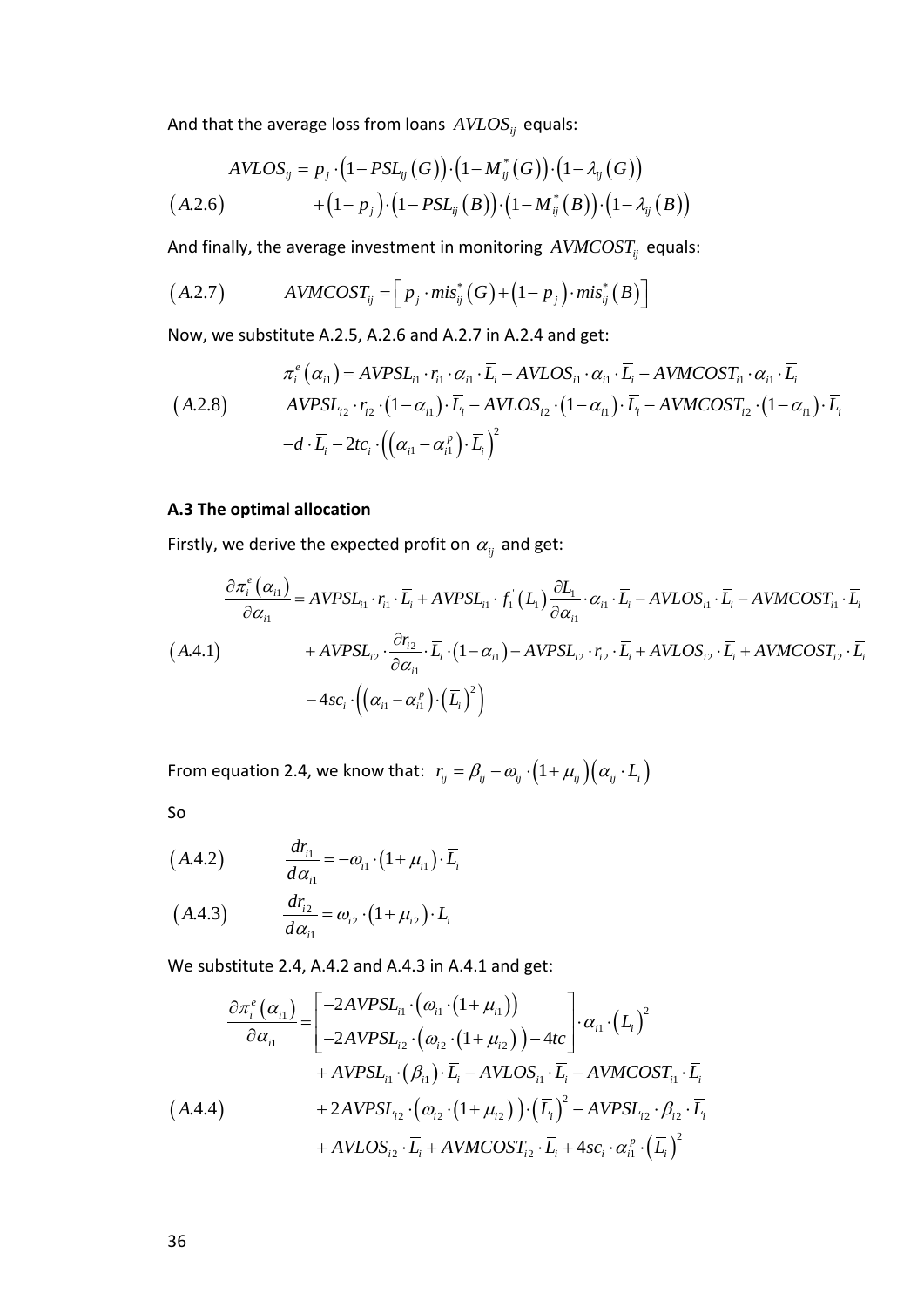And that the average loss from loans $AVLOS_{ij}$ equals:

$$
\begin{aligned}
(A.2.6) \qquad AVLOS_{ij} &= p_j \cdot \left(1 - PSL_{ij}(G)\right) \cdot \left(1 - M_{ij}^{*}(G)\right) \cdot \left(1 - \lambda_{ij}(G)\right) \\
&+ \left(1 - p_j\right) \cdot \left(1 - PSL_{ij}(B)\right) \cdot \left(1 - M_{ij}^{*}(B)\right) \cdot \left(1 - \lambda_{ij}(B)\right)
\end{aligned}
$$

And finally, the average investment in monitoring $AVMCOST_{ij}$ equals:

$$
(A.2.7) \qquad AVMCOST_{ij} = \left[ p_j \cdot mis_{ij}^{*}(G) + \left(1 - p_j\right) \cdot mis_{ij}^{*}(B) \right]
$$

Now, we substitute A.2.5, A.2.6 and A.2.7 in A.2.4 and get:

$$
\begin{aligned}
& \pi_i^e(\alpha_{i1}) = AVPSL_{i1} \cdot r_{i1} \cdot \alpha_{i1} \cdot \overline{L_i} - AVLOS_{i1} \cdot \alpha_{i1} \cdot \overline{L_i} - AVMCOST_{i1} \cdot \alpha_{i1} \cdot \overline{L_i} \\
(A.2.8) \qquad & AVPSL_{i2} \cdot r_{i2} \cdot (1 - \alpha_{i1}) \cdot \overline{L_i} - AVLOS_{i2} \cdot (1 - \alpha_{i1}) \cdot \overline{L_i} - AVMCOST_{i2} \cdot (1 - \alpha_{i1}) \cdot \overline{L_i} \\
& -d \cdot \overline{L_i} - 2tc_i \cdot \left( \left( \alpha_{i1} - \alpha_{i1}^{p} \right) \cdot \overline{L_i} \right)^2
\end{aligned}
$$

### A.3 The optimal allocation

Firstly, we derive the expected profit on $\alpha_{ij}$ and get:

$$
\begin{aligned}
\frac{\partial \pi_i^e(\alpha_{i1})}{\partial \alpha_{i1}} &= AVPSL_{i1} \cdot r_{i1} \cdot \overline{L_i} + AVPSL_{i1} \cdot f_1^{'}(L_1) \frac{\partial L_1}{\partial \alpha_{i1}} \cdot \alpha_{i1} \cdot \overline{L_i} - AVLOS_{i1} \cdot \overline{L_i} - AVMCOST_{i1} \cdot \overline{L_i} \\
(A.4.1) \qquad & + AVPSL_{i2} \cdot \frac{\partial r_{i2}}{\partial \alpha_{i1}} \cdot \overline{L_i} \cdot (1 - \alpha_{i1}) - AVPSL_{i2} \cdot r_{i2} \cdot \overline{L_i} + AVLOS_{i2} \cdot \overline{L_i} + AVMCOST_{i2} \cdot \overline{L_i} \\
& - 4sc_i \cdot \left( \left( \alpha_{i1} - \alpha_{i1}^{p} \right) \cdot \left( \overline{L_i} \right)^2 \right)
\end{aligned}
$$

From equation 2.4, we know that: $r_{ij} = \beta_{ij} - \omega_{ij} \cdot \left(1 + \mu_{ij}\right)\left(\alpha_{ij} \cdot \overline{L_i}\right)$

So

$$
(A.4.2) \qquad \frac{dr_{i1}}{d\alpha_{i1}} = -\omega_{i1} \cdot \left(1 + \mu_{i1}\right) \cdot \overline{L_i}
$$

$$
(A.4.3) \qquad \frac{dr_{i2}}{d\alpha_{i1}} = \omega_{i2} \cdot \left(1 + \mu_{i2}\right) \cdot \overline{L_i}
$$

We substitute 2.4, A.4.2 and A.4.3 in A.4.1 and get:

$$
\begin{aligned}
\frac{\partial \pi_i^e(\alpha_{i1})}{\partial \alpha_{i1}} &= \begin{bmatrix} -2AVPSL_{i1} \cdot \left( \omega_{i1} \cdot (1 + \mu_{i1}) \right) \\ -2AVPSL_{i2} \cdot \left( \omega_{i2} \cdot (1 + \mu_{i2}) \right) - 4tc \end{bmatrix} \cdot \alpha_{i1} \cdot \left( \overline{L_i} \right)^2 \\
& + AVPSL_{i1} \cdot \left( \beta_{i1} \right) \cdot \overline{L_i} - AVLOS_{i1} \cdot \overline{L_i} - AVMCOST_{i1} \cdot \overline{L_i} \\
(A.4.4) \qquad & + 2AVPSL_{i2} \cdot \left( \omega_{i2} \cdot (1 + \mu_{i2}) \right) \cdot \left( \overline{L_i} \right)^2 - AVPSL_{i2} \cdot \beta_{i2} \cdot \overline{L_i} \\
& + AVLOS_{i2} \cdot \overline{L_i} + AVMCOST_{i2} \cdot \overline{L_i} + 4sc_i \cdot \alpha_{i1}^{p} \cdot \left( \overline{L_i} \right)^2
\end{aligned}
$$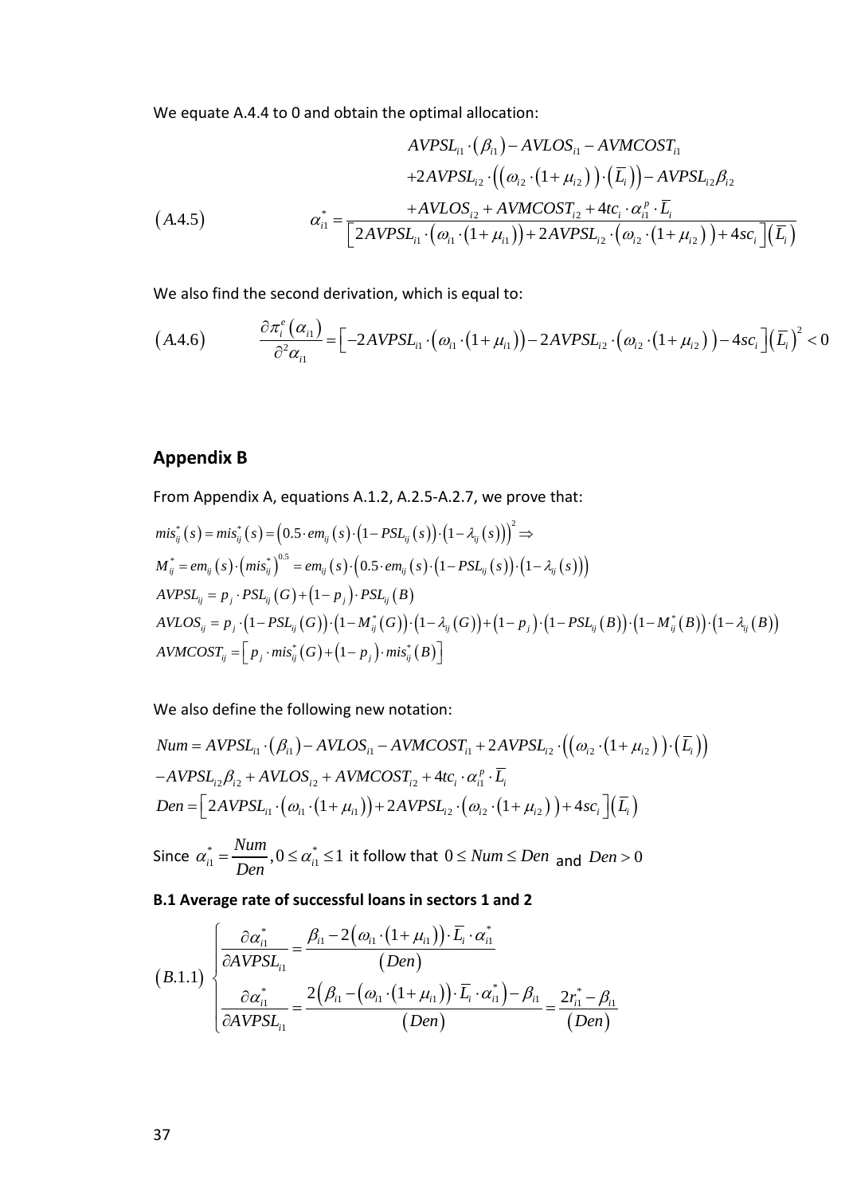We equate A.4.4 to 0 and obtain the optimal allocation:

$$
(A.4.5) \qquad \alpha_{i1}^{*} = \frac{\begin{array}{c} AVPSL_{i1} \cdot \left(\beta_{i1}\right) - AVLOS_{i1} - AVMCOST_{i1} \\ +2AVPSL_{i2} \cdot \left(\left(\omega_{i2} \cdot \left(1+\mu_{i2}\right)\right) \cdot \left(\overline{L}_{i}\right)\right) - AVPSL_{i2}\beta_{i2} \\ +AVLOS_{i2} + AVMCOST_{i2} + 4tc_{i} \cdot \alpha_{i1}^{p} \cdot \overline{L}_{i} \end{array}}{\left[2AVPSL_{i1} \cdot \left(\omega_{i1} \cdot \left(1+\mu_{i1}\right)\right) + 2AVPSL_{i2} \cdot \left(\omega_{i2} \cdot \left(1+\mu_{i2}\right)\right) + 4sc_{i}\right]\left(\overline{L}_{i}\right)}
$$

We also find the second derivation, which is equal to:

$$
(A.4.6) \qquad \frac{\partial \pi_{i}^{e}\left(\alpha_{i1}\right)}{\partial^{2}\alpha_{i1}} = \left[-2AVPSL_{i1} \cdot \left(\omega_{i1} \cdot \left(1+\mu_{i1}\right)\right) - 2AVPSL_{i2} \cdot \left(\omega_{i2} \cdot \left(1+\mu_{i2}\right)\right) - 4sc_{i}\right]\left(\overline{L}_{i}\right)^{2} < 0
$$

## Appendix B

From Appendix A, equations A.1.2, A.2.5-A.2.7, we prove that:

$$
\begin{aligned}
& mis_{ij}^{*}(s) = mis_{ij}^{*}(s) = \left(0.5 \cdot em_{ij}(s) \cdot \left(1-PSL_{ij}(s)\right) \cdot \left(1-\lambda_{ij}(s)\right)\right)^{2} \Rightarrow \\
& M_{ij}^{*} = em_{ij}(s) \cdot \left(mis_{ij}^{*}\right)^{0.5} = em_{ij}(s) \cdot \left(0.5 \cdot em_{ij}(s) \cdot \left(1-PSL_{ij}(s)\right) \cdot \left(1-\lambda_{ij}(s)\right)\right) \\
& AVPSL_{ij} = p_{j} \cdot PSL_{ij}(G) + \left(1-p_{j}\right) \cdot PSL_{ij}(B) \\
& AVLOS_{ij} = p_{j} \cdot \left(1-PSL_{ij}(G)\right) \cdot \left(1-M_{ij}^{*}(G)\right) \cdot \left(1-\lambda_{ij}(G)\right) + \left(1-p_{j}\right) \cdot \left(1-PSL_{ij}(B)\right) \cdot \left(1-M_{ij}^{*}(B)\right) \cdot \left(1-\lambda_{ij}(B)\right) \\
& AVMCOST_{ij} = \left[p_{j} \cdot mis_{ij}^{*}(G) + \left(1-p_{j}\right) \cdot mis_{ij}^{*}(B)\right]
\end{aligned}
$$

We also define the following new notation:

$$
\begin{aligned}
& Num = AVPSL_{i1} \cdot \left(\beta_{i1}\right) - AVLOS_{i1} - AVMCOST_{i1} + 2AVPSL_{i2} \cdot \left(\left(\omega_{i2} \cdot \left(1+\mu_{i2}\right)\right) \cdot \left(\overline{L}_{i}\right)\right) \\
& -AVPSL_{i2}\beta_{i2} + AVLOS_{i2} + AVMCOST_{i2} + 4tc_{i} \cdot \alpha_{i1}^{p} \cdot \overline{L}_{i} \\
& Den = \left[2AVPSL_{i1} \cdot \left(\omega_{i1} \cdot \left(1+\mu_{i1}\right)\right) + 2AVPSL_{i2} \cdot \left(\omega_{i2} \cdot \left(1+\mu_{i2}\right)\right) + 4sc_{i}\right]\left(\overline{L}_{i}\right)
\end{aligned}
$$

Since $\alpha_{i1}^{*} = \dfrac{Num}{Den}, 0 \le \alpha_{i1}^{*} \le 1$ it follow that $0 \le Num \le Den$ and $Den > 0$

**B.1 Average rate of successful loans in sectors 1 and 2**

$$
(B.1.1) \quad \begin{cases} \dfrac{\partial \alpha_{i1}^{*}}{\partial AVPSL_{i1}} = \dfrac{\beta_{i1} - 2\left(\omega_{i1} \cdot \left(1+\mu_{i1}\right)\right) \cdot \overline{L}_{i} \cdot \alpha_{i1}^{*}}{(Den)} \\ \dfrac{\partial \alpha_{i1}^{*}}{\partial AVPSL_{i1}} = \dfrac{2\left(\beta_{i1} - \left(\omega_{i1} \cdot \left(1+\mu_{i1}\right)\right) \cdot \overline{L}_{i} \cdot \alpha_{i1}^{*}\right) - \beta_{i1}}{(Den)} = \dfrac{2r_{i1}^{*} - \beta_{i1}}{(Den)} \end{cases}
$$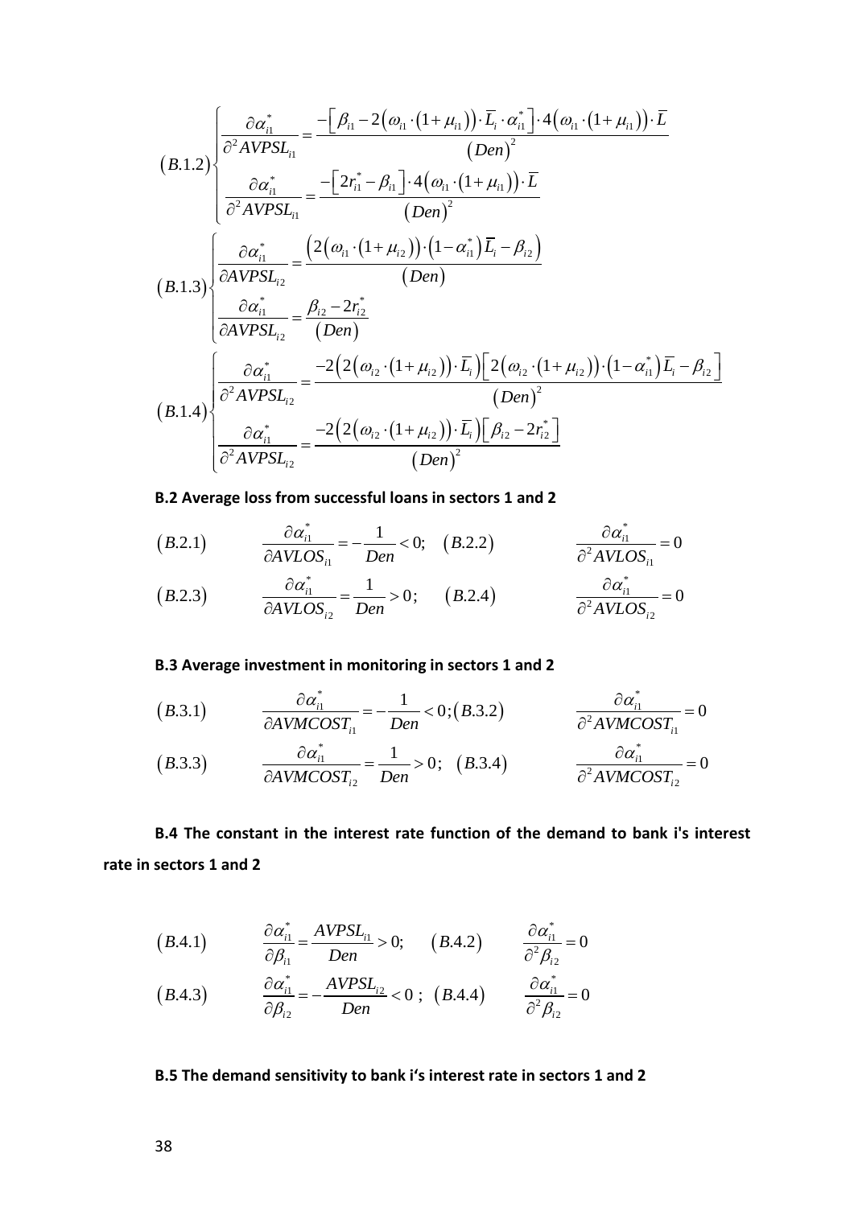$$
(B.1.2)\begin{cases} \dfrac{\partial \alpha_{i1}^{*}}{\partial^{2} AVPSL_{i1}} = \dfrac{-\left[\beta_{i1} - 2\left(\omega_{i1}\cdot\left(1+\mu_{i1}\right)\right)\cdot \overline{L}_{i}\cdot \alpha_{i1}^{*}\right]\cdot 4\left(\omega_{i1}\cdot\left(1+\mu_{i1}\right)\right)\cdot \overline{L}}{\left(Den\right)^{2}} \\ \dfrac{\partial \alpha_{i1}^{*}}{\partial^{2} AVPSL_{i1}} = \dfrac{-\left[2r_{i1}^{*} - \beta_{i1}\right]\cdot 4\left(\omega_{i1}\cdot\left(1+\mu_{i1}\right)\right)\cdot \overline{L}}{\left(Den\right)^{2}} \end{cases}
$$

$$
(B.1.3)\begin{cases} \dfrac{\partial \alpha_{i1}^{*}}{\partial AVPSL_{i2}} = \dfrac{\left(2\left(\omega_{i1}\cdot\left(1+\mu_{i2}\right)\right)\cdot\left(1-\alpha_{i1}^{*}\right)\overline{L}_{i} - \beta_{i2}\right)}{\left(Den\right)} \\ \dfrac{\partial \alpha_{i1}^{*}}{\partial AVPSL_{i2}} = \dfrac{\beta_{i2} - 2r_{i2}^{*}}{\left(Den\right)} \end{cases}
$$

$$
(B.1.4)\begin{cases} \dfrac{\partial \alpha_{i1}^{*}}{\partial^{2} AVPSL_{i2}} = \dfrac{-2\left(2\left(\omega_{i2}\cdot\left(1+\mu_{i2}\right)\right)\cdot \overline{L}_{i}\right)\left[2\left(\omega_{i2}\cdot\left(1+\mu_{i2}\right)\right)\cdot\left(1-\alpha_{i1}^{*}\right)\overline{L}_{i} - \beta_{i2}\right]}{\left(Den\right)^{2}} \\ \dfrac{\partial \alpha_{i1}^{*}}{\partial^{2} AVPSL_{i2}} = \dfrac{-2\left(2\left(\omega_{i2}\cdot\left(1+\mu_{i2}\right)\right)\cdot \overline{L}_{i}\right)\left[\beta_{i2} - 2r_{i2}^{*}\right]}{\left(Den\right)^{2}} \end{cases}
$$

**B.2 Average loss from successful loans in sectors 1 and 2**

$$
(B.2.1)\qquad \frac{\partial \alpha_{i1}^{*}}{\partial AVLOS_{i1}} = -\frac{1}{Den} < 0; \quad (B.2.2)\qquad \frac{\partial \alpha_{i1}^{*}}{\partial^{2} AVLOS_{i1}} = 0
$$

$$
(B.2.3)\qquad \frac{\partial \alpha_{i1}^{*}}{\partial AVLOS_{i2}} = \frac{1}{Den} > 0; \quad (B.2.4)\qquad \frac{\partial \alpha_{i1}^{*}}{\partial^{2} AVLOS_{i2}} = 0
$$

**B.3 Average investment in monitoring in sectors 1 and 2**

$$
(B.3.1)\qquad \frac{\partial \alpha_{i1}^{*}}{\partial AVMCOST_{i1}} = -\frac{1}{Den} < 0; (B.3.2)\qquad \frac{\partial \alpha_{i1}^{*}}{\partial^{2} AVMCOST_{i1}} = 0
$$

$$
(B.3.3)\qquad \frac{\partial \alpha_{i1}^{*}}{\partial AVMCOST_{i2}} = \frac{1}{Den} > 0; \quad (B.3.4)\qquad \frac{\partial \alpha_{i1}^{*}}{\partial^{2} AVMCOST_{i2}} = 0
$$

**B.4 The constant in the interest rate function of the demand to bank i's interest rate in sectors 1 and 2**

$$
(B.4.1)\qquad \frac{\partial \alpha_{i1}^{*}}{\partial \beta_{i1}} = \frac{AVPSL_{i1}}{Den} > 0; \quad (B.4.2)\qquad \frac{\partial \alpha_{i1}^{*}}{\partial^{2} \beta_{i2}} = 0
$$

$$
(B.4.3)\qquad \frac{\partial \alpha_{i1}^{*}}{\partial \beta_{i2}} = -\frac{AVPSL_{i2}}{Den} < 0\ ; \quad (B.4.4)\qquad \frac{\partial \alpha_{i1}^{*}}{\partial^{2} \beta_{i2}} = 0
$$

**B.5 The demand sensitivity to bank i's interest rate in sectors 1 and 2**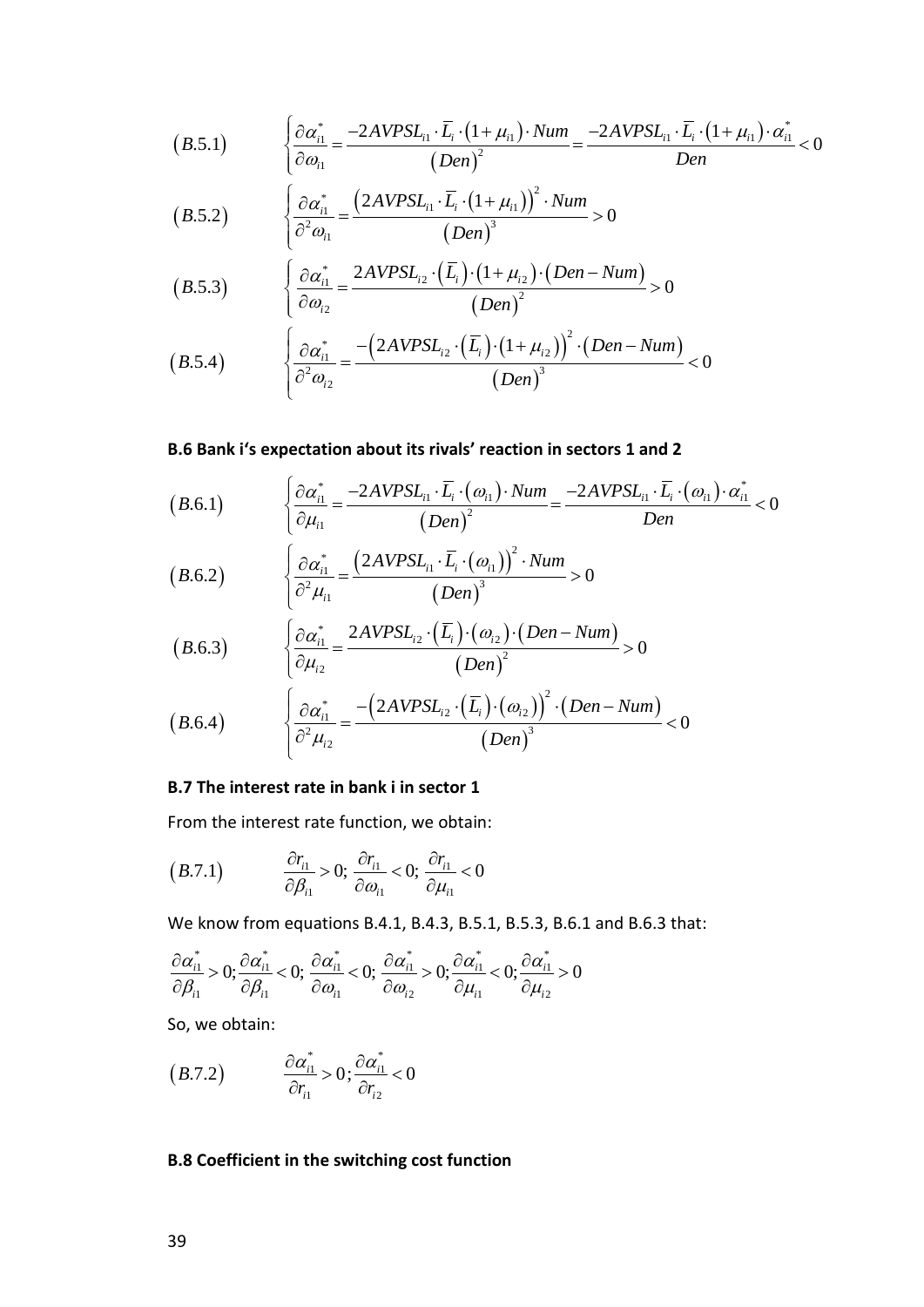$$(B.5.1) \qquad \left\{ \frac{\partial \alpha_{i1}^{*}}{\partial \omega_{i1}} = \frac{-2AVPSL_{i1} \cdot \overline{L}_{i} \cdot (1+\mu_{i1}) \cdot Num}{(Den)^{2}} = \frac{-2AVPSL_{i1} \cdot \overline{L}_{i} \cdot (1+\mu_{i1}) \cdot \alpha_{i1}^{*}}{Den} < 0 \right.$$

$$(B.5.2) \qquad \left\{ \frac{\partial \alpha_{i1}^{*}}{\partial^{2} \omega_{i1}} = \frac{\left(2AVPSL_{i1} \cdot \overline{L}_{i} \cdot (1+\mu_{i1})\right)^{2} \cdot Num}{(Den)^{3}} > 0 \right.$$

$$(B.5.3) \qquad \left\{ \frac{\partial \alpha_{i1}^{*}}{\partial \omega_{i2}} = \frac{2AVPSL_{i2} \cdot \left(\overline{L}_{i}\right) \cdot (1+\mu_{i2}) \cdot (Den - Num)}{(Den)^{2}} > 0 \right.$$

$$(B.5.4) \qquad \left\{ \frac{\partial \alpha_{i1}^{*}}{\partial^{2} \omega_{i2}} = \frac{-\left(2AVPSL_{i2} \cdot \left(\overline{L}_{i}\right) \cdot (1+\mu_{i2})\right)^{2} \cdot (Den - Num)}{(Den)^{3}} < 0 \right.$$

### B.6 Bank i's expectation about its rivals' reaction in sectors 1 and 2

$$(B.6.1) \qquad \left\{ \frac{\partial \alpha_{i1}^{*}}{\partial \mu_{i1}} = \frac{-2AVPSL_{i1} \cdot \overline{L}_{i} \cdot (\omega_{i1}) \cdot Num}{(Den)^{2}} = \frac{-2AVPSL_{i1} \cdot \overline{L}_{i} \cdot (\omega_{i1}) \cdot \alpha_{i1}^{*}}{Den} < 0 \right.$$

$$(B.6.2) \qquad \left\{ \frac{\partial \alpha_{i1}^{*}}{\partial^{2} \mu_{i1}} = \frac{\left(2AVPSL_{i1} \cdot \overline{L}_{i} \cdot (\omega_{i1})\right)^{2} \cdot Num}{(Den)^{3}} > 0 \right.$$

$$(B.6.3) \qquad \left\{ \frac{\partial \alpha_{i1}^{*}}{\partial \mu_{i2}} = \frac{2AVPSL_{i2} \cdot \left(\overline{L}_{i}\right) \cdot (\omega_{i2}) \cdot (Den - Num)}{(Den)^{2}} > 0 \right.$$

$$(B.6.4) \qquad \left\{ \frac{\partial \alpha_{i1}^{*}}{\partial^{2} \mu_{i2}} = \frac{-\left(2AVPSL_{i2} \cdot \left(\overline{L}_{i}\right) \cdot (\omega_{i2})\right)^{2} \cdot (Den - Num)}{(Den)^{3}} < 0 \right.$$

### B.7 The interest rate in bank i in sector 1

From the interest rate function, we obtain:

$$(B.7.1) \qquad \frac{\partial r_{i1}}{\partial \beta_{i1}} > 0; \; \frac{\partial r_{i1}}{\partial \omega_{i1}} < 0; \; \frac{\partial r_{i1}}{\partial \mu_{i1}} < 0$$

We know from equations B.4.1, B.4.3, B.5.1, B.5.3, B.6.1 and B.6.3 that:

$$\frac{\partial \alpha_{i1}^{*}}{\partial \beta_{i1}} > 0; \frac{\partial \alpha_{i1}^{*}}{\partial \beta_{i1}} < 0; \; \frac{\partial \alpha_{i1}^{*}}{\partial \omega_{i1}} < 0; \; \frac{\partial \alpha_{i1}^{*}}{\partial \omega_{i2}} > 0; \frac{\partial \alpha_{i1}^{*}}{\partial \mu_{i1}} < 0; \frac{\partial \alpha_{i1}^{*}}{\partial \mu_{i2}} > 0$$

So, we obtain:

$$(B.7.2) \qquad \frac{\partial \alpha_{i1}^{*}}{\partial r_{i1}} > 0; \frac{\partial \alpha_{i1}^{*}}{\partial r_{i2}} < 0$$

### B.8 Coefficient in the switching cost function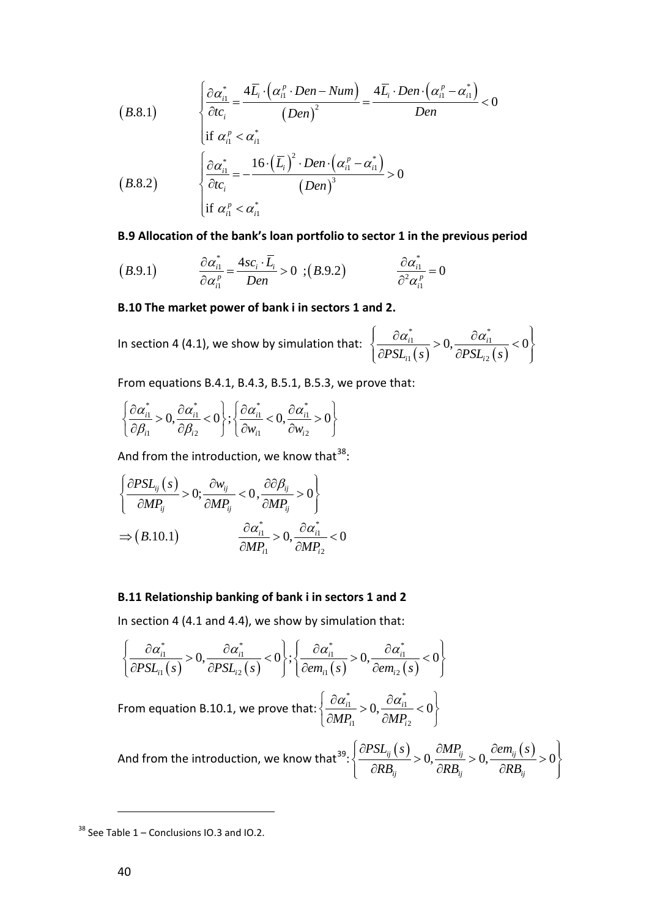$$(B.8.1) \qquad \begin{cases} \dfrac{\partial \alpha_{i1}^{*}}{\partial tc_i} = \dfrac{4\overline{L}_i \cdot \left(\alpha_{i1}^{p} \cdot Den - Num\right)}{\left(Den\right)^2} = \dfrac{4\overline{L}_i \cdot Den \cdot \left(\alpha_{i1}^{p} - \alpha_{i1}^{*}\right)}{Den} < 0 \\ \text{if } \alpha_{i1}^{p} < \alpha_{i1}^{*} \end{cases}$$

$$(B.8.2) \qquad \begin{cases} \dfrac{\partial \alpha_{i1}^{*}}{\partial tc_i} = -\dfrac{16 \cdot \left(\overline{L}_i\right)^2 \cdot Den \cdot \left(\alpha_{i1}^{p} - \alpha_{i1}^{*}\right)}{\left(Den\right)^3} > 0 \\ \text{if } \alpha_{i1}^{p} < \alpha_{i1}^{*} \end{cases}$$

**B.9 Allocation of the bank's loan portfolio to sector 1 in the previous period**

$$(B.9.1) \qquad \frac{\partial \alpha_{i1}^{*}}{\partial \alpha_{i1}^{p}} = \frac{4sc_i \cdot \overline{L}_i}{Den} > 0 \ ;(B.9.2) \qquad \frac{\partial \alpha_{i1}^{*}}{\partial^2 \alpha_{i1}^{p}} = 0$$

**B.10 The market power of bank i in sectors 1 and 2.**

In section 4 (4.1), we show by simulation that: $\left\{ \dfrac{\partial \alpha_{i1}^{*}}{\partial PSL_{i1}(s)} > 0, \dfrac{\partial \alpha_{i1}^{*}}{\partial PSL_{i2}(s)} < 0 \right\}$

From equations B.4.1, B.4.3, B.5.1, B.5.3, we prove that:

$$\left\{ \frac{\partial \alpha_{i1}^{*}}{\partial \beta_{i1}} > 0, \frac{\partial \alpha_{i1}^{*}}{\partial \beta_{i2}} < 0 \right\}; \left\{ \frac{\partial \alpha_{i1}^{*}}{\partial w_{i1}} < 0, \frac{\partial \alpha_{i1}^{*}}{\partial w_{i2}} > 0 \right\}$$

And from the introduction, we know that[38]:

$$\left\{ \frac{\partial PSL_{ij}(s)}{\partial MP_{ij}} > 0; \frac{\partial w_{ij}}{\partial MP_{ij}} < 0, \frac{\partial \partial \beta_{ij}}{\partial MP_{ij}} > 0 \right\}$$

$$\Rightarrow (B.10.1) \qquad \frac{\partial \alpha_{i1}^{*}}{\partial MP_{i1}} > 0, \frac{\partial \alpha_{i1}^{*}}{\partial MP_{i2}} < 0$$

**B.11 Relationship banking of bank i in sectors 1 and 2**

In section 4 (4.1 and 4.4), we show by simulation that:

$$\left\{ \frac{\partial \alpha_{i1}^{*}}{\partial PSL_{i1}(s)} > 0, \frac{\partial \alpha_{i1}^{*}}{\partial PSL_{i2}(s)} < 0 \right\}; \left\{ \frac{\partial \alpha_{i1}^{*}}{\partial em_{i1}(s)} > 0, \frac{\partial \alpha_{i1}^{*}}{\partial em_{i2}(s)} < 0 \right\}$$

From equation B.10.1, we prove that: $\left\{ \dfrac{\partial \alpha_{i1}^{*}}{\partial MP_{i1}} > 0, \dfrac{\partial \alpha_{i1}^{*}}{\partial MP_{i2}} < 0 \right\}$

And from the introduction, we know that[39]: $\left\{ \dfrac{\partial PSL_{ij}(s)}{\partial RB_{ij}} > 0, \dfrac{\partial MP_{ij}}{\partial RB_{ij}} > 0, \dfrac{\partial em_{ij}(s)}{\partial RB_{ij}} > 0 \right\}$

[38] See Table 1 – Conclusions IO.3 and IO.2.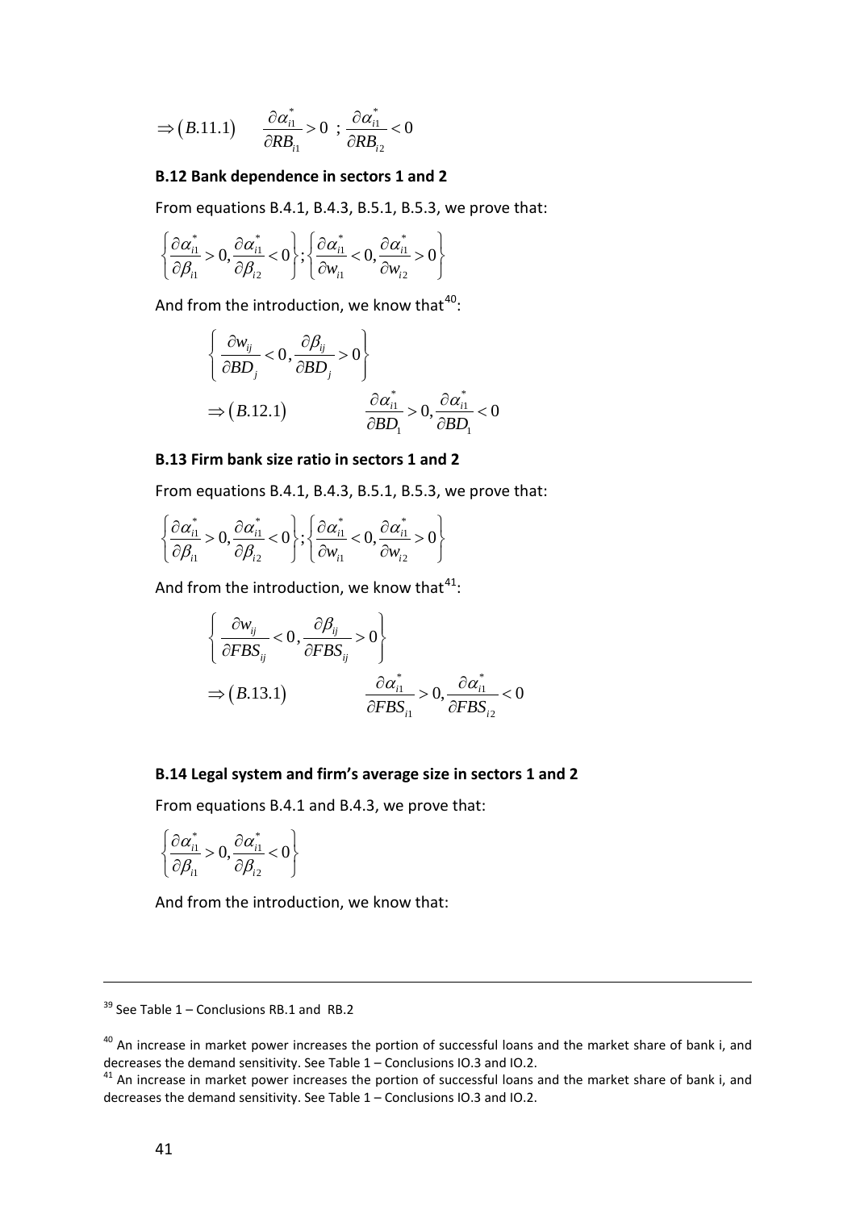$$\Rightarrow (B.11.1) \quad \frac{\partial \alpha_{i1}^{*}}{\partial RB_{i1}} > 0 \; ; \; \frac{\partial \alpha_{i1}^{*}}{\partial RB_{i2}} < 0$$

### B.12 Bank dependence in sectors 1 and 2

From equations B.4.1, B.4.3, B.5.1, B.5.3, we prove that:

$$\left\{ \frac{\partial \alpha_{i1}^{*}}{\partial \beta_{i1}} > 0, \frac{\partial \alpha_{i1}^{*}}{\partial \beta_{i2}} < 0 \right\}; \left\{ \frac{\partial \alpha_{i1}^{*}}{\partial w_{i1}} < 0, \frac{\partial \alpha_{i1}^{*}}{\partial w_{i2}} > 0 \right\}$$

And from the introduction, we know that[40]:

$$\left\{ \frac{\partial w_{ij}}{\partial BD_{j}} < 0, \frac{\partial \beta_{ij}}{\partial BD_{j}} > 0 \right\}$$

$$\Rightarrow (B.12.1) \qquad \frac{\partial \alpha_{i1}^{*}}{\partial BD_{1}} > 0, \frac{\partial \alpha_{i1}^{*}}{\partial BD_{1}} < 0$$

### B.13 Firm bank size ratio in sectors 1 and 2

From equations B.4.1, B.4.3, B.5.1, B.5.3, we prove that:

$$\left\{ \frac{\partial \alpha_{i1}^{*}}{\partial \beta_{i1}} > 0, \frac{\partial \alpha_{i1}^{*}}{\partial \beta_{i2}} < 0 \right\}; \left\{ \frac{\partial \alpha_{i1}^{*}}{\partial w_{i1}} < 0, \frac{\partial \alpha_{i1}^{*}}{\partial w_{i2}} > 0 \right\}$$

And from the introduction, we know that[41]:

$$\left\{ \frac{\partial w_{ij}}{\partial FBS_{ij}} < 0, \frac{\partial \beta_{ij}}{\partial FBS_{ij}} > 0 \right\}$$

$$\Rightarrow (B.13.1) \qquad \frac{\partial \alpha_{i1}^{*}}{\partial FBS_{i1}} > 0, \frac{\partial \alpha_{i1}^{*}}{\partial FBS_{i2}} < 0$$

### B.14 Legal system and firm's average size in sectors 1 and 2

From equations B.4.1 and B.4.3, we prove that:

$$\left\{ \frac{\partial \alpha_{i1}^{*}}{\partial \beta_{i1}} > 0, \frac{\partial \alpha_{i1}^{*}}{\partial \beta_{i2}} < 0 \right\}$$

And from the introduction, we know that:

---

[39] See Table 1 – Conclusions RB.1 and RB.2

[40] An increase in market power increases the portion of successful loans and the market share of bank i, and decreases the demand sensitivity. See Table 1 – Conclusions IO.3 and IO.2.

[41] An increase in market power increases the portion of successful loans and the market share of bank i, and decreases the demand sensitivity. See Table 1 – Conclusions IO.3 and IO.2.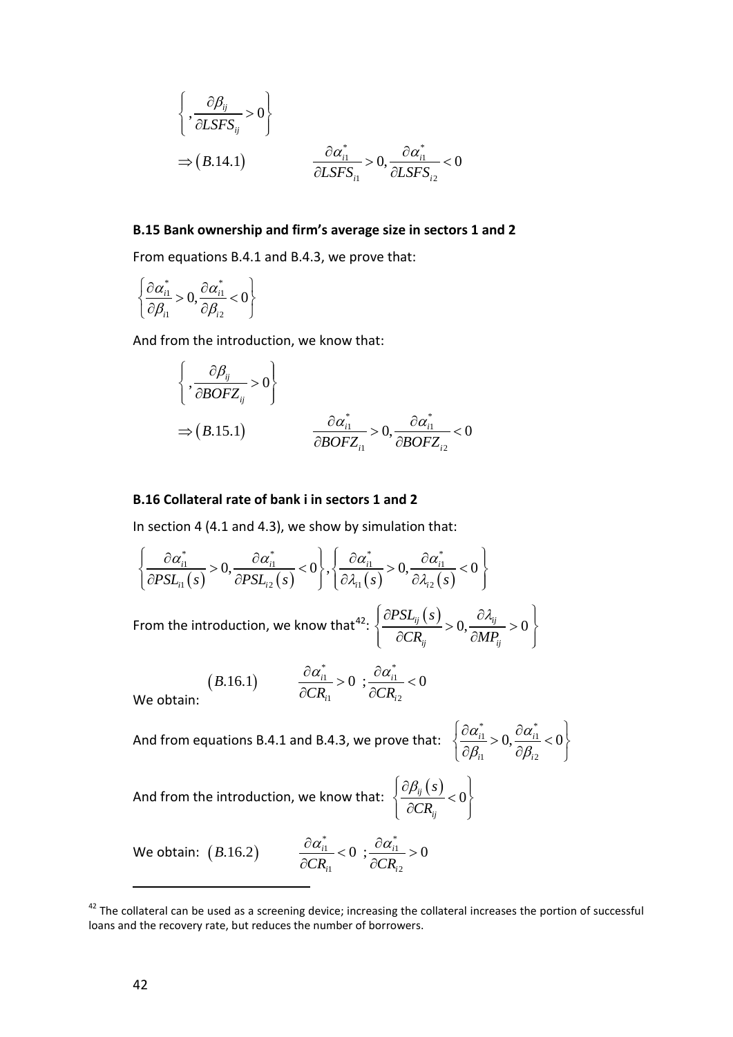$$\left\{ , \frac{\partial \beta_{ij}}{\partial LSFS_{ij}} > 0 \right\}$$

$$\Rightarrow (B.14.1) \qquad \frac{\partial \alpha_{i1}^{*}}{\partial LSFS_{i1}} > 0, \frac{\partial \alpha_{i1}^{*}}{\partial LSFS_{i2}} < 0$$

### B.15 Bank ownership and firm's average size in sectors 1 and 2

From equations B.4.1 and B.4.3, we prove that:

$$\left\{ \frac{\partial \alpha_{i1}^{*}}{\partial \beta_{i1}} > 0, \frac{\partial \alpha_{i1}^{*}}{\partial \beta_{i2}} < 0 \right\}$$

And from the introduction, we know that:

$$\left\{ , \frac{\partial \beta_{ij}}{\partial BOFZ_{ij}} > 0 \right\}$$

$$\Rightarrow (B.15.1) \qquad \frac{\partial \alpha_{i1}^{*}}{\partial BOFZ_{i1}} > 0, \frac{\partial \alpha_{i1}^{*}}{\partial BOFZ_{i2}} < 0$$

### B.16 Collateral rate of bank i in sectors 1 and 2

In section 4 (4.1 and 4.3), we show by simulation that:

$$\left\{ \frac{\partial \alpha_{i1}^{*}}{\partial PSL_{i1}(s)} > 0, \frac{\partial \alpha_{i1}^{*}}{\partial PSL_{i2}(s)} < 0 \right\}, \left\{ \frac{\partial \alpha_{i1}^{*}}{\partial \lambda_{i1}(s)} > 0, \frac{\partial \alpha_{i1}^{*}}{\partial \lambda_{i2}(s)} < 0 \right\}$$

From the introduction, we know that[42]: $\left\{ \frac{\partial PSL_{ij}(s)}{\partial CR_{ij}} > 0, \frac{\partial \lambda_{ij}}{\partial MP_{ij}} > 0 \right\}$

We obtain: $(B.16.1) \qquad \frac{\partial \alpha_{i1}^{*}}{\partial CR_{i1}} > 0 \ ; \frac{\partial \alpha_{i1}^{*}}{\partial CR_{i2}} < 0$

And from equations B.4.1 and B.4.3, we prove that: $\left\{ \frac{\partial \alpha_{i1}^{*}}{\partial \beta_{i1}} > 0, \frac{\partial \alpha_{i1}^{*}}{\partial \beta_{i2}} < 0 \right\}$

And from the introduction, we know that: $\left\{ \frac{\partial \beta_{ij}(s)}{\partial CR_{ij}} < 0 \right\}$

We obtain: $(B.16.2) \qquad \frac{\partial \alpha_{i1}^{*}}{\partial CR_{i1}} < 0 \ ; \frac{\partial \alpha_{i1}^{*}}{\partial CR_{i2}} > 0$

---

[42] The collateral can be used as a screening device; increasing the collateral increases the portion of successful loans and the recovery rate, but reduces the number of borrowers.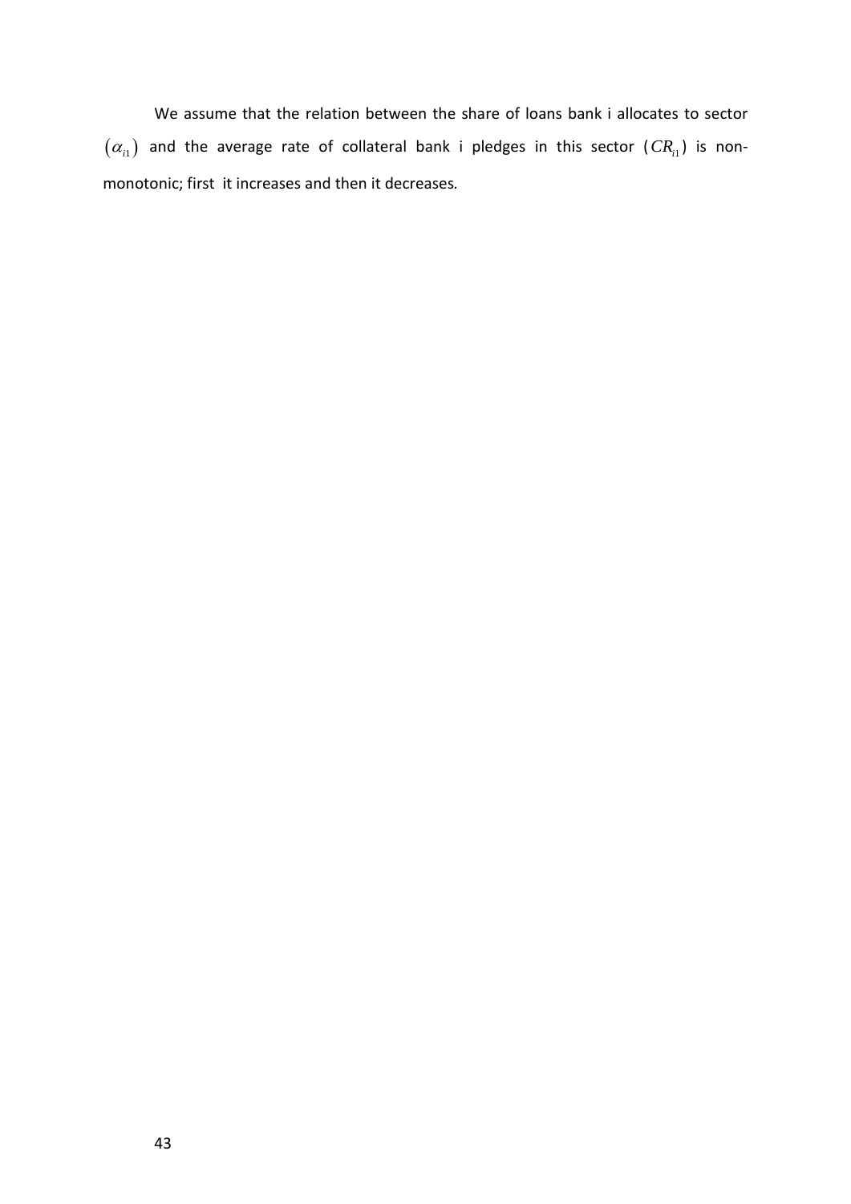We assume that the relation between the share of loans bank i allocates to sector $\left(\alpha_{i1}\right)$ and the average rate of collateral bank i pledges in this sector ($CR_{i1}$) is non-monotonic; first it increases and then it decreases.